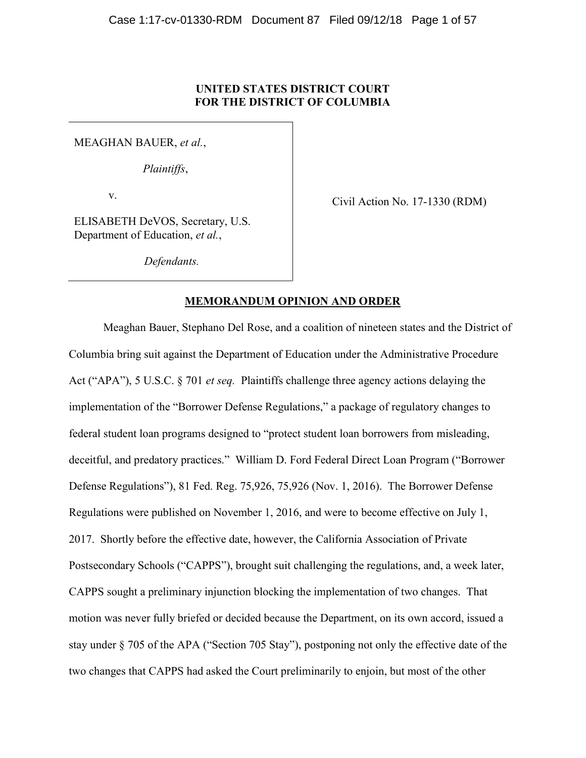**UNITED STATES DISTRICT COURT**
**FOR THE DISTRICT OF COLUMBIA**

| | |
|---|---|
| MEAGHAN BAUER, *et al.*,<br><br>*Plaintiffs*,<br><br>v.<br><br>ELISABETH DeVOS, Secretary, U.S. Department of Education, *et al.*,<br><br>*Defendants.* | Civil Action No. 17-1330 (RDM) |

**MEMORANDUM OPINION AND ORDER**

Meaghan Bauer, Stephano Del Rose, and a coalition of nineteen states and the District of Columbia bring suit against the Department of Education under the Administrative Procedure Act ("APA"), 5 U.S.C. § 701 *et seq.* Plaintiffs challenge three agency actions delaying the implementation of the "Borrower Defense Regulations," a package of regulatory changes to federal student loan programs designed to "protect student loan borrowers from misleading, deceitful, and predatory practices." William D. Ford Federal Direct Loan Program ("Borrower Defense Regulations"), 81 Fed. Reg. 75,926, 75,926 (Nov. 1, 2016). The Borrower Defense Regulations were published on November 1, 2016, and were to become effective on July 1, 2017. Shortly before the effective date, however, the California Association of Private Postsecondary Schools ("CAPPS"), brought suit challenging the regulations, and, a week later, CAPPS sought a preliminary injunction blocking the implementation of two changes. That motion was never fully briefed or decided because the Department, on its own accord, issued a stay under § 705 of the APA ("Section 705 Stay"), postponing not only the effective date of the two changes that CAPPS had asked the Court preliminarily to enjoin, but most of the other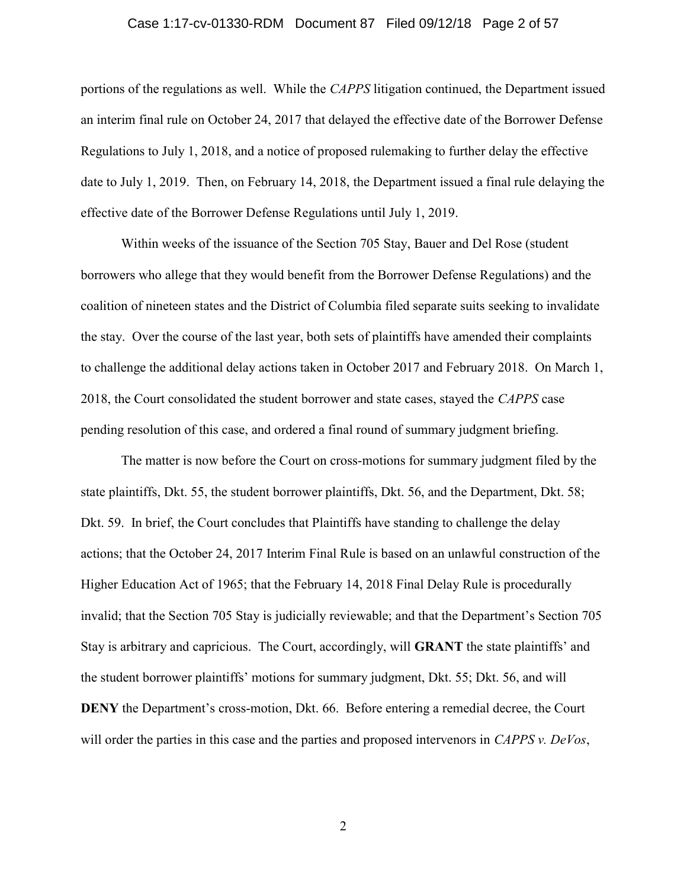portions of the regulations as well. While the *CAPPS* litigation continued, the Department issued an interim final rule on October 24, 2017 that delayed the effective date of the Borrower Defense Regulations to July 1, 2018, and a notice of proposed rulemaking to further delay the effective date to July 1, 2019. Then, on February 14, 2018, the Department issued a final rule delaying the effective date of the Borrower Defense Regulations until July 1, 2019.

Within weeks of the issuance of the Section 705 Stay, Bauer and Del Rose (student borrowers who allege that they would benefit from the Borrower Defense Regulations) and the coalition of nineteen states and the District of Columbia filed separate suits seeking to invalidate the stay. Over the course of the last year, both sets of plaintiffs have amended their complaints to challenge the additional delay actions taken in October 2017 and February 2018. On March 1, 2018, the Court consolidated the student borrower and state cases, stayed the *CAPPS* case pending resolution of this case, and ordered a final round of summary judgment briefing.

The matter is now before the Court on cross-motions for summary judgment filed by the state plaintiffs, Dkt. 55, the student borrower plaintiffs, Dkt. 56, and the Department, Dkt. 58; Dkt. 59. In brief, the Court concludes that Plaintiffs have standing to challenge the delay actions; that the October 24, 2017 Interim Final Rule is based on an unlawful construction of the Higher Education Act of 1965; that the February 14, 2018 Final Delay Rule is procedurally invalid; that the Section 705 Stay is judicially reviewable; and that the Department's Section 705 Stay is arbitrary and capricious. The Court, accordingly, will **GRANT** the state plaintiffs' and the student borrower plaintiffs' motions for summary judgment, Dkt. 55; Dkt. 56, and will **DENY** the Department's cross-motion, Dkt. 66. Before entering a remedial decree, the Court will order the parties in this case and the parties and proposed intervenors in *CAPPS v. DeVos*,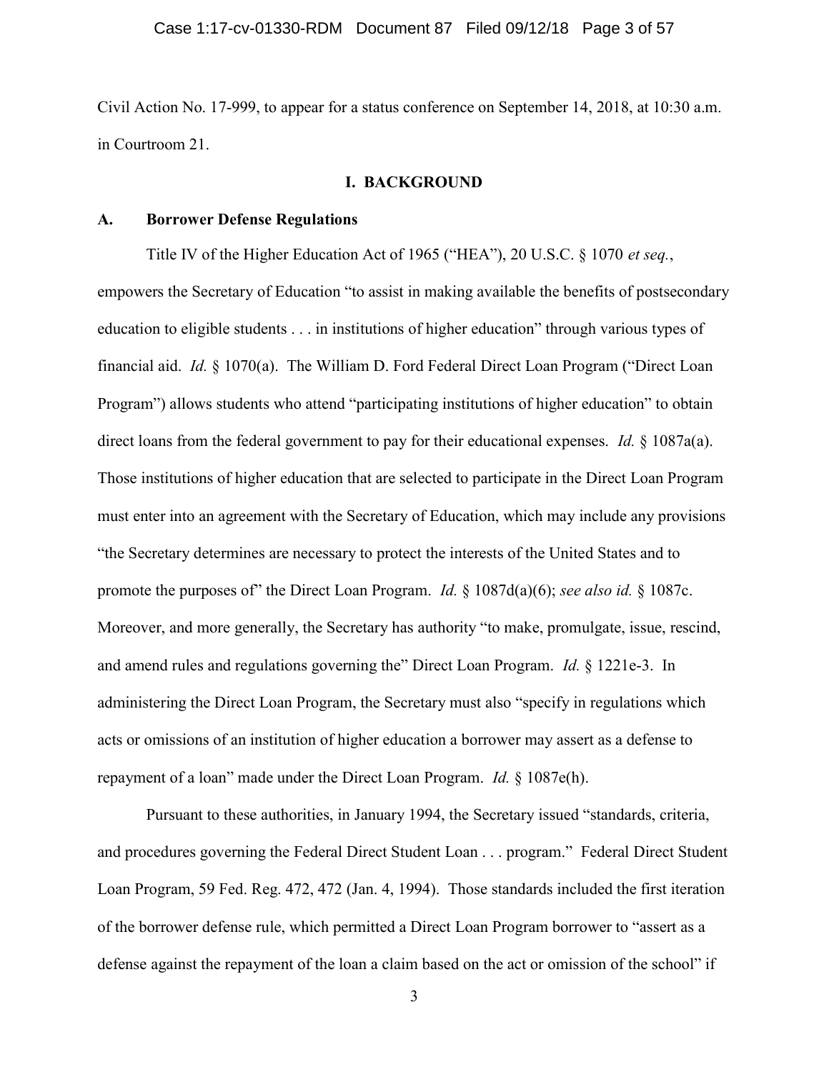Civil Action No. 17-999, to appear for a status conference on September 14, 2018, at 10:30 a.m. in Courtroom 21.

## I. BACKGROUND

### A. Borrower Defense Regulations

Title IV of the Higher Education Act of 1965 ("HEA"), 20 U.S.C. § 1070 *et seq.*, empowers the Secretary of Education "to assist in making available the benefits of postsecondary education to eligible students . . . in institutions of higher education" through various types of financial aid. *Id.* § 1070(a). The William D. Ford Federal Direct Loan Program ("Direct Loan Program") allows students who attend "participating institutions of higher education" to obtain direct loans from the federal government to pay for their educational expenses. *Id.* § 1087a(a). Those institutions of higher education that are selected to participate in the Direct Loan Program must enter into an agreement with the Secretary of Education, which may include any provisions "the Secretary determines are necessary to protect the interests of the United States and to promote the purposes of" the Direct Loan Program. *Id.* § 1087d(a)(6); *see also id.* § 1087c. Moreover, and more generally, the Secretary has authority "to make, promulgate, issue, rescind, and amend rules and regulations governing the" Direct Loan Program. *Id.* § 1221e-3. In administering the Direct Loan Program, the Secretary must also "specify in regulations which acts or omissions of an institution of higher education a borrower may assert as a defense to repayment of a loan" made under the Direct Loan Program. *Id.* § 1087e(h).

Pursuant to these authorities, in January 1994, the Secretary issued "standards, criteria, and procedures governing the Federal Direct Student Loan . . . program." Federal Direct Student Loan Program, 59 Fed. Reg. 472, 472 (Jan. 4, 1994). Those standards included the first iteration of the borrower defense rule, which permitted a Direct Loan Program borrower to "assert as a defense against the repayment of the loan a claim based on the act or omission of the school" if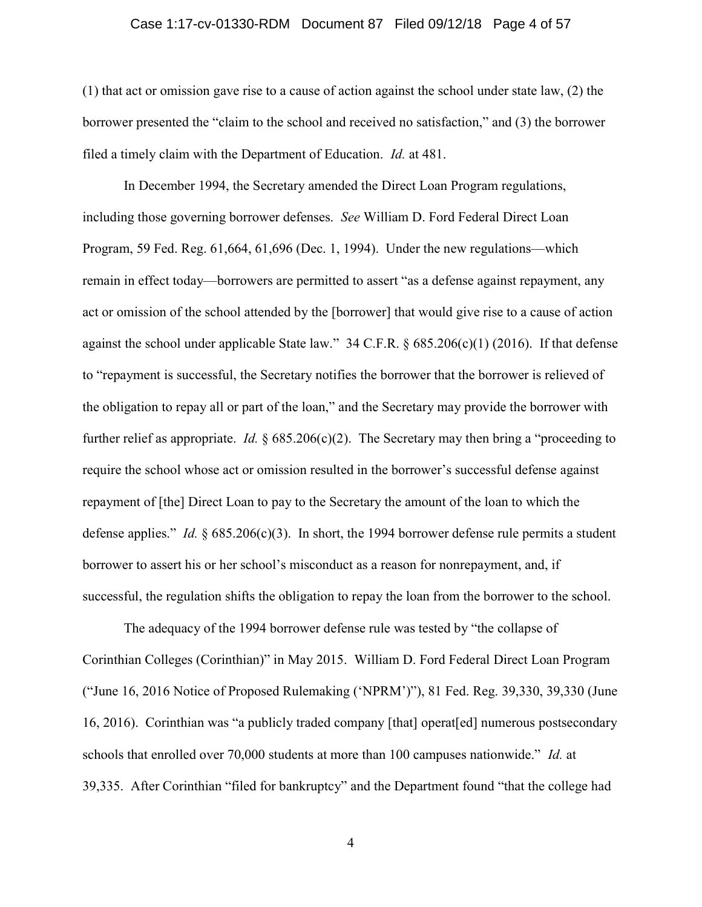(1) that act or omission gave rise to a cause of action against the school under state law, (2) the borrower presented the "claim to the school and received no satisfaction," and (3) the borrower filed a timely claim with the Department of Education. *Id.* at 481.

In December 1994, the Secretary amended the Direct Loan Program regulations, including those governing borrower defenses. *See* William D. Ford Federal Direct Loan Program, 59 Fed. Reg. 61,664, 61,696 (Dec. 1, 1994). Under the new regulations—which remain in effect today—borrowers are permitted to assert "as a defense against repayment, any act or omission of the school attended by the [borrower] that would give rise to a cause of action against the school under applicable State law." 34 C.F.R. § 685.206(c)(1) (2016). If that defense to "repayment is successful, the Secretary notifies the borrower that the borrower is relieved of the obligation to repay all or part of the loan," and the Secretary may provide the borrower with further relief as appropriate. *Id.* § 685.206(c)(2). The Secretary may then bring a "proceeding to require the school whose act or omission resulted in the borrower's successful defense against repayment of [the] Direct Loan to pay to the Secretary the amount of the loan to which the defense applies." *Id.* § 685.206(c)(3). In short, the 1994 borrower defense rule permits a student borrower to assert his or her school's misconduct as a reason for nonrepayment, and, if successful, the regulation shifts the obligation to repay the loan from the borrower to the school.

The adequacy of the 1994 borrower defense rule was tested by "the collapse of Corinthian Colleges (Corinthian)" in May 2015. William D. Ford Federal Direct Loan Program ("June 16, 2016 Notice of Proposed Rulemaking ('NPRM')"), 81 Fed. Reg. 39,330, 39,330 (June 16, 2016). Corinthian was "a publicly traded company [that] operat[ed] numerous postsecondary schools that enrolled over 70,000 students at more than 100 campuses nationwide." *Id.* at 39,335. After Corinthian "filed for bankruptcy" and the Department found "that the college had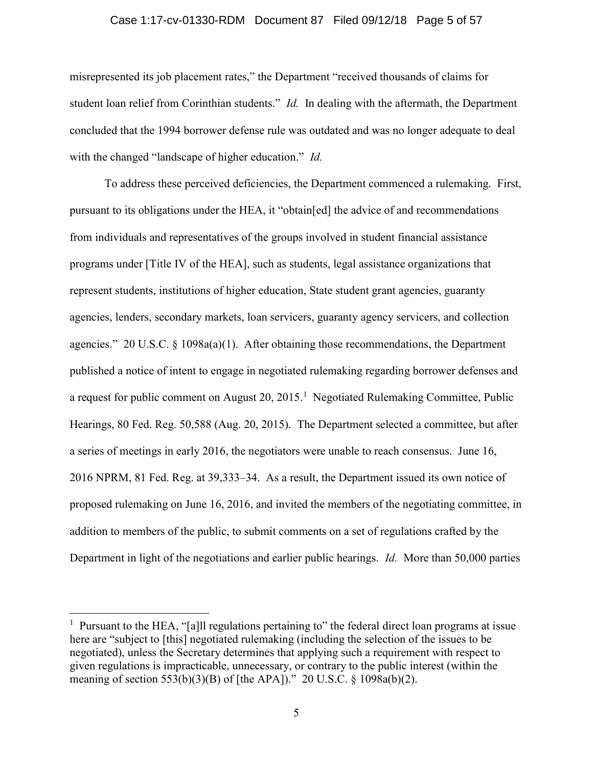misrepresented its job placement rates," the Department "received thousands of claims for student loan relief from Corinthian students." *Id.* In dealing with the aftermath, the Department concluded that the 1994 borrower defense rule was outdated and was no longer adequate to deal with the changed "landscape of higher education." *Id.*

To address these perceived deficiencies, the Department commenced a rulemaking. First, pursuant to its obligations under the HEA, it "obtain[ed] the advice of and recommendations from individuals and representatives of the groups involved in student financial assistance programs under [Title IV of the HEA], such as students, legal assistance organizations that represent students, institutions of higher education, State student grant agencies, guaranty agencies, lenders, secondary markets, loan servicers, guaranty agency servicers, and collection agencies." 20 U.S.C. § 1098a(a)(1). After obtaining those recommendations, the Department published a notice of intent to engage in negotiated rulemaking regarding borrower defenses and a request for public comment on August 20, 2015.[1] Negotiated Rulemaking Committee, Public Hearings, 80 Fed. Reg. 50,588 (Aug. 20, 2015). The Department selected a committee, but after a series of meetings in early 2016, the negotiators were unable to reach consensus. June 16, 2016 NPRM, 81 Fed. Reg. at 39,333–34. As a result, the Department issued its own notice of proposed rulemaking on June 16, 2016, and invited the members of the negotiating committee, in addition to members of the public, to submit comments on a set of regulations crafted by the Department in light of the negotiations and earlier public hearings. *Id.* More than 50,000 parties

---

[1] Pursuant to the HEA, "[a]ll regulations pertaining to" the federal direct loan programs at issue here are "subject to [this] negotiated rulemaking (including the selection of the issues to be negotiated), unless the Secretary determines that applying such a requirement with respect to given regulations is impracticable, unnecessary, or contrary to the public interest (within the meaning of section 553(b)(3)(B) of [the APA])." 20 U.S.C. § 1098a(b)(2).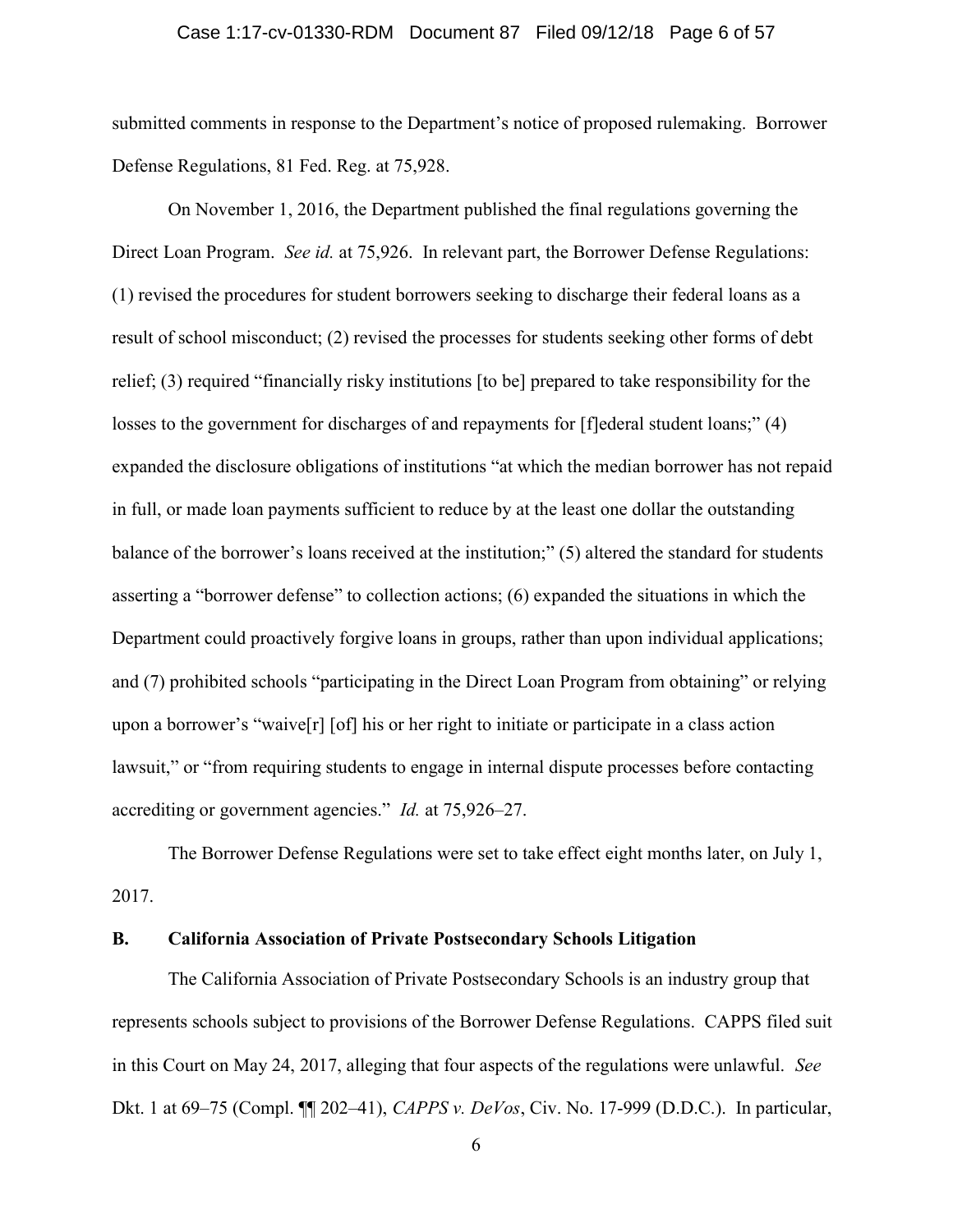submitted comments in response to the Department's notice of proposed rulemaking. Borrower Defense Regulations, 81 Fed. Reg. at 75,928.

On November 1, 2016, the Department published the final regulations governing the Direct Loan Program. *See id.* at 75,926. In relevant part, the Borrower Defense Regulations: (1) revised the procedures for student borrowers seeking to discharge their federal loans as a result of school misconduct; (2) revised the processes for students seeking other forms of debt relief; (3) required "financially risky institutions [to be] prepared to take responsibility for the losses to the government for discharges of and repayments for [f]ederal student loans;" (4) expanded the disclosure obligations of institutions "at which the median borrower has not repaid in full, or made loan payments sufficient to reduce by at the least one dollar the outstanding balance of the borrower's loans received at the institution;" (5) altered the standard for students asserting a "borrower defense" to collection actions; (6) expanded the situations in which the Department could proactively forgive loans in groups, rather than upon individual applications; and (7) prohibited schools "participating in the Direct Loan Program from obtaining" or relying upon a borrower's "waive[r] [of] his or her right to initiate or participate in a class action lawsuit," or "from requiring students to engage in internal dispute processes before contacting accrediting or government agencies." *Id.* at 75,926–27.

The Borrower Defense Regulations were set to take effect eight months later, on July 1, 2017.

### B. California Association of Private Postsecondary Schools Litigation

The California Association of Private Postsecondary Schools is an industry group that represents schools subject to provisions of the Borrower Defense Regulations. CAPPS filed suit in this Court on May 24, 2017, alleging that four aspects of the regulations were unlawful. *See* Dkt. 1 at 69–75 (Compl. ¶¶ 202–41), *CAPPS v. DeVos*, Civ. No. 17-999 (D.D.C.). In particular,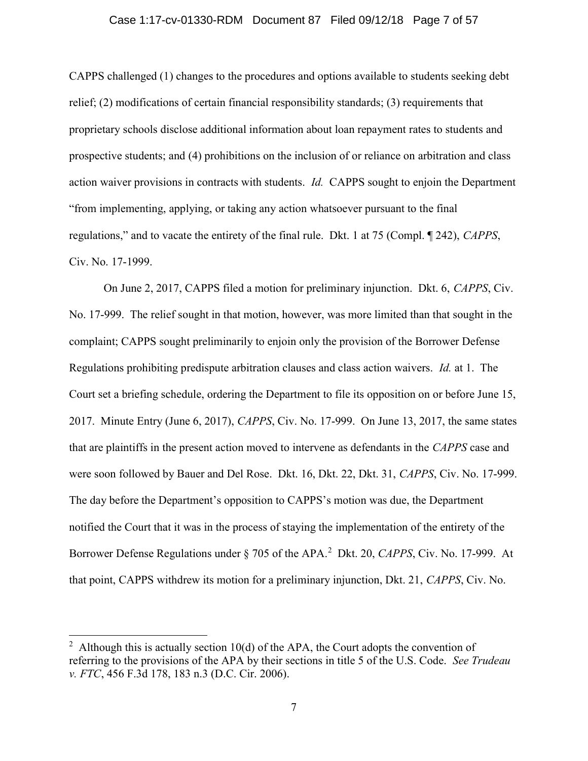CAPPS challenged (1) changes to the procedures and options available to students seeking debt relief; (2) modifications of certain financial responsibility standards; (3) requirements that proprietary schools disclose additional information about loan repayment rates to students and prospective students; and (4) prohibitions on the inclusion of or reliance on arbitration and class action waiver provisions in contracts with students. *Id.* CAPPS sought to enjoin the Department "from implementing, applying, or taking any action whatsoever pursuant to the final regulations," and to vacate the entirety of the final rule. Dkt. 1 at 75 (Compl. ¶ 242), *CAPPS*, Civ. No. 17-1999.

On June 2, 2017, CAPPS filed a motion for preliminary injunction. Dkt. 6, *CAPPS*, Civ. No. 17-999. The relief sought in that motion, however, was more limited than that sought in the complaint; CAPPS sought preliminarily to enjoin only the provision of the Borrower Defense Regulations prohibiting predispute arbitration clauses and class action waivers. *Id.* at 1. The Court set a briefing schedule, ordering the Department to file its opposition on or before June 15, 2017. Minute Entry (June 6, 2017), *CAPPS*, Civ. No. 17-999. On June 13, 2017, the same states that are plaintiffs in the present action moved to intervene as defendants in the *CAPPS* case and were soon followed by Bauer and Del Rose. Dkt. 16, Dkt. 22, Dkt. 31, *CAPPS*, Civ. No. 17-999. The day before the Department's opposition to CAPPS's motion was due, the Department notified the Court that it was in the process of staying the implementation of the entirety of the Borrower Defense Regulations under § 705 of the APA.[2] Dkt. 20, *CAPPS*, Civ. No. 17-999. At that point, CAPPS withdrew its motion for a preliminary injunction, Dkt. 21, *CAPPS*, Civ. No.

---

[2] Although this is actually section 10(d) of the APA, the Court adopts the convention of referring to the provisions of the APA by their sections in title 5 of the U.S. Code. *See Trudeau v. FTC*, 456 F.3d 178, 183 n.3 (D.C. Cir. 2006).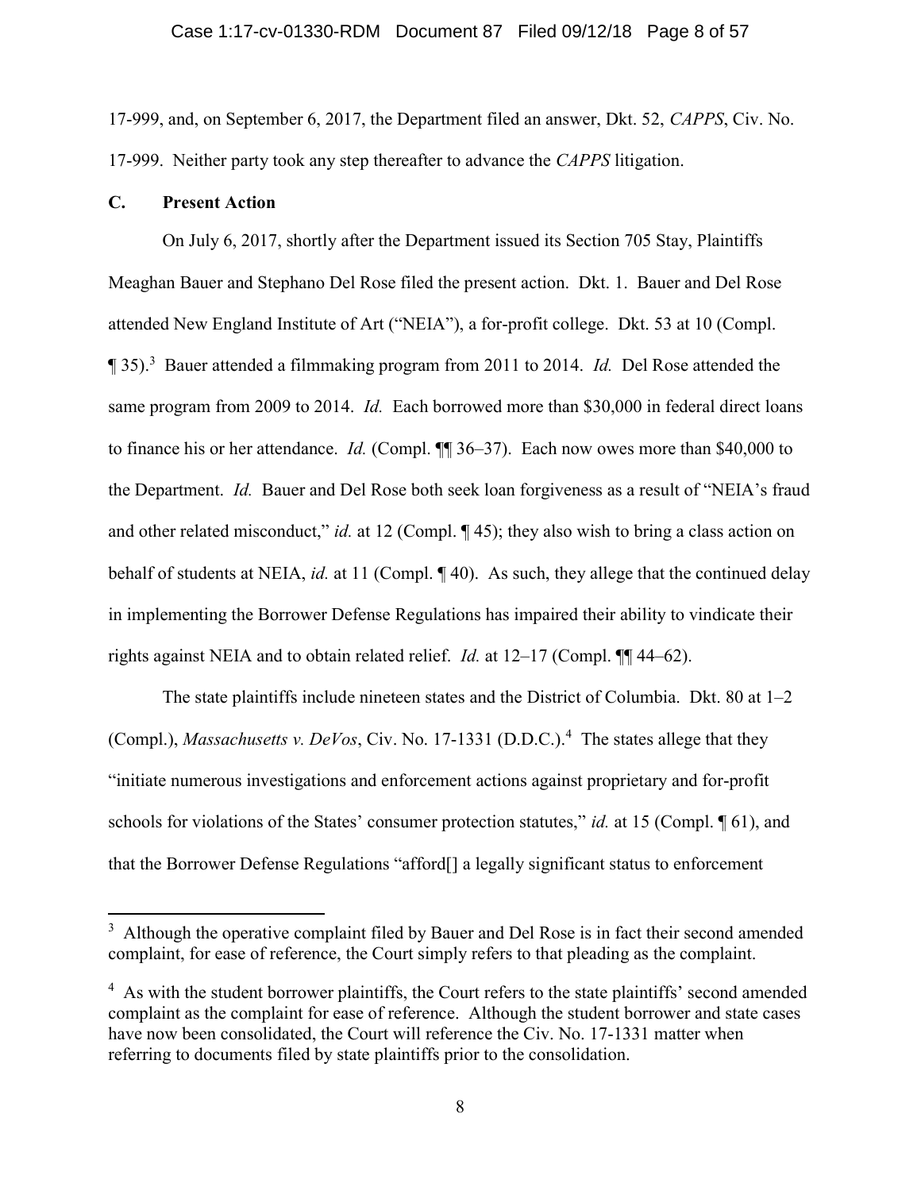17-999, and, on September 6, 2017, the Department filed an answer, Dkt. 52, *CAPPS*, Civ. No. 17-999. Neither party took any step thereafter to advance the *CAPPS* litigation.

### C. Present Action

On July 6, 2017, shortly after the Department issued its Section 705 Stay, Plaintiffs Meaghan Bauer and Stephano Del Rose filed the present action. Dkt. 1. Bauer and Del Rose attended New England Institute of Art ("NEIA"), a for-profit college. Dkt. 53 at 10 (Compl. ¶ 35).[3] Bauer attended a filmmaking program from 2011 to 2014. *Id.* Del Rose attended the same program from 2009 to 2014. *Id.* Each borrowed more than $30,000 in federal direct loans to finance his or her attendance. *Id.* (Compl. ¶¶ 36–37). Each now owes more than $40,000 to the Department. *Id.* Bauer and Del Rose both seek loan forgiveness as a result of "NEIA's fraud and other related misconduct," *id.* at 12 (Compl. ¶ 45); they also wish to bring a class action on behalf of students at NEIA, *id.* at 11 (Compl. ¶ 40). As such, they allege that the continued delay in implementing the Borrower Defense Regulations has impaired their ability to vindicate their rights against NEIA and to obtain related relief. *Id.* at 12–17 (Compl. ¶¶ 44–62).

The state plaintiffs include nineteen states and the District of Columbia. Dkt. 80 at 1–2 (Compl.), *Massachusetts v. DeVos*, Civ. No. 17-1331 (D.D.C.).[4] The states allege that they "initiate numerous investigations and enforcement actions against proprietary and for-profit schools for violations of the States' consumer protection statutes," *id.* at 15 (Compl. ¶ 61), and that the Borrower Defense Regulations "afford[] a legally significant status to enforcement

---

[3] Although the operative complaint filed by Bauer and Del Rose is in fact their second amended complaint, for ease of reference, the Court simply refers to that pleading as the complaint.

[4] As with the student borrower plaintiffs, the Court refers to the state plaintiffs' second amended complaint as the complaint for ease of reference. Although the student borrower and state cases have now been consolidated, the Court will reference the Civ. No. 17-1331 matter when referring to documents filed by state plaintiffs prior to the consolidation.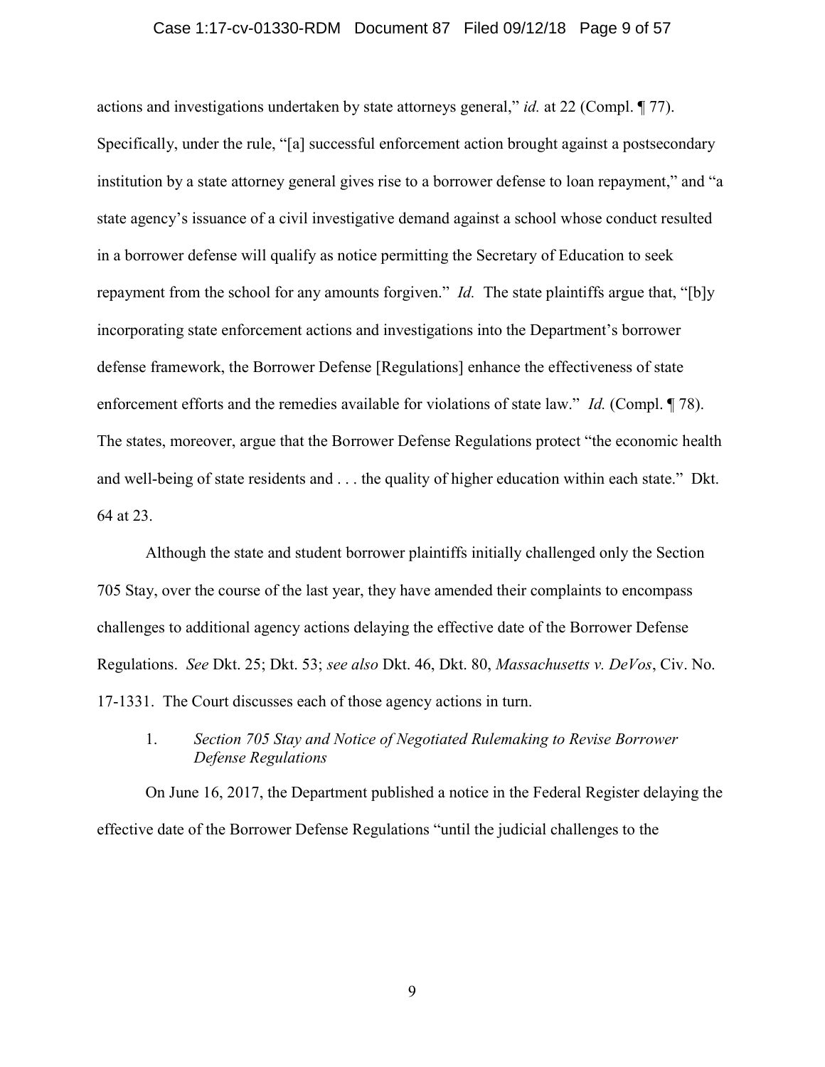actions and investigations undertaken by state attorneys general," *id.* at 22 (Compl. ¶ 77). Specifically, under the rule, "[a] successful enforcement action brought against a postsecondary institution by a state attorney general gives rise to a borrower defense to loan repayment," and "a state agency's issuance of a civil investigative demand against a school whose conduct resulted in a borrower defense will qualify as notice permitting the Secretary of Education to seek repayment from the school for any amounts forgiven." *Id.* The state plaintiffs argue that, "[b]y incorporating state enforcement actions and investigations into the Department's borrower defense framework, the Borrower Defense [Regulations] enhance the effectiveness of state enforcement efforts and the remedies available for violations of state law." *Id.* (Compl. ¶ 78). The states, moreover, argue that the Borrower Defense Regulations protect "the economic health and well-being of state residents and . . . the quality of higher education within each state." Dkt. 64 at 23.

Although the state and student borrower plaintiffs initially challenged only the Section 705 Stay, over the course of the last year, they have amended their complaints to encompass challenges to additional agency actions delaying the effective date of the Borrower Defense Regulations. *See* Dkt. 25; Dkt. 53; *see also* Dkt. 46, Dkt. 80, *Massachusetts v. DeVos*, Civ. No. 17-1331. The Court discusses each of those agency actions in turn.

1. *Section 705 Stay and Notice of Negotiated Rulemaking to Revise Borrower Defense Regulations*

On June 16, 2017, the Department published a notice in the Federal Register delaying the effective date of the Borrower Defense Regulations "until the judicial challenges to the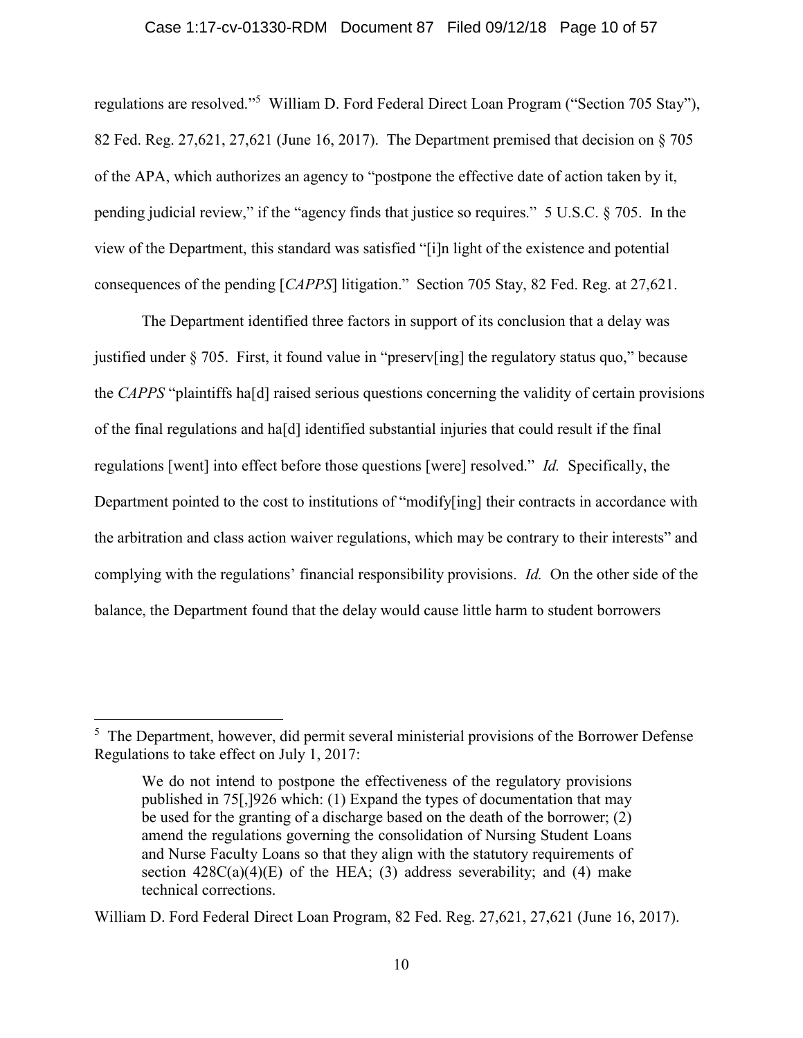regulations are resolved."[5] William D. Ford Federal Direct Loan Program ("Section 705 Stay"), 82 Fed. Reg. 27,621, 27,621 (June 16, 2017). The Department premised that decision on § 705 of the APA, which authorizes an agency to "postpone the effective date of action taken by it, pending judicial review," if the "agency finds that justice so requires." 5 U.S.C. § 705. In the view of the Department, this standard was satisfied "[i]n light of the existence and potential consequences of the pending [*CAPPS*] litigation." Section 705 Stay, 82 Fed. Reg. at 27,621.

The Department identified three factors in support of its conclusion that a delay was justified under § 705. First, it found value in "preserv[ing] the regulatory status quo," because the *CAPPS* "plaintiffs ha[d] raised serious questions concerning the validity of certain provisions of the final regulations and ha[d] identified substantial injuries that could result if the final regulations [went] into effect before those questions [were] resolved." *Id.* Specifically, the Department pointed to the cost to institutions of "modify[ing] their contracts in accordance with the arbitration and class action waiver regulations, which may be contrary to their interests" and complying with the regulations' financial responsibility provisions. *Id.* On the other side of the balance, the Department found that the delay would cause little harm to student borrowers

---

[5] The Department, however, did permit several ministerial provisions of the Borrower Defense Regulations to take effect on July 1, 2017:

> We do not intend to postpone the effectiveness of the regulatory provisions published in 75[,]926 which: (1) Expand the types of documentation that may be used for the granting of a discharge based on the death of the borrower; (2) amend the regulations governing the consolidation of Nursing Student Loans and Nurse Faculty Loans so that they align with the statutory requirements of section 428C(a)(4)(E) of the HEA; (3) address severability; and (4) make technical corrections.

William D. Ford Federal Direct Loan Program, 82 Fed. Reg. 27,621, 27,621 (June 16, 2017).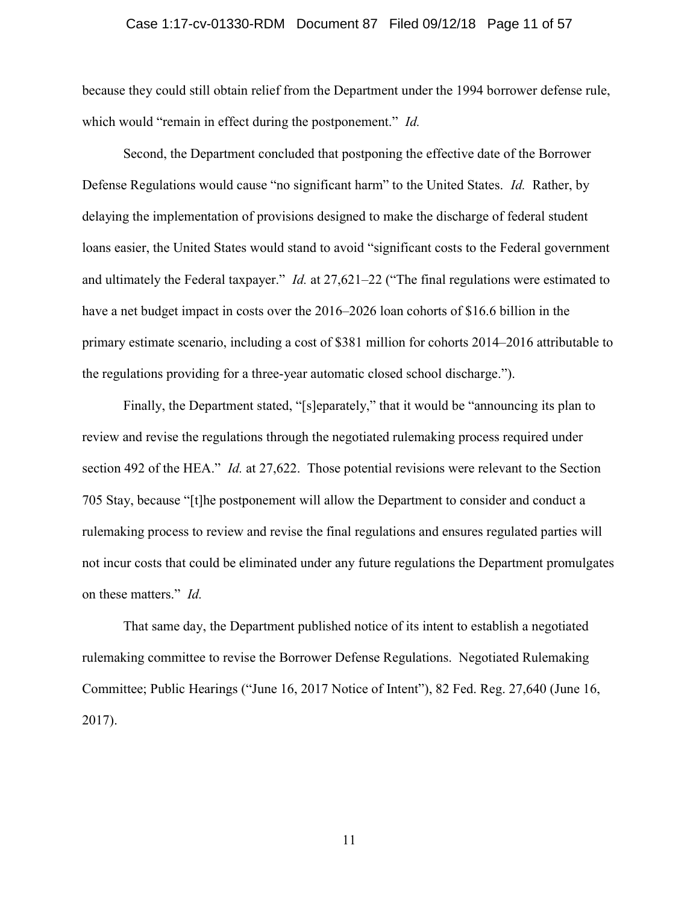because they could still obtain relief from the Department under the 1994 borrower defense rule, which would "remain in effect during the postponement." *Id.*

Second, the Department concluded that postponing the effective date of the Borrower Defense Regulations would cause "no significant harm" to the United States. *Id.* Rather, by delaying the implementation of provisions designed to make the discharge of federal student loans easier, the United States would stand to avoid "significant costs to the Federal government and ultimately the Federal taxpayer." *Id.* at 27,621–22 ("The final regulations were estimated to have a net budget impact in costs over the 2016–2026 loan cohorts of $16.6 billion in the primary estimate scenario, including a cost of $381 million for cohorts 2014–2016 attributable to the regulations providing for a three-year automatic closed school discharge.").

Finally, the Department stated, "[s]eparately," that it would be "announcing its plan to review and revise the regulations through the negotiated rulemaking process required under section 492 of the HEA." *Id.* at 27,622. Those potential revisions were relevant to the Section 705 Stay, because "[t]he postponement will allow the Department to consider and conduct a rulemaking process to review and revise the final regulations and ensures regulated parties will not incur costs that could be eliminated under any future regulations the Department promulgates on these matters." *Id.*

That same day, the Department published notice of its intent to establish a negotiated rulemaking committee to revise the Borrower Defense Regulations. Negotiated Rulemaking Committee; Public Hearings ("June 16, 2017 Notice of Intent"), 82 Fed. Reg. 27,640 (June 16, 2017).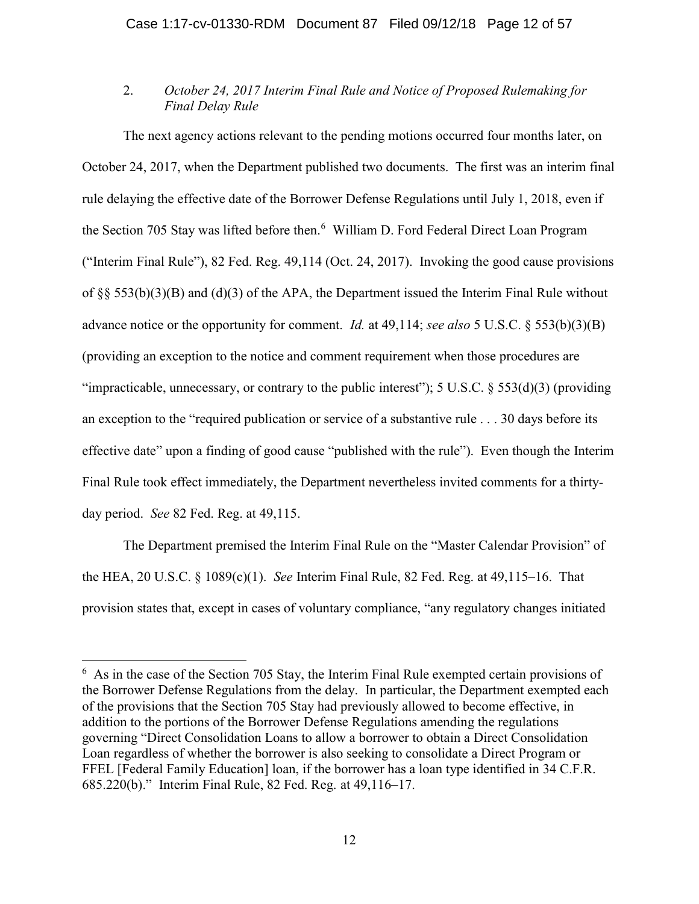### 2. *October 24, 2017 Interim Final Rule and Notice of Proposed Rulemaking for Final Delay Rule*

The next agency actions relevant to the pending motions occurred four months later, on October 24, 2017, when the Department published two documents. The first was an interim final rule delaying the effective date of the Borrower Defense Regulations until July 1, 2018, even if the Section 705 Stay was lifted before then.[6] William D. Ford Federal Direct Loan Program ("Interim Final Rule"), 82 Fed. Reg. 49,114 (Oct. 24, 2017). Invoking the good cause provisions of §§ 553(b)(3)(B) and (d)(3) of the APA, the Department issued the Interim Final Rule without advance notice or the opportunity for comment. *Id.* at 49,114; *see also* 5 U.S.C. § 553(b)(3)(B) (providing an exception to the notice and comment requirement when those procedures are "impracticable, unnecessary, or contrary to the public interest"); 5 U.S.C. § 553(d)(3) (providing an exception to the "required publication or service of a substantive rule . . . 30 days before its effective date" upon a finding of good cause "published with the rule"). Even though the Interim Final Rule took effect immediately, the Department nevertheless invited comments for a thirty-day period. *See* 82 Fed. Reg. at 49,115.

The Department premised the Interim Final Rule on the "Master Calendar Provision" of the HEA, 20 U.S.C. § 1089(c)(1). *See* Interim Final Rule, 82 Fed. Reg. at 49,115–16. That provision states that, except in cases of voluntary compliance, "any regulatory changes initiated

---

[6] As in the case of the Section 705 Stay, the Interim Final Rule exempted certain provisions of the Borrower Defense Regulations from the delay. In particular, the Department exempted each of the provisions that the Section 705 Stay had previously allowed to become effective, in addition to the portions of the Borrower Defense Regulations amending the regulations governing "Direct Consolidation Loans to allow a borrower to obtain a Direct Consolidation Loan regardless of whether the borrower is also seeking to consolidate a Direct Program or FFEL [Federal Family Education] loan, if the borrower has a loan type identified in 34 C.F.R. 685.220(b)." Interim Final Rule, 82 Fed. Reg. at 49,116–17.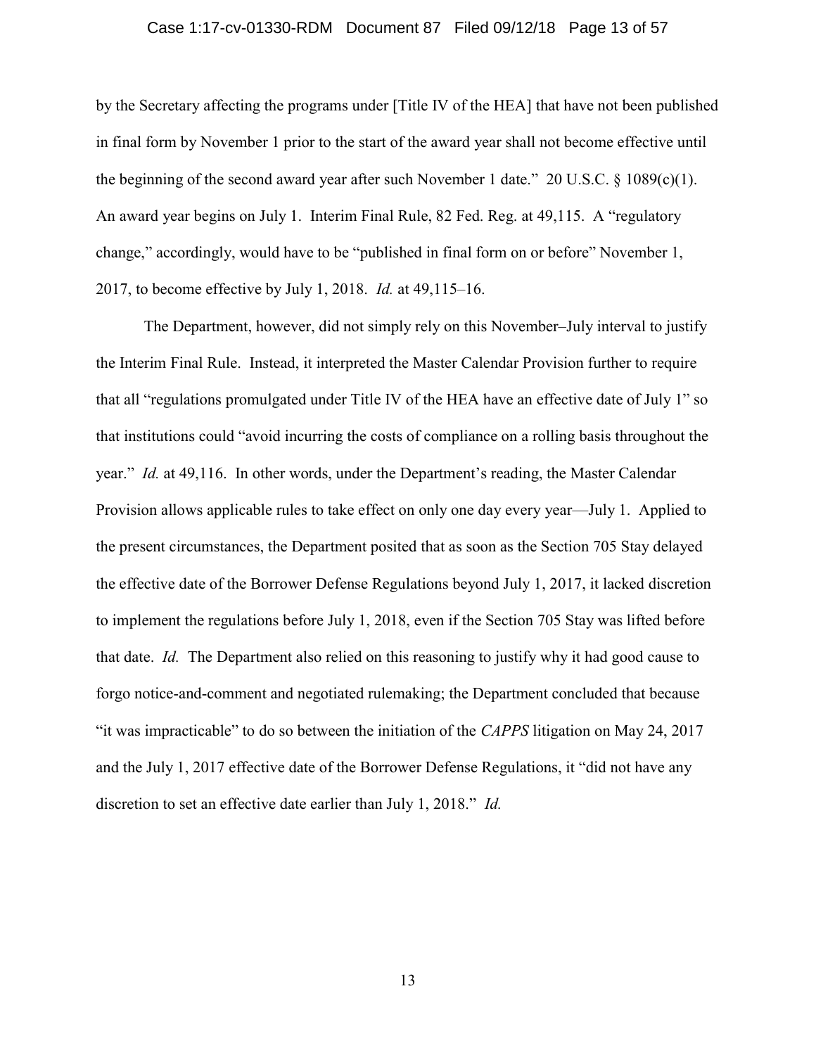by the Secretary affecting the programs under [Title IV of the HEA] that have not been published in final form by November 1 prior to the start of the award year shall not become effective until the beginning of the second award year after such November 1 date." 20 U.S.C. § 1089(c)(1). An award year begins on July 1. Interim Final Rule, 82 Fed. Reg. at 49,115. A "regulatory change," accordingly, would have to be "published in final form on or before" November 1, 2017, to become effective by July 1, 2018. *Id.* at 49,115–16.

The Department, however, did not simply rely on this November–July interval to justify the Interim Final Rule. Instead, it interpreted the Master Calendar Provision further to require that all "regulations promulgated under Title IV of the HEA have an effective date of July 1" so that institutions could "avoid incurring the costs of compliance on a rolling basis throughout the year." *Id.* at 49,116. In other words, under the Department's reading, the Master Calendar Provision allows applicable rules to take effect on only one day every year—July 1. Applied to the present circumstances, the Department posited that as soon as the Section 705 Stay delayed the effective date of the Borrower Defense Regulations beyond July 1, 2017, it lacked discretion to implement the regulations before July 1, 2018, even if the Section 705 Stay was lifted before that date. *Id.* The Department also relied on this reasoning to justify why it had good cause to forgo notice-and-comment and negotiated rulemaking; the Department concluded that because "it was impracticable" to do so between the initiation of the *CAPPS* litigation on May 24, 2017 and the July 1, 2017 effective date of the Borrower Defense Regulations, it "did not have any discretion to set an effective date earlier than July 1, 2018." *Id.*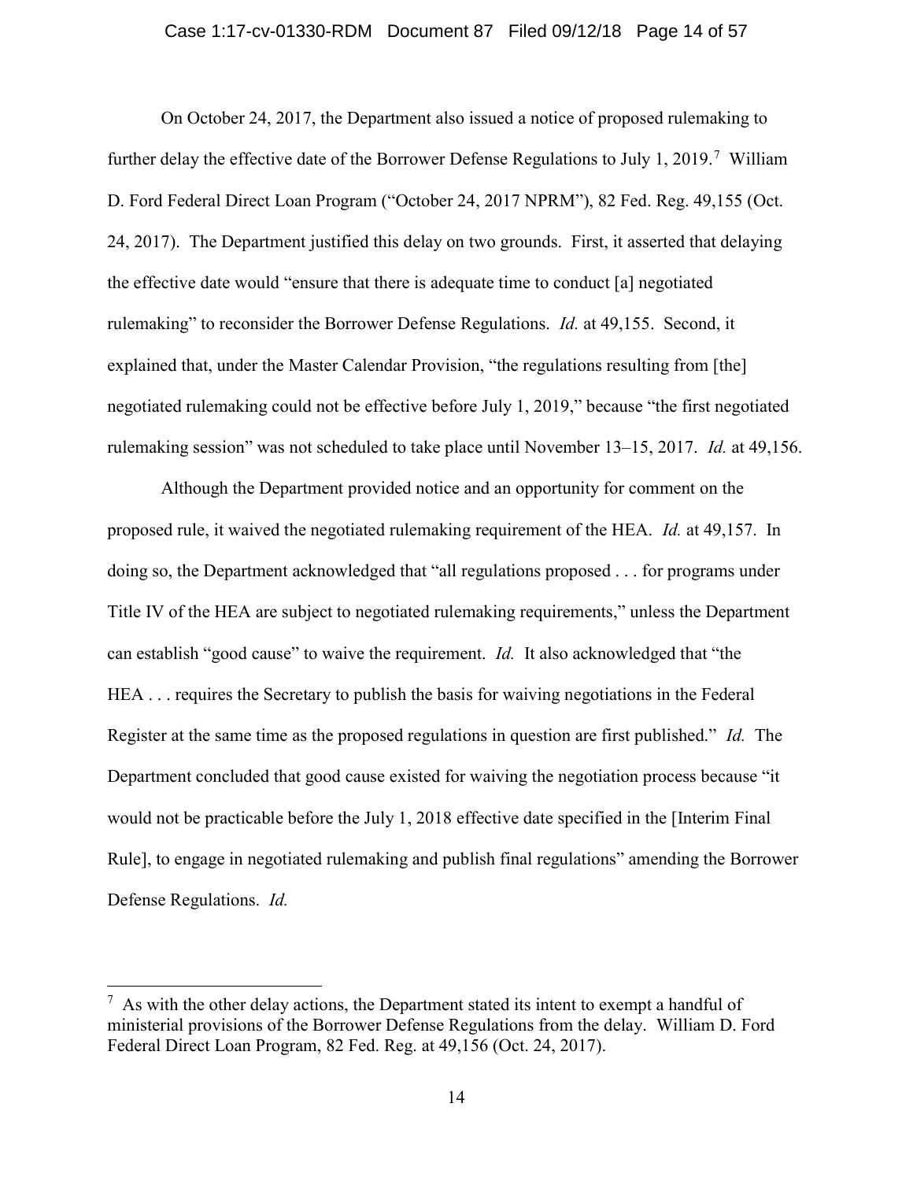On October 24, 2017, the Department also issued a notice of proposed rulemaking to further delay the effective date of the Borrower Defense Regulations to July 1, 2019.[7] William D. Ford Federal Direct Loan Program ("October 24, 2017 NPRM"), 82 Fed. Reg. 49,155 (Oct. 24, 2017). The Department justified this delay on two grounds. First, it asserted that delaying the effective date would "ensure that there is adequate time to conduct [a] negotiated rulemaking" to reconsider the Borrower Defense Regulations. *Id.* at 49,155. Second, it explained that, under the Master Calendar Provision, "the regulations resulting from [the] negotiated rulemaking could not be effective before July 1, 2019," because "the first negotiated rulemaking session" was not scheduled to take place until November 13–15, 2017. *Id.* at 49,156.

Although the Department provided notice and an opportunity for comment on the proposed rule, it waived the negotiated rulemaking requirement of the HEA. *Id.* at 49,157. In doing so, the Department acknowledged that "all regulations proposed . . . for programs under Title IV of the HEA are subject to negotiated rulemaking requirements," unless the Department can establish "good cause" to waive the requirement. *Id.* It also acknowledged that "the HEA . . . requires the Secretary to publish the basis for waiving negotiations in the Federal Register at the same time as the proposed regulations in question are first published." *Id.* The Department concluded that good cause existed for waiving the negotiation process because "it would not be practicable before the July 1, 2018 effective date specified in the [Interim Final Rule], to engage in negotiated rulemaking and publish final regulations" amending the Borrower Defense Regulations. *Id.*

---

[7] As with the other delay actions, the Department stated its intent to exempt a handful of ministerial provisions of the Borrower Defense Regulations from the delay. William D. Ford Federal Direct Loan Program, 82 Fed. Reg. at 49,156 (Oct. 24, 2017).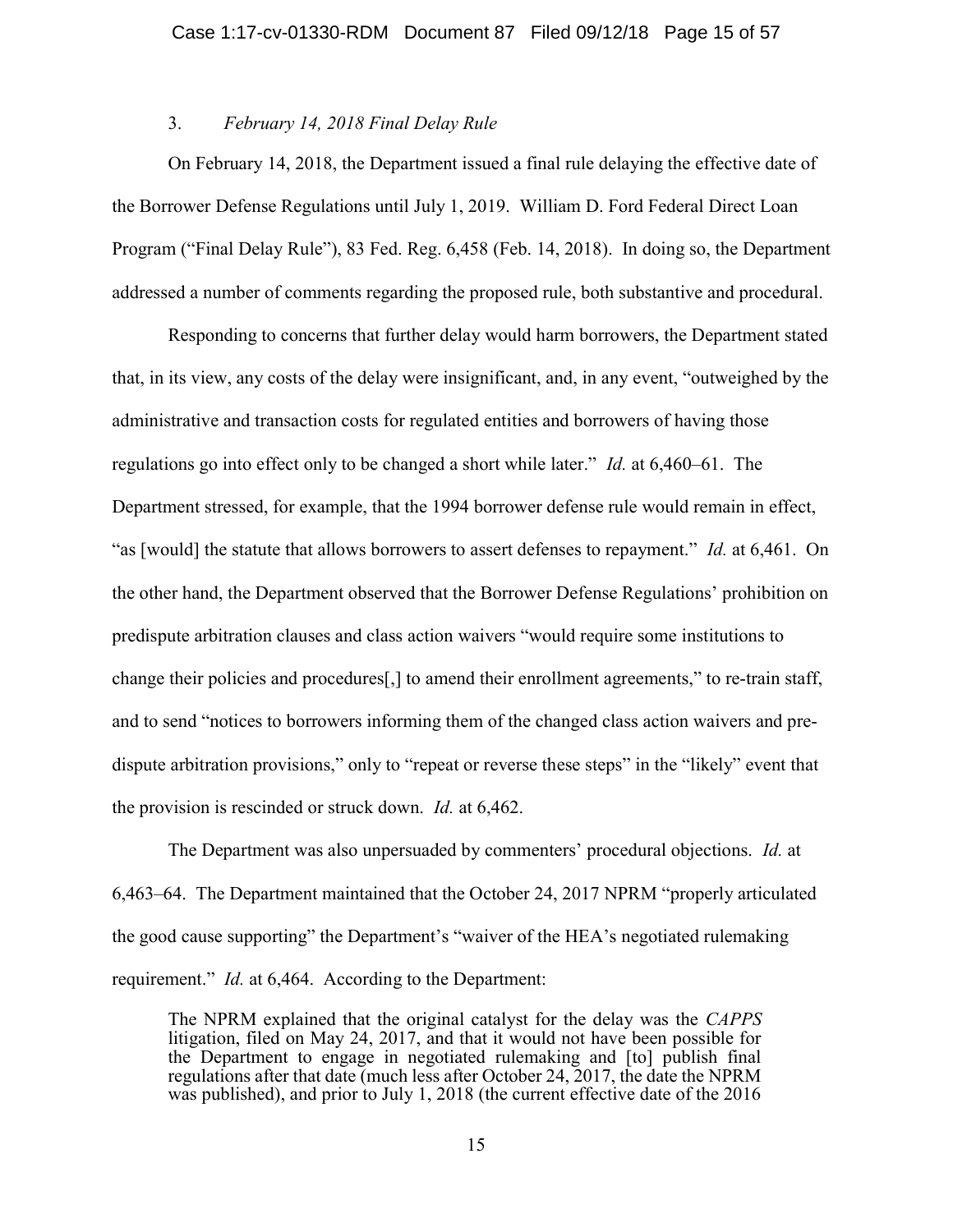### 3. *February 14, 2018 Final Delay Rule*

On February 14, 2018, the Department issued a final rule delaying the effective date of the Borrower Defense Regulations until July 1, 2019. William D. Ford Federal Direct Loan Program ("Final Delay Rule"), 83 Fed. Reg. 6,458 (Feb. 14, 2018). In doing so, the Department addressed a number of comments regarding the proposed rule, both substantive and procedural.

Responding to concerns that further delay would harm borrowers, the Department stated that, in its view, any costs of the delay were insignificant, and, in any event, "outweighed by the administrative and transaction costs for regulated entities and borrowers of having those regulations go into effect only to be changed a short while later." *Id.* at 6,460–61. The Department stressed, for example, that the 1994 borrower defense rule would remain in effect, "as [would] the statute that allows borrowers to assert defenses to repayment." *Id.* at 6,461. On the other hand, the Department observed that the Borrower Defense Regulations' prohibition on predispute arbitration clauses and class action waivers "would require some institutions to change their policies and procedures[,] to amend their enrollment agreements," to re-train staff, and to send "notices to borrowers informing them of the changed class action waivers and pre-dispute arbitration provisions," only to "repeat or reverse these steps" in the "likely" event that the provision is rescinded or struck down. *Id.* at 6,462.

The Department was also unpersuaded by commenters' procedural objections. *Id.* at 6,463–64. The Department maintained that the October 24, 2017 NPRM "properly articulated the good cause supporting" the Department's "waiver of the HEA's negotiated rulemaking requirement." *Id.* at 6,464. According to the Department:

> The NPRM explained that the original catalyst for the delay was the *CAPPS* litigation, filed on May 24, 2017, and that it would not have been possible for the Department to engage in negotiated rulemaking and [to] publish final regulations after that date (much less after October 24, 2017, the date the NPRM was published), and prior to July 1, 2018 (the current effective date of the 2016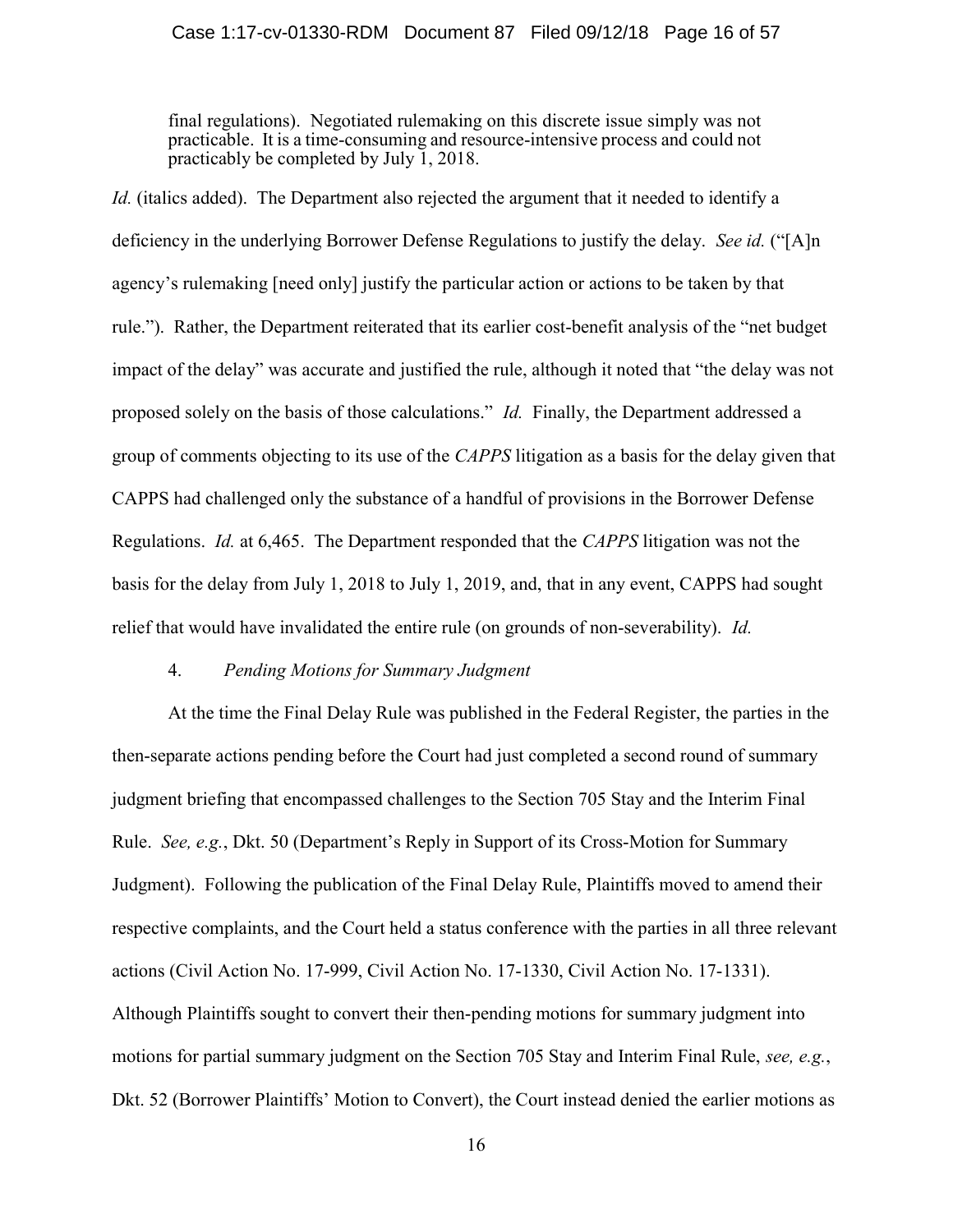> final regulations). Negotiated rulemaking on this discrete issue simply was not practicable. It is a time-consuming and resource-intensive process and could not practicably be completed by July 1, 2018.

*Id.* (italics added). The Department also rejected the argument that it needed to identify a deficiency in the underlying Borrower Defense Regulations to justify the delay. *See id.* ("[A]n agency's rulemaking [need only] justify the particular action or actions to be taken by that rule."). Rather, the Department reiterated that its earlier cost-benefit analysis of the "net budget impact of the delay" was accurate and justified the rule, although it noted that "the delay was not proposed solely on the basis of those calculations." *Id.* Finally, the Department addressed a group of comments objecting to its use of the *CAPPS* litigation as a basis for the delay given that CAPPS had challenged only the substance of a handful of provisions in the Borrower Defense Regulations. *Id.* at 6,465. The Department responded that the *CAPPS* litigation was not the basis for the delay from July 1, 2018 to July 1, 2019, and, that in any event, CAPPS had sought relief that would have invalidated the entire rule (on grounds of non-severability). *Id.*

4. *Pending Motions for Summary Judgment*

At the time the Final Delay Rule was published in the Federal Register, the parties in the then-separate actions pending before the Court had just completed a second round of summary judgment briefing that encompassed challenges to the Section 705 Stay and the Interim Final Rule. *See, e.g.*, Dkt. 50 (Department's Reply in Support of its Cross-Motion for Summary Judgment). Following the publication of the Final Delay Rule, Plaintiffs moved to amend their respective complaints, and the Court held a status conference with the parties in all three relevant actions (Civil Action No. 17-999, Civil Action No. 17-1330, Civil Action No. 17-1331). Although Plaintiffs sought to convert their then-pending motions for summary judgment into motions for partial summary judgment on the Section 705 Stay and Interim Final Rule, *see, e.g.*, Dkt. 52 (Borrower Plaintiffs' Motion to Convert), the Court instead denied the earlier motions as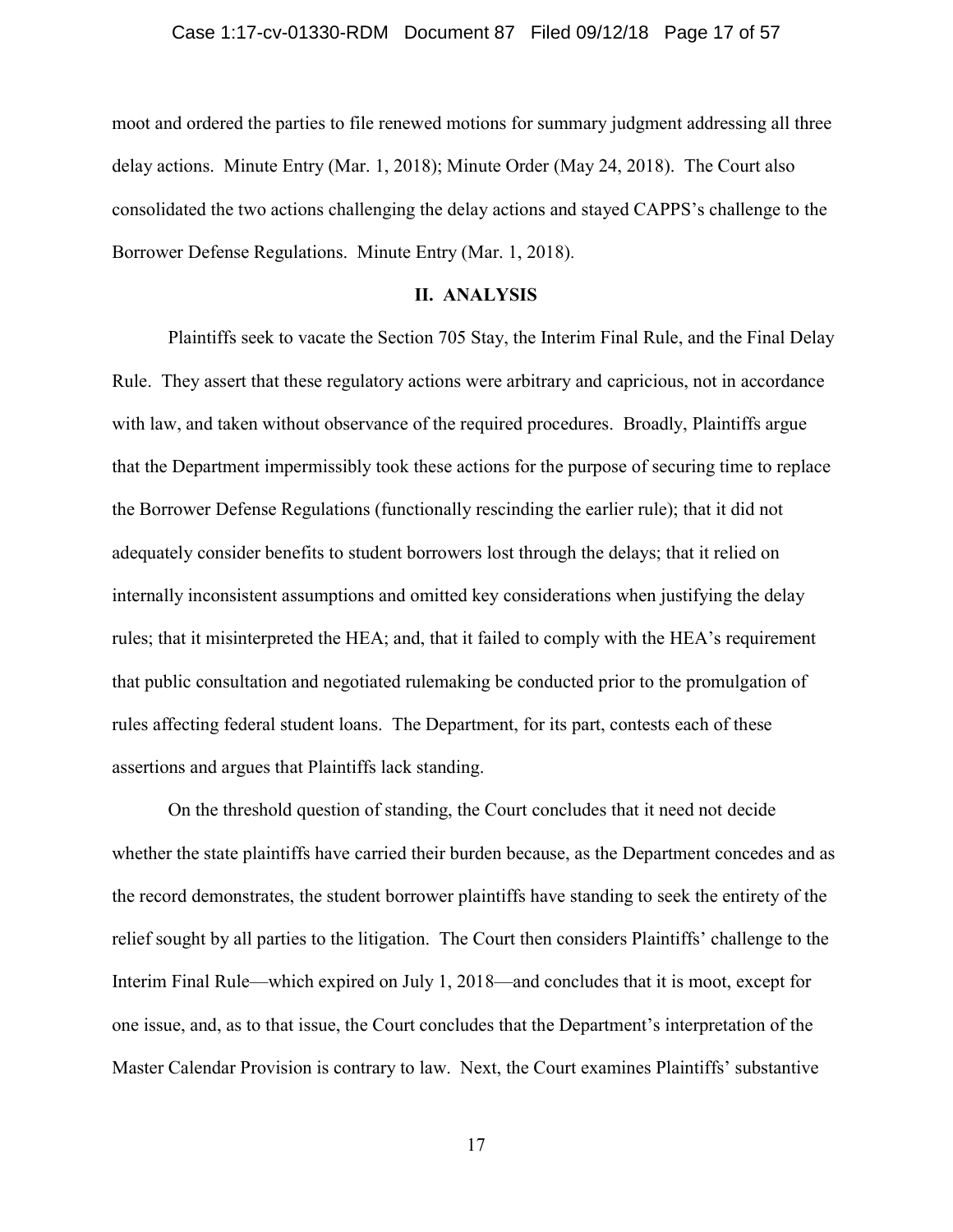moot and ordered the parties to file renewed motions for summary judgment addressing all three delay actions. Minute Entry (Mar. 1, 2018); Minute Order (May 24, 2018). The Court also consolidated the two actions challenging the delay actions and stayed CAPPS's challenge to the Borrower Defense Regulations. Minute Entry (Mar. 1, 2018).

## II. ANALYSIS

Plaintiffs seek to vacate the Section 705 Stay, the Interim Final Rule, and the Final Delay Rule. They assert that these regulatory actions were arbitrary and capricious, not in accordance with law, and taken without observance of the required procedures. Broadly, Plaintiffs argue that the Department impermissibly took these actions for the purpose of securing time to replace the Borrower Defense Regulations (functionally rescinding the earlier rule); that it did not adequately consider benefits to student borrowers lost through the delays; that it relied on internally inconsistent assumptions and omitted key considerations when justifying the delay rules; that it misinterpreted the HEA; and, that it failed to comply with the HEA's requirement that public consultation and negotiated rulemaking be conducted prior to the promulgation of rules affecting federal student loans. The Department, for its part, contests each of these assertions and argues that Plaintiffs lack standing.

On the threshold question of standing, the Court concludes that it need not decide whether the state plaintiffs have carried their burden because, as the Department concedes and as the record demonstrates, the student borrower plaintiffs have standing to seek the entirety of the relief sought by all parties to the litigation. The Court then considers Plaintiffs' challenge to the Interim Final Rule—which expired on July 1, 2018—and concludes that it is moot, except for one issue, and, as to that issue, the Court concludes that the Department's interpretation of the Master Calendar Provision is contrary to law. Next, the Court examines Plaintiffs' substantive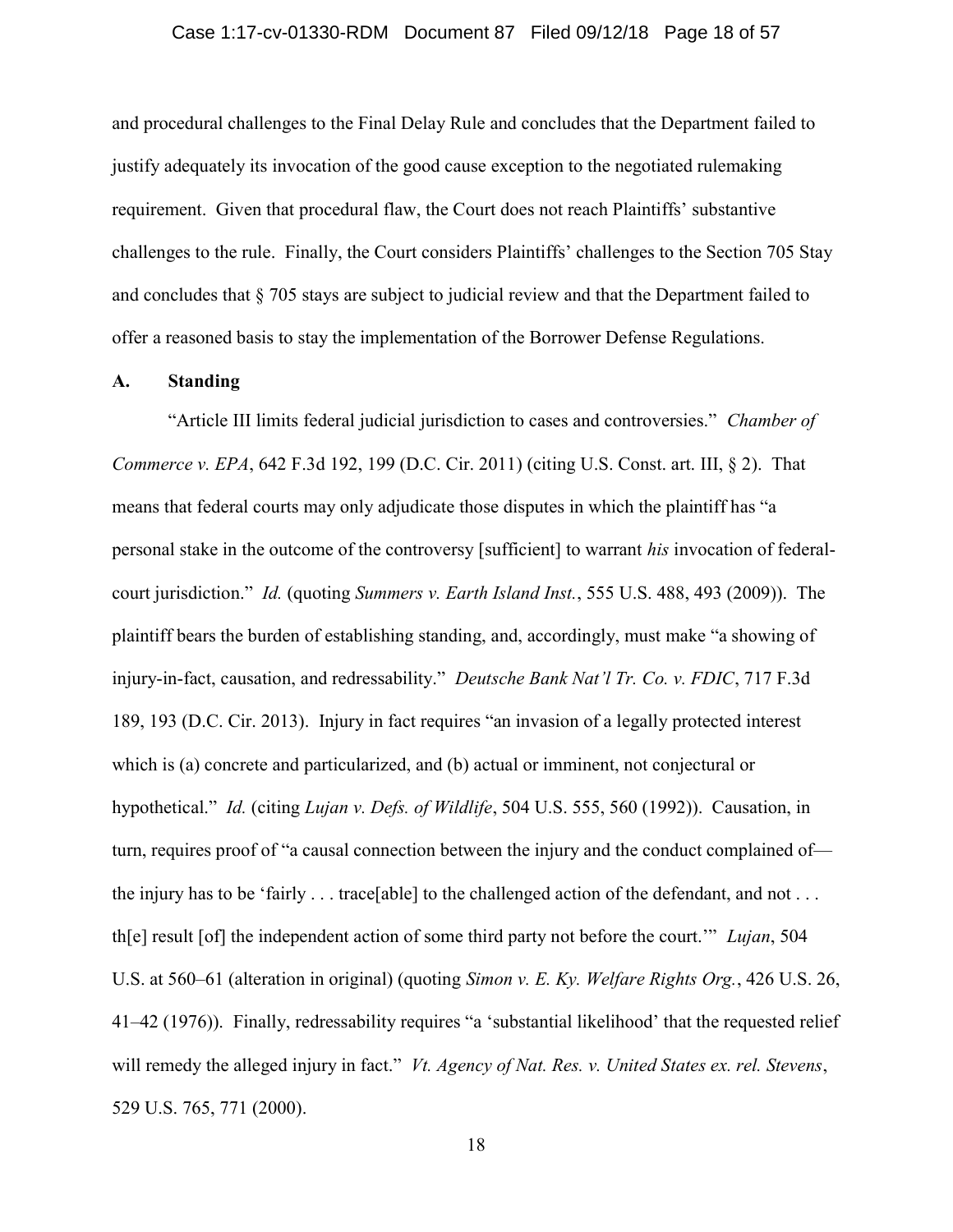and procedural challenges to the Final Delay Rule and concludes that the Department failed to justify adequately its invocation of the good cause exception to the negotiated rulemaking requirement. Given that procedural flaw, the Court does not reach Plaintiffs' substantive challenges to the rule. Finally, the Court considers Plaintiffs' challenges to the Section 705 Stay and concludes that § 705 stays are subject to judicial review and that the Department failed to offer a reasoned basis to stay the implementation of the Borrower Defense Regulations.

### A. Standing

"Article III limits federal judicial jurisdiction to cases and controversies." *Chamber of Commerce v. EPA*, 642 F.3d 192, 199 (D.C. Cir. 2011) (citing U.S. Const. art. III, § 2). That means that federal courts may only adjudicate those disputes in which the plaintiff has "a personal stake in the outcome of the controversy [sufficient] to warrant *his* invocation of federal-court jurisdiction." *Id.* (quoting *Summers v. Earth Island Inst.*, 555 U.S. 488, 493 (2009)). The plaintiff bears the burden of establishing standing, and, accordingly, must make "a showing of injury-in-fact, causation, and redressability." *Deutsche Bank Nat'l Tr. Co. v. FDIC*, 717 F.3d 189, 193 (D.C. Cir. 2013). Injury in fact requires "an invasion of a legally protected interest which is (a) concrete and particularized, and (b) actual or imminent, not conjectural or hypothetical." *Id.* (citing *Lujan v. Defs. of Wildlife*, 504 U.S. 555, 560 (1992)). Causation, in turn, requires proof of "a causal connection between the injury and the conduct complained of—the injury has to be 'fairly . . . trace[able] to the challenged action of the defendant, and not . . . th[e] result [of] the independent action of some third party not before the court.'" *Lujan*, 504 U.S. at 560–61 (alteration in original) (quoting *Simon v. E. Ky. Welfare Rights Org.*, 426 U.S. 26, 41–42 (1976)). Finally, redressability requires "a 'substantial likelihood' that the requested relief will remedy the alleged injury in fact." *Vt. Agency of Nat. Res. v. United States ex. rel. Stevens*, 529 U.S. 765, 771 (2000).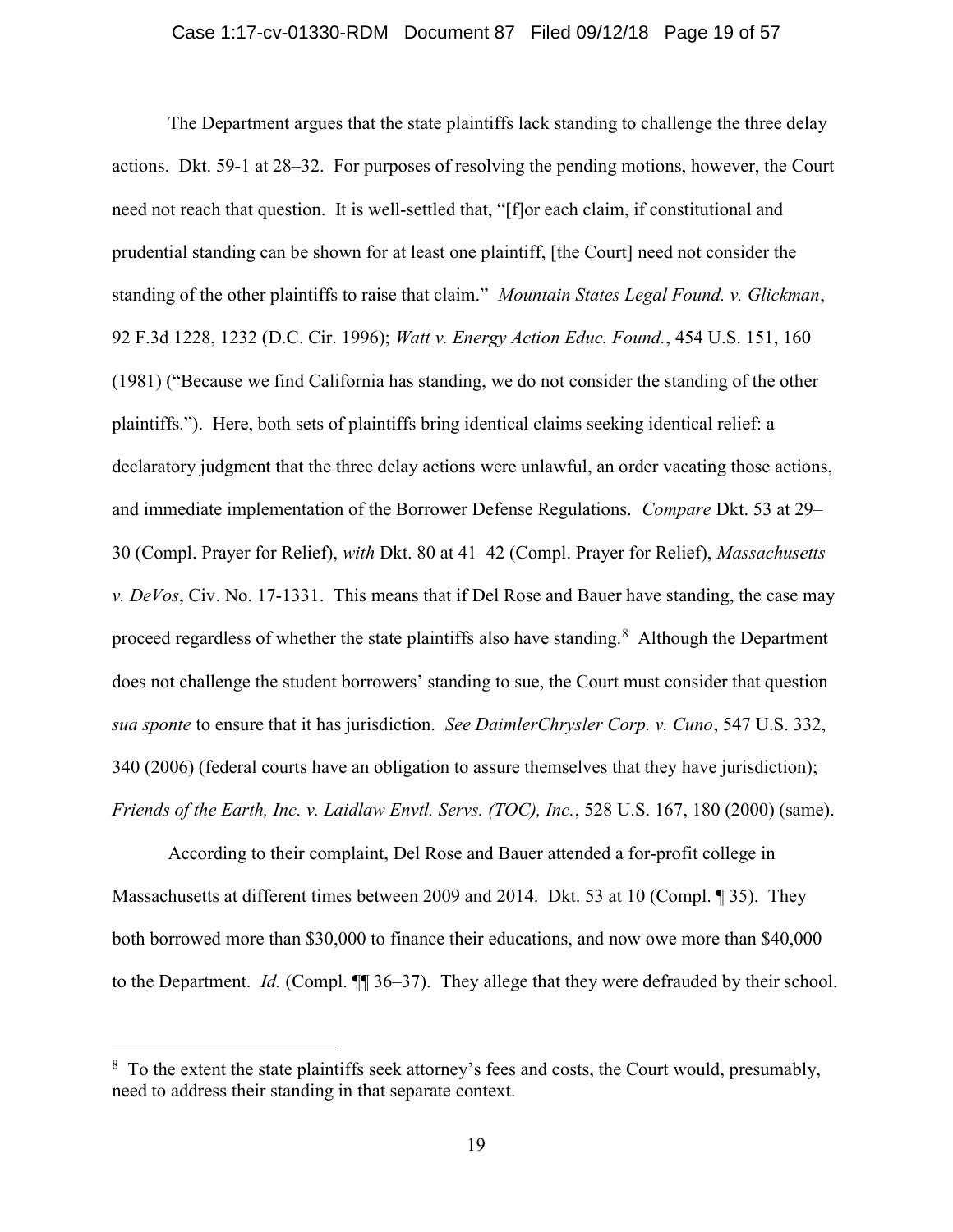The Department argues that the state plaintiffs lack standing to challenge the three delay actions. Dkt. 59-1 at 28–32. For purposes of resolving the pending motions, however, the Court need not reach that question. It is well-settled that, "[f]or each claim, if constitutional and prudential standing can be shown for at least one plaintiff, [the Court] need not consider the standing of the other plaintiffs to raise that claim." *Mountain States Legal Found. v. Glickman*, 92 F.3d 1228, 1232 (D.C. Cir. 1996); *Watt v. Energy Action Educ. Found.*, 454 U.S. 151, 160 (1981) ("Because we find California has standing, we do not consider the standing of the other plaintiffs."). Here, both sets of plaintiffs bring identical claims seeking identical relief: a declaratory judgment that the three delay actions were unlawful, an order vacating those actions, and immediate implementation of the Borrower Defense Regulations. *Compare* Dkt. 53 at 29–30 (Compl. Prayer for Relief), *with* Dkt. 80 at 41–42 (Compl. Prayer for Relief), *Massachusetts v. DeVos*, Civ. No. 17-1331. This means that if Del Rose and Bauer have standing, the case may proceed regardless of whether the state plaintiffs also have standing.[8] Although the Department does not challenge the student borrowers' standing to sue, the Court must consider that question *sua sponte* to ensure that it has jurisdiction. *See DaimlerChrysler Corp. v. Cuno*, 547 U.S. 332, 340 (2006) (federal courts have an obligation to assure themselves that they have jurisdiction); *Friends of the Earth, Inc. v. Laidlaw Envtl. Servs. (TOC), Inc.*, 528 U.S. 167, 180 (2000) (same).

According to their complaint, Del Rose and Bauer attended a for-profit college in Massachusetts at different times between 2009 and 2014. Dkt. 53 at 10 (Compl. ¶ 35). They both borrowed more than $30,000 to finance their educations, and now owe more than $40,000 to the Department. *Id.* (Compl. ¶¶ 36–37). They allege that they were defrauded by their school.

---

[8] To the extent the state plaintiffs seek attorney's fees and costs, the Court would, presumably, need to address their standing in that separate context.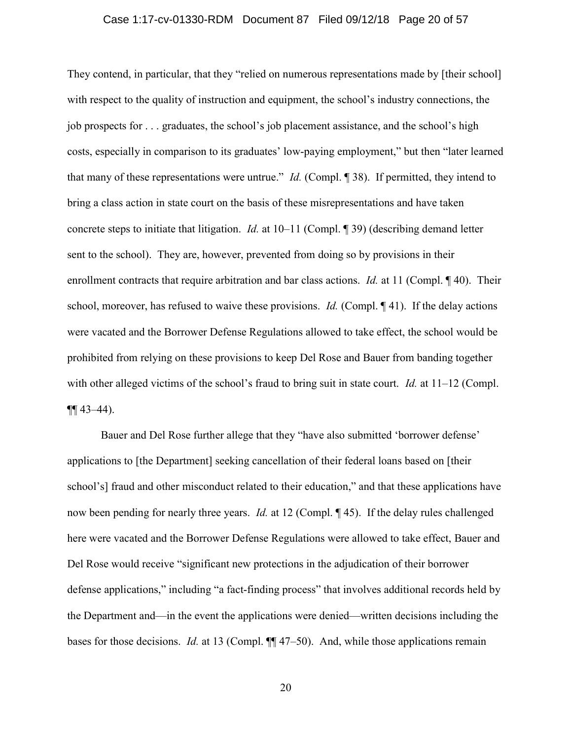They contend, in particular, that they "relied on numerous representations made by [their school] with respect to the quality of instruction and equipment, the school's industry connections, the job prospects for . . . graduates, the school's job placement assistance, and the school's high costs, especially in comparison to its graduates' low-paying employment," but then "later learned that many of these representations were untrue." *Id.* (Compl. ¶ 38). If permitted, they intend to bring a class action in state court on the basis of these misrepresentations and have taken concrete steps to initiate that litigation. *Id.* at 10–11 (Compl. ¶ 39) (describing demand letter sent to the school). They are, however, prevented from doing so by provisions in their enrollment contracts that require arbitration and bar class actions. *Id.* at 11 (Compl. ¶ 40). Their school, moreover, has refused to waive these provisions. *Id.* (Compl. ¶ 41). If the delay actions were vacated and the Borrower Defense Regulations allowed to take effect, the school would be prohibited from relying on these provisions to keep Del Rose and Bauer from banding together with other alleged victims of the school's fraud to bring suit in state court. *Id.* at 11–12 (Compl. ¶¶ 43–44).

Bauer and Del Rose further allege that they "have also submitted 'borrower defense' applications to [the Department] seeking cancellation of their federal loans based on [their school's] fraud and other misconduct related to their education," and that these applications have now been pending for nearly three years. *Id.* at 12 (Compl. ¶ 45). If the delay rules challenged here were vacated and the Borrower Defense Regulations were allowed to take effect, Bauer and Del Rose would receive "significant new protections in the adjudication of their borrower defense applications," including "a fact-finding process" that involves additional records held by the Department and—in the event the applications were denied—written decisions including the bases for those decisions. *Id.* at 13 (Compl. ¶¶ 47–50). And, while those applications remain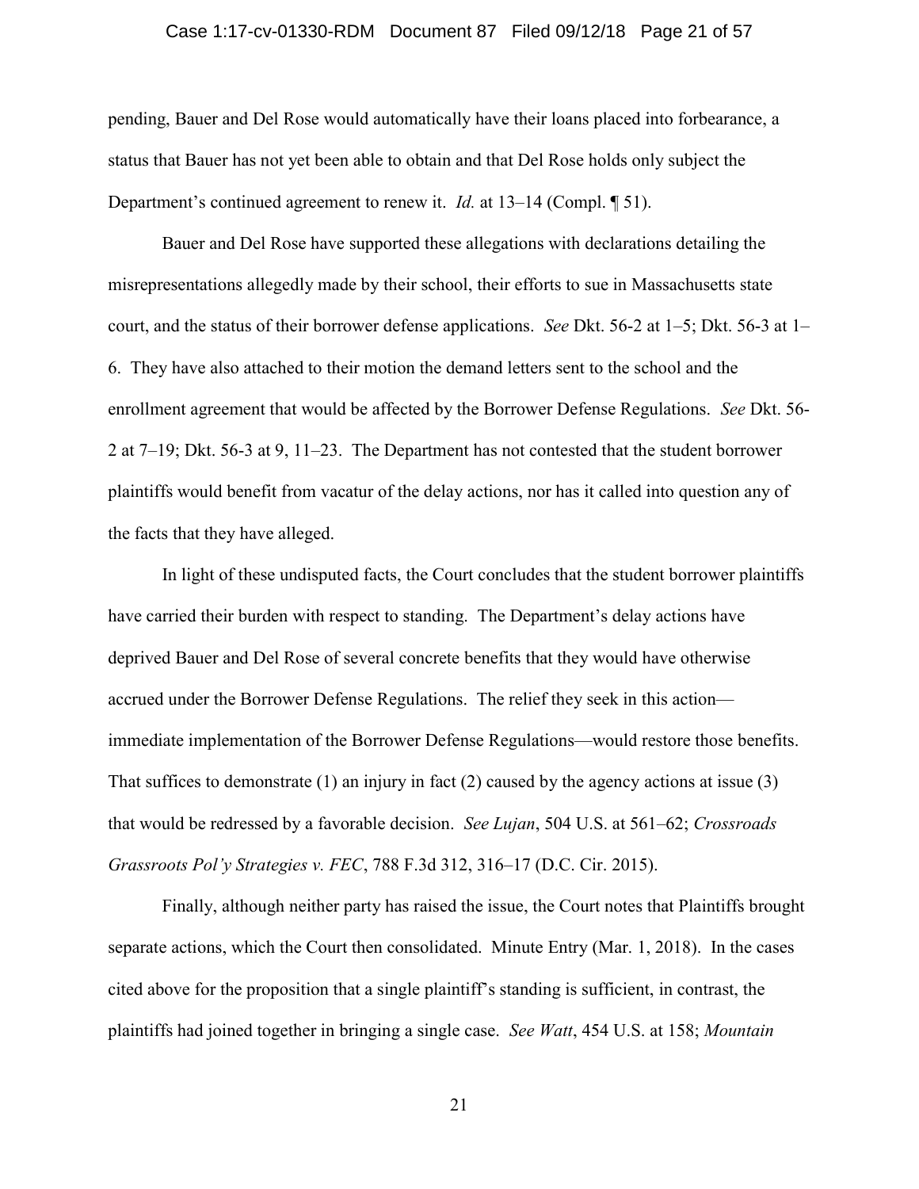pending, Bauer and Del Rose would automatically have their loans placed into forbearance, a status that Bauer has not yet been able to obtain and that Del Rose holds only subject the Department's continued agreement to renew it. *Id.* at 13–14 (Compl. ¶ 51).

Bauer and Del Rose have supported these allegations with declarations detailing the misrepresentations allegedly made by their school, their efforts to sue in Massachusetts state court, and the status of their borrower defense applications. *See* Dkt. 56-2 at 1–5; Dkt. 56-3 at 1–6. They have also attached to their motion the demand letters sent to the school and the enrollment agreement that would be affected by the Borrower Defense Regulations. *See* Dkt. 56-2 at 7–19; Dkt. 56-3 at 9, 11–23. The Department has not contested that the student borrower plaintiffs would benefit from vacatur of the delay actions, nor has it called into question any of the facts that they have alleged.

In light of these undisputed facts, the Court concludes that the student borrower plaintiffs have carried their burden with respect to standing. The Department's delay actions have deprived Bauer and Del Rose of several concrete benefits that they would have otherwise accrued under the Borrower Defense Regulations. The relief they seek in this action—immediate implementation of the Borrower Defense Regulations—would restore those benefits. That suffices to demonstrate (1) an injury in fact (2) caused by the agency actions at issue (3) that would be redressed by a favorable decision. *See Lujan*, 504 U.S. at 561–62; *Crossroads Grassroots Pol'y Strategies v. FEC*, 788 F.3d 312, 316–17 (D.C. Cir. 2015).

Finally, although neither party has raised the issue, the Court notes that Plaintiffs brought separate actions, which the Court then consolidated. Minute Entry (Mar. 1, 2018). In the cases cited above for the proposition that a single plaintiff's standing is sufficient, in contrast, the plaintiffs had joined together in bringing a single case. *See Watt*, 454 U.S. at 158; *Mountain*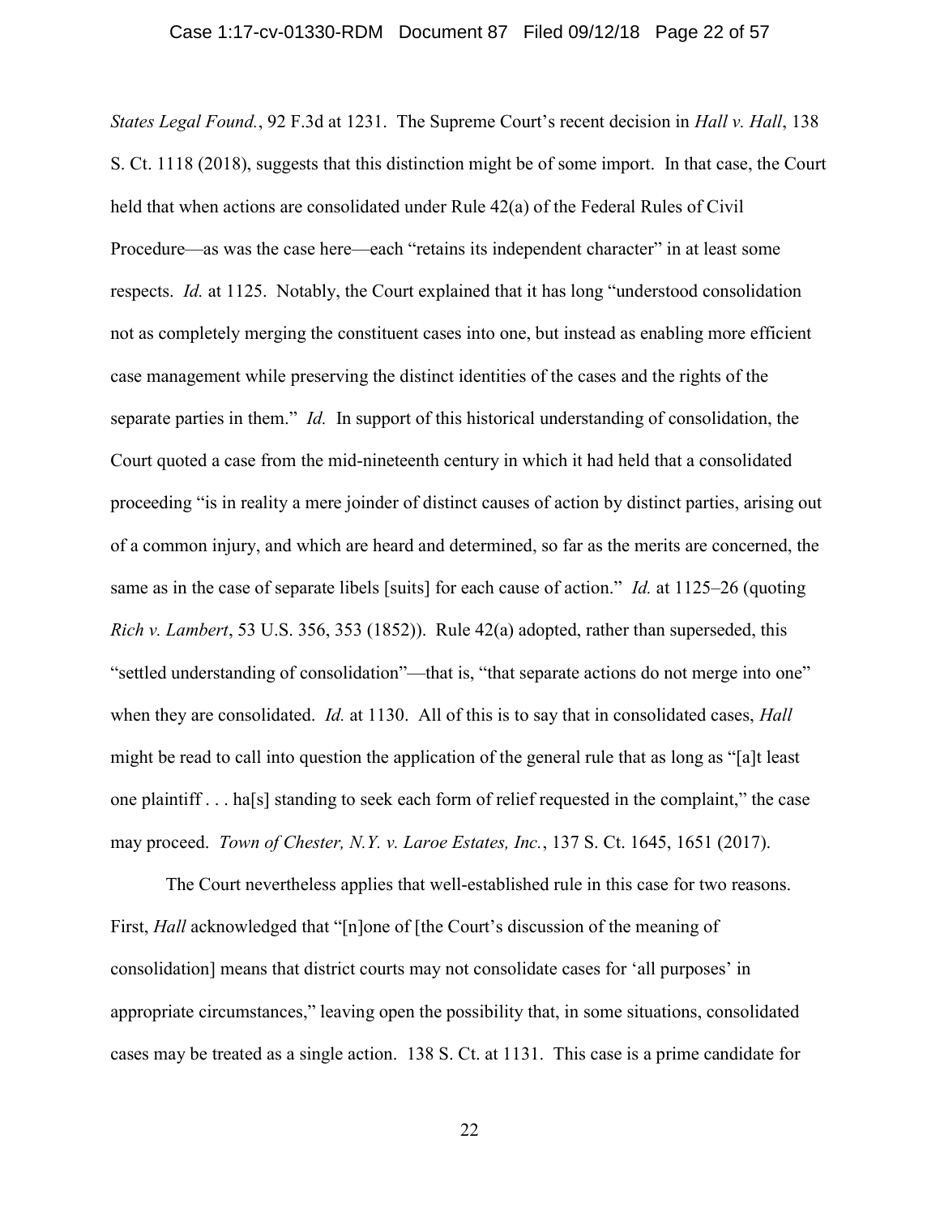*States Legal Found.*, 92 F.3d at 1231. The Supreme Court's recent decision in *Hall v. Hall*, 138 S. Ct. 1118 (2018), suggests that this distinction might be of some import. In that case, the Court held that when actions are consolidated under Rule 42(a) of the Federal Rules of Civil Procedure—as was the case here—each "retains its independent character" in at least some respects. *Id.* at 1125. Notably, the Court explained that it has long "understood consolidation not as completely merging the constituent cases into one, but instead as enabling more efficient case management while preserving the distinct identities of the cases and the rights of the separate parties in them." *Id.* In support of this historical understanding of consolidation, the Court quoted a case from the mid-nineteenth century in which it had held that a consolidated proceeding "is in reality a mere joinder of distinct causes of action by distinct parties, arising out of a common injury, and which are heard and determined, so far as the merits are concerned, the same as in the case of separate libels [suits] for each cause of action." *Id.* at 1125–26 (quoting *Rich v. Lambert*, 53 U.S. 356, 353 (1852)). Rule 42(a) adopted, rather than superseded, this "settled understanding of consolidation"—that is, "that separate actions do not merge into one" when they are consolidated. *Id.* at 1130. All of this is to say that in consolidated cases, *Hall* might be read to call into question the application of the general rule that as long as "[a]t least one plaintiff . . . ha[s] standing to seek each form of relief requested in the complaint," the case may proceed. *Town of Chester, N.Y. v. Laroe Estates, Inc.*, 137 S. Ct. 1645, 1651 (2017).

The Court nevertheless applies that well-established rule in this case for two reasons. First, *Hall* acknowledged that "[n]one of [the Court's discussion of the meaning of consolidation] means that district courts may not consolidate cases for 'all purposes' in appropriate circumstances," leaving open the possibility that, in some situations, consolidated cases may be treated as a single action. 138 S. Ct. at 1131. This case is a prime candidate for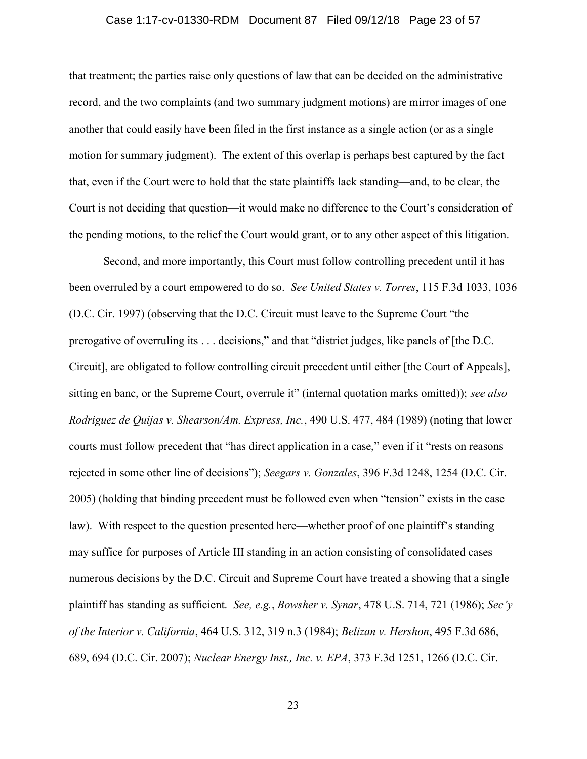that treatment; the parties raise only questions of law that can be decided on the administrative record, and the two complaints (and two summary judgment motions) are mirror images of one another that could easily have been filed in the first instance as a single action (or as a single motion for summary judgment). The extent of this overlap is perhaps best captured by the fact that, even if the Court were to hold that the state plaintiffs lack standing—and, to be clear, the Court is not deciding that question—it would make no difference to the Court's consideration of the pending motions, to the relief the Court would grant, or to any other aspect of this litigation.

Second, and more importantly, this Court must follow controlling precedent until it has been overruled by a court empowered to do so. *See United States v. Torres*, 115 F.3d 1033, 1036 (D.C. Cir. 1997) (observing that the D.C. Circuit must leave to the Supreme Court "the prerogative of overruling its . . . decisions," and that "district judges, like panels of [the D.C. Circuit], are obligated to follow controlling circuit precedent until either [the Court of Appeals], sitting en banc, or the Supreme Court, overrule it" (internal quotation marks omitted)); *see also Rodriguez de Quijas v. Shearson/Am. Express, Inc.*, 490 U.S. 477, 484 (1989) (noting that lower courts must follow precedent that "has direct application in a case," even if it "rests on reasons rejected in some other line of decisions"); *Seegars v. Gonzales*, 396 F.3d 1248, 1254 (D.C. Cir. 2005) (holding that binding precedent must be followed even when "tension" exists in the case law). With respect to the question presented here—whether proof of one plaintiff's standing may suffice for purposes of Article III standing in an action consisting of consolidated cases—numerous decisions by the D.C. Circuit and Supreme Court have treated a showing that a single plaintiff has standing as sufficient. *See, e.g.*, *Bowsher v. Synar*, 478 U.S. 714, 721 (1986); *Sec'y of the Interior v. California*, 464 U.S. 312, 319 n.3 (1984); *Belizan v. Hershon*, 495 F.3d 686, 689, 694 (D.C. Cir. 2007); *Nuclear Energy Inst., Inc. v. EPA*, 373 F.3d 1251, 1266 (D.C. Cir.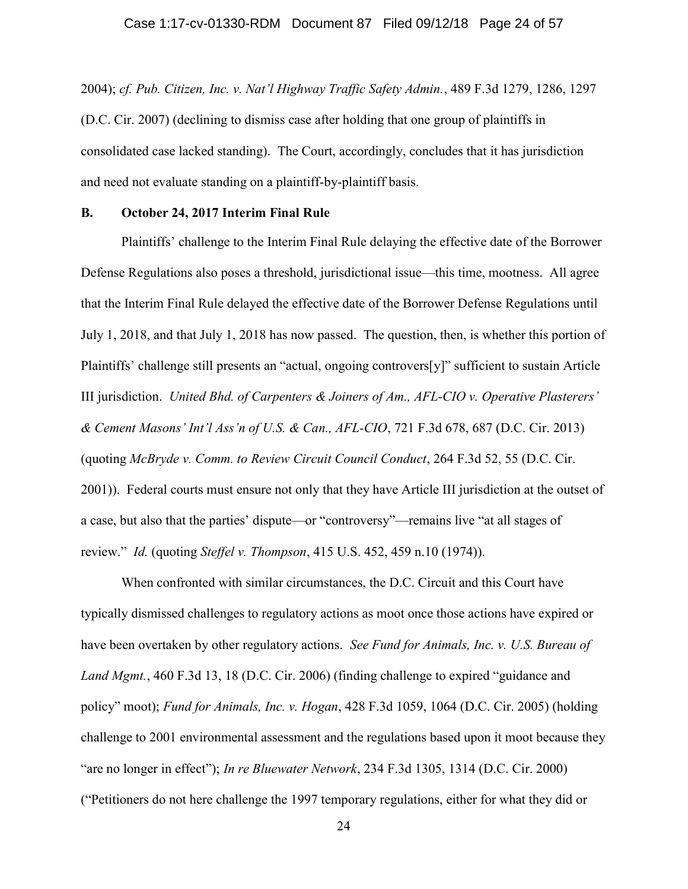2004); *cf. Pub. Citizen, Inc. v. Nat'l Highway Traffic Safety Admin.*, 489 F.3d 1279, 1286, 1297 (D.C. Cir. 2007) (declining to dismiss case after holding that one group of plaintiffs in consolidated case lacked standing). The Court, accordingly, concludes that it has jurisdiction and need not evaluate standing on a plaintiff-by-plaintiff basis.

**B. October 24, 2017 Interim Final Rule**

Plaintiffs' challenge to the Interim Final Rule delaying the effective date of the Borrower Defense Regulations also poses a threshold, jurisdictional issue—this time, mootness. All agree that the Interim Final Rule delayed the effective date of the Borrower Defense Regulations until July 1, 2018, and that July 1, 2018 has now passed. The question, then, is whether this portion of Plaintiffs' challenge still presents an "actual, ongoing controvers[y]" sufficient to sustain Article III jurisdiction. *United Bhd. of Carpenters & Joiners of Am., AFL-CIO v. Operative Plasterers' & Cement Masons' Int'l Ass'n of U.S. & Can., AFL-CIO*, 721 F.3d 678, 687 (D.C. Cir. 2013) (quoting *McBryde v. Comm. to Review Circuit Council Conduct*, 264 F.3d 52, 55 (D.C. Cir. 2001)). Federal courts must ensure not only that they have Article III jurisdiction at the outset of a case, but also that the parties' dispute—or "controversy"—remains live "at all stages of review." *Id.* (quoting *Steffel v. Thompson*, 415 U.S. 452, 459 n.10 (1974)).

When confronted with similar circumstances, the D.C. Circuit and this Court have typically dismissed challenges to regulatory actions as moot once those actions have expired or have been overtaken by other regulatory actions. *See Fund for Animals, Inc. v. U.S. Bureau of Land Mgmt.*, 460 F.3d 13, 18 (D.C. Cir. 2006) (finding challenge to expired "guidance and policy" moot); *Fund for Animals, Inc. v. Hogan*, 428 F.3d 1059, 1064 (D.C. Cir. 2005) (holding challenge to 2001 environmental assessment and the regulations based upon it moot because they "are no longer in effect"); *In re Bluewater Network*, 234 F.3d 1305, 1314 (D.C. Cir. 2000) ("Petitioners do not here challenge the 1997 temporary regulations, either for what they did or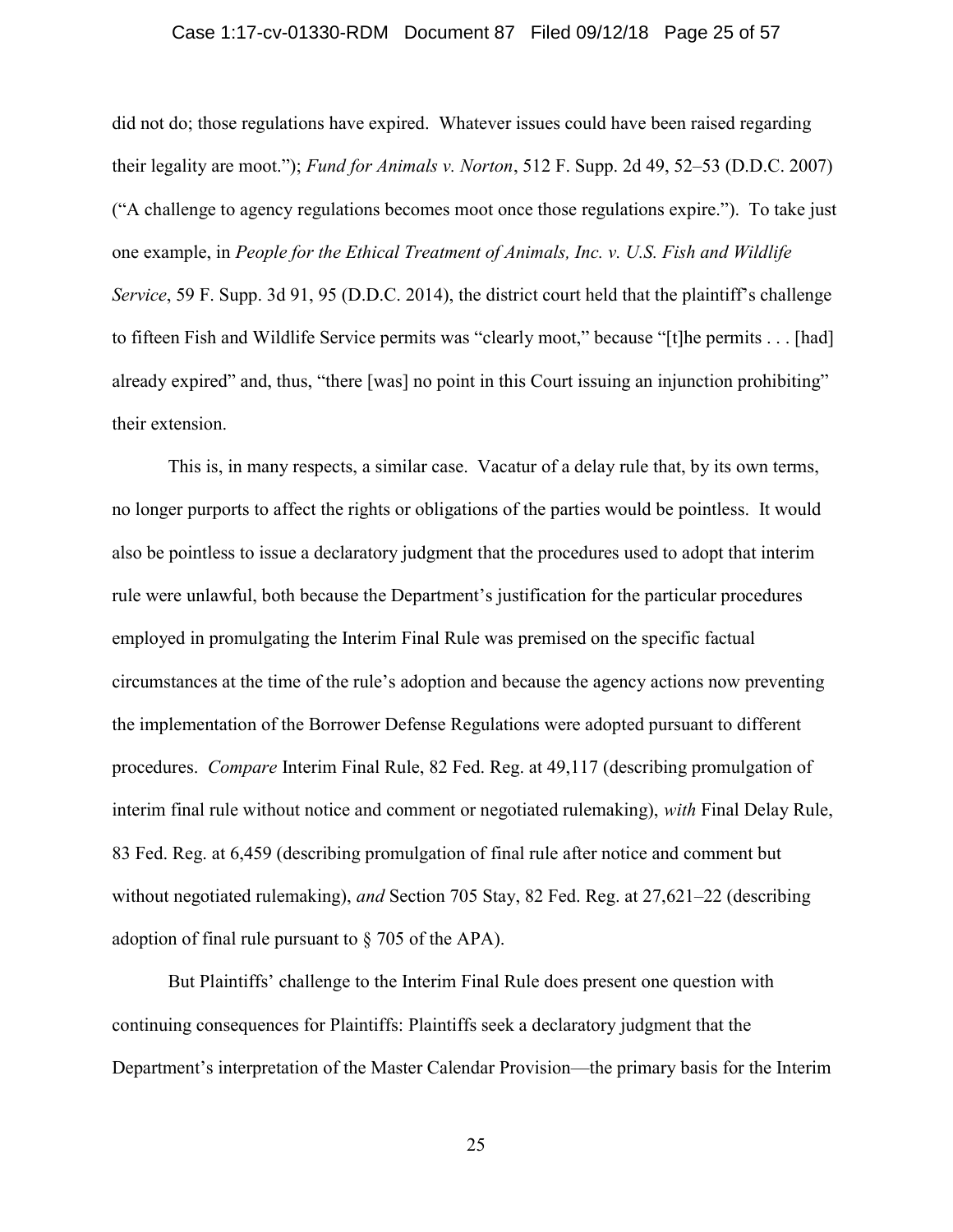did not do; those regulations have expired. Whatever issues could have been raised regarding their legality are moot."); *Fund for Animals v. Norton*, 512 F. Supp. 2d 49, 52–53 (D.D.C. 2007) ("A challenge to agency regulations becomes moot once those regulations expire."). To take just one example, in *People for the Ethical Treatment of Animals, Inc. v. U.S. Fish and Wildlife Service*, 59 F. Supp. 3d 91, 95 (D.D.C. 2014), the district court held that the plaintiff's challenge to fifteen Fish and Wildlife Service permits was "clearly moot," because "[t]he permits . . . [had] already expired" and, thus, "there [was] no point in this Court issuing an injunction prohibiting" their extension.

This is, in many respects, a similar case. Vacatur of a delay rule that, by its own terms, no longer purports to affect the rights or obligations of the parties would be pointless. It would also be pointless to issue a declaratory judgment that the procedures used to adopt that interim rule were unlawful, both because the Department's justification for the particular procedures employed in promulgating the Interim Final Rule was premised on the specific factual circumstances at the time of the rule's adoption and because the agency actions now preventing the implementation of the Borrower Defense Regulations were adopted pursuant to different procedures. *Compare* Interim Final Rule, 82 Fed. Reg. at 49,117 (describing promulgation of interim final rule without notice and comment or negotiated rulemaking), *with* Final Delay Rule, 83 Fed. Reg. at 6,459 (describing promulgation of final rule after notice and comment but without negotiated rulemaking), *and* Section 705 Stay, 82 Fed. Reg. at 27,621–22 (describing adoption of final rule pursuant to § 705 of the APA).

But Plaintiffs' challenge to the Interim Final Rule does present one question with continuing consequences for Plaintiffs: Plaintiffs seek a declaratory judgment that the Department's interpretation of the Master Calendar Provision—the primary basis for the Interim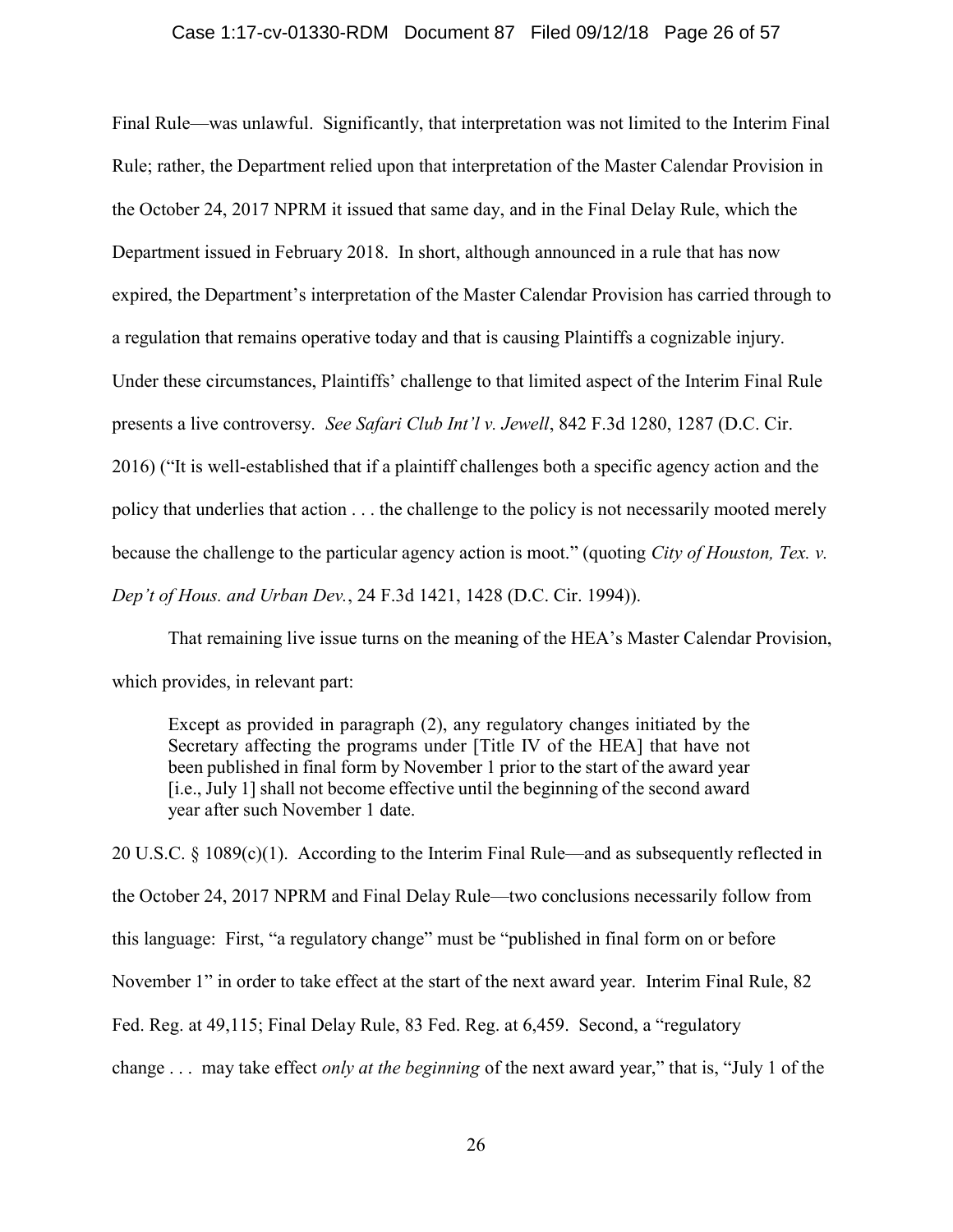Final Rule—was unlawful. Significantly, that interpretation was not limited to the Interim Final Rule; rather, the Department relied upon that interpretation of the Master Calendar Provision in the October 24, 2017 NPRM it issued that same day, and in the Final Delay Rule, which the Department issued in February 2018. In short, although announced in a rule that has now expired, the Department's interpretation of the Master Calendar Provision has carried through to a regulation that remains operative today and that is causing Plaintiffs a cognizable injury. Under these circumstances, Plaintiffs' challenge to that limited aspect of the Interim Final Rule presents a live controversy. *See Safari Club Int'l v. Jewell*, 842 F.3d 1280, 1287 (D.C. Cir. 2016) ("It is well-established that if a plaintiff challenges both a specific agency action and the policy that underlies that action . . . the challenge to the policy is not necessarily mooted merely because the challenge to the particular agency action is moot." (quoting *City of Houston, Tex. v. Dep't of Hous. and Urban Dev.*, 24 F.3d 1421, 1428 (D.C. Cir. 1994)).

That remaining live issue turns on the meaning of the HEA's Master Calendar Provision, which provides, in relevant part:

> Except as provided in paragraph (2), any regulatory changes initiated by the Secretary affecting the programs under [Title IV of the HEA] that have not been published in final form by November 1 prior to the start of the award year [i.e., July 1] shall not become effective until the beginning of the second award year after such November 1 date.

20 U.S.C. § 1089(c)(1). According to the Interim Final Rule—and as subsequently reflected in the October 24, 2017 NPRM and Final Delay Rule—two conclusions necessarily follow from this language: First, "a regulatory change" must be "published in final form on or before November 1" in order to take effect at the start of the next award year. Interim Final Rule, 82 Fed. Reg. at 49,115; Final Delay Rule, 83 Fed. Reg. at 6,459. Second, a "regulatory change . . . may take effect *only at the beginning* of the next award year," that is, "July 1 of the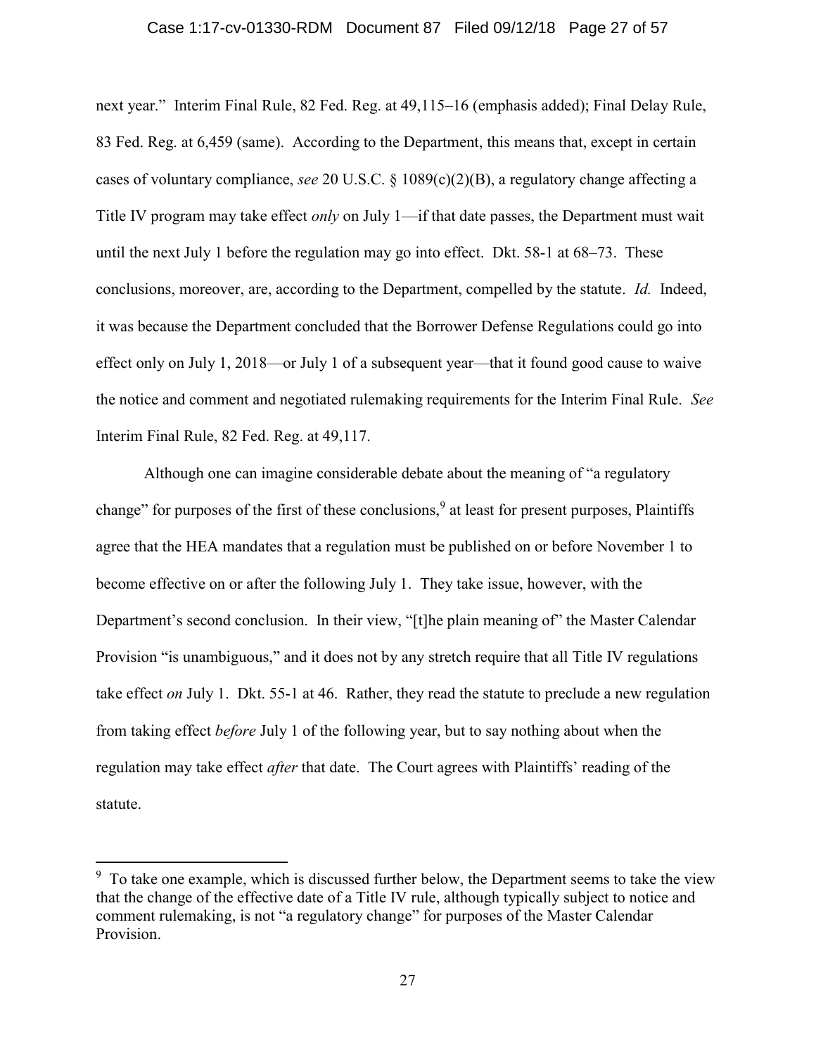next year." Interim Final Rule, 82 Fed. Reg. at 49,115–16 (emphasis added); Final Delay Rule, 83 Fed. Reg. at 6,459 (same). According to the Department, this means that, except in certain cases of voluntary compliance, *see* 20 U.S.C. § 1089(c)(2)(B), a regulatory change affecting a Title IV program may take effect *only* on July 1—if that date passes, the Department must wait until the next July 1 before the regulation may go into effect. Dkt. 58-1 at 68–73. These conclusions, moreover, are, according to the Department, compelled by the statute. *Id.* Indeed, it was because the Department concluded that the Borrower Defense Regulations could go into effect only on July 1, 2018—or July 1 of a subsequent year—that it found good cause to waive the notice and comment and negotiated rulemaking requirements for the Interim Final Rule. *See* Interim Final Rule, 82 Fed. Reg. at 49,117.

Although one can imagine considerable debate about the meaning of "a regulatory change" for purposes of the first of these conclusions,[9] at least for present purposes, Plaintiffs agree that the HEA mandates that a regulation must be published on or before November 1 to become effective on or after the following July 1. They take issue, however, with the Department's second conclusion. In their view, "[t]he plain meaning of" the Master Calendar Provision "is unambiguous," and it does not by any stretch require that all Title IV regulations take effect *on* July 1. Dkt. 55-1 at 46. Rather, they read the statute to preclude a new regulation from taking effect *before* July 1 of the following year, but to say nothing about when the regulation may take effect *after* that date. The Court agrees with Plaintiffs' reading of the statute.

---

[9] To take one example, which is discussed further below, the Department seems to take the view that the change of the effective date of a Title IV rule, although typically subject to notice and comment rulemaking, is not "a regulatory change" for purposes of the Master Calendar Provision.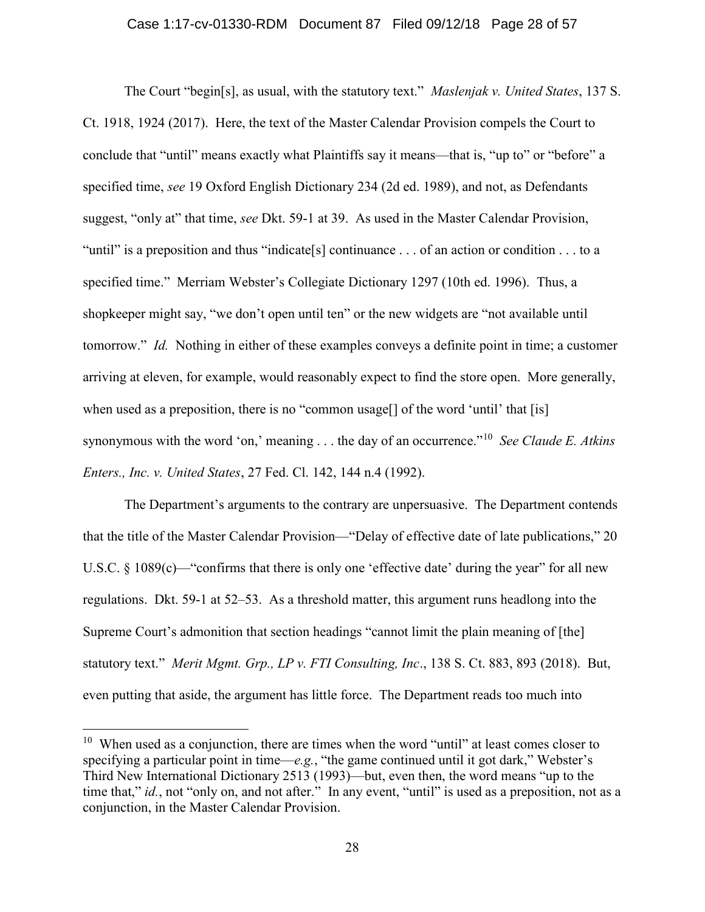The Court "begin[s], as usual, with the statutory text." *Maslenjak v. United States*, 137 S. Ct. 1918, 1924 (2017). Here, the text of the Master Calendar Provision compels the Court to conclude that "until" means exactly what Plaintiffs say it means—that is, "up to" or "before" a specified time, *see* 19 Oxford English Dictionary 234 (2d ed. 1989), and not, as Defendants suggest, "only at" that time, *see* Dkt. 59-1 at 39. As used in the Master Calendar Provision, "until" is a preposition and thus "indicate[s] continuance . . . of an action or condition . . . to a specified time." Merriam Webster's Collegiate Dictionary 1297 (10th ed. 1996). Thus, a shopkeeper might say, "we don't open until ten" or the new widgets are "not available until tomorrow." *Id.* Nothing in either of these examples conveys a definite point in time; a customer arriving at eleven, for example, would reasonably expect to find the store open. More generally, when used as a preposition, there is no "common usage[] of the word 'until' that [is] synonymous with the word 'on,' meaning . . . the day of an occurrence."[10] *See Claude E. Atkins Enters., Inc. v. United States*, 27 Fed. Cl. 142, 144 n.4 (1992).

The Department's arguments to the contrary are unpersuasive. The Department contends that the title of the Master Calendar Provision—"Delay of effective date of late publications," 20 U.S.C. § 1089(c)—"confirms that there is only one 'effective date' during the year" for all new regulations. Dkt. 59-1 at 52–53. As a threshold matter, this argument runs headlong into the Supreme Court's admonition that section headings "cannot limit the plain meaning of [the] statutory text." *Merit Mgmt. Grp., LP v. FTI Consulting, Inc*., 138 S. Ct. 883, 893 (2018). But, even putting that aside, the argument has little force. The Department reads too much into

---

[10] When used as a conjunction, there are times when the word "until" at least comes closer to specifying a particular point in time—*e.g.*, "the game continued until it got dark," Webster's Third New International Dictionary 2513 (1993)—but, even then, the word means "up to the time that," *id.*, not "only on, and not after." In any event, "until" is used as a preposition, not as a conjunction, in the Master Calendar Provision.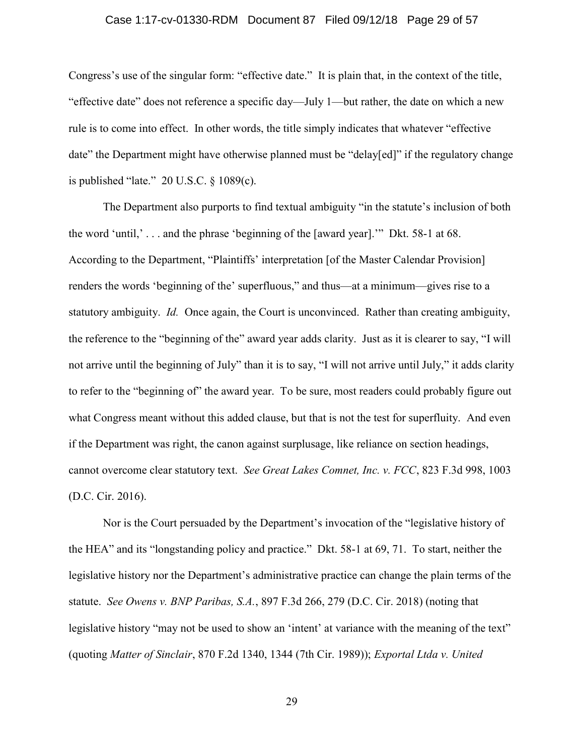Congress's use of the singular form: "effective date." It is plain that, in the context of the title, "effective date" does not reference a specific day—July 1—but rather, the date on which a new rule is to come into effect. In other words, the title simply indicates that whatever "effective date" the Department might have otherwise planned must be "delay[ed]" if the regulatory change is published "late." 20 U.S.C. § 1089(c).

The Department also purports to find textual ambiguity "in the statute's inclusion of both the word 'until,' . . . and the phrase 'beginning of the [award year].'" Dkt. 58-1 at 68. According to the Department, "Plaintiffs' interpretation [of the Master Calendar Provision] renders the words 'beginning of the' superfluous," and thus—at a minimum—gives rise to a statutory ambiguity. *Id.* Once again, the Court is unconvinced. Rather than creating ambiguity, the reference to the "beginning of the" award year adds clarity. Just as it is clearer to say, "I will not arrive until the beginning of July" than it is to say, "I will not arrive until July," it adds clarity to refer to the "beginning of" the award year. To be sure, most readers could probably figure out what Congress meant without this added clause, but that is not the test for superfluity. And even if the Department was right, the canon against surplusage, like reliance on section headings, cannot overcome clear statutory text. *See Great Lakes Comnet, Inc. v. FCC*, 823 F.3d 998, 1003 (D.C. Cir. 2016).

Nor is the Court persuaded by the Department's invocation of the "legislative history of the HEA" and its "longstanding policy and practice." Dkt. 58-1 at 69, 71. To start, neither the legislative history nor the Department's administrative practice can change the plain terms of the statute. *See Owens v. BNP Paribas, S.A.*, 897 F.3d 266, 279 (D.C. Cir. 2018) (noting that legislative history "may not be used to show an 'intent' at variance with the meaning of the text" (quoting *Matter of Sinclair*, 870 F.2d 1340, 1344 (7th Cir. 1989)); *Exportal Ltda v. United*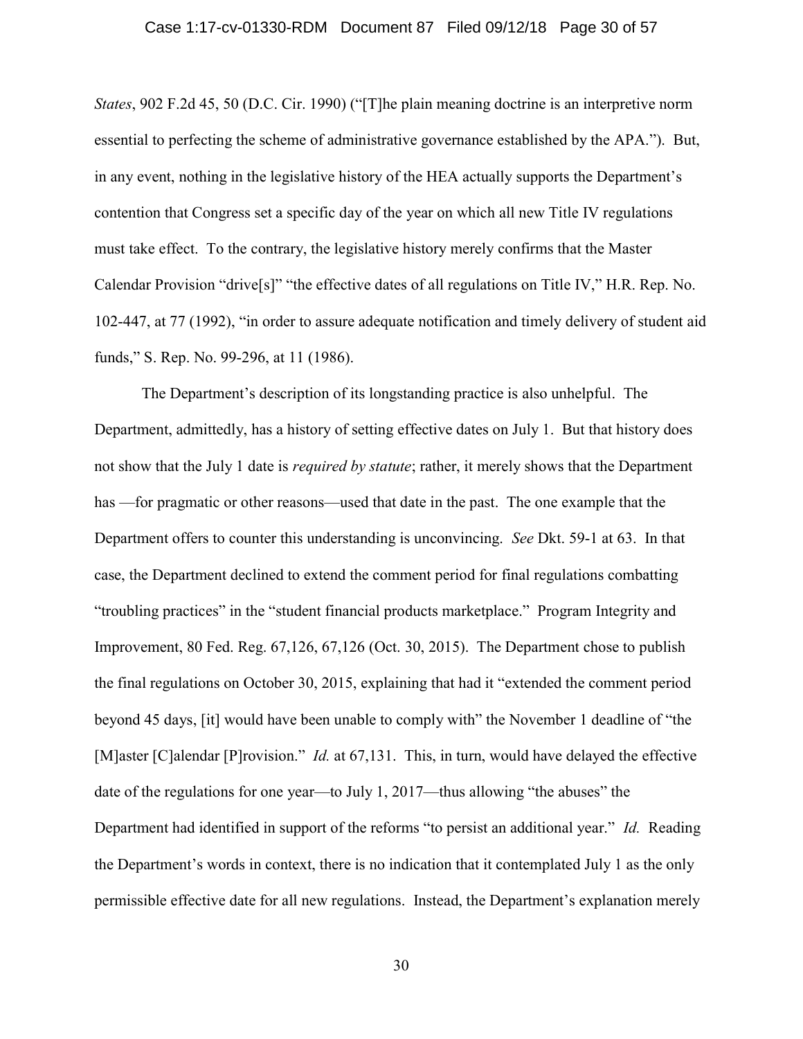*States*, 902 F.2d 45, 50 (D.C. Cir. 1990) ("[T]he plain meaning doctrine is an interpretive norm essential to perfecting the scheme of administrative governance established by the APA."). But, in any event, nothing in the legislative history of the HEA actually supports the Department's contention that Congress set a specific day of the year on which all new Title IV regulations must take effect. To the contrary, the legislative history merely confirms that the Master Calendar Provision "drive[s]" "the effective dates of all regulations on Title IV," H.R. Rep. No. 102-447, at 77 (1992), "in order to assure adequate notification and timely delivery of student aid funds," S. Rep. No. 99-296, at 11 (1986).

The Department's description of its longstanding practice is also unhelpful. The Department, admittedly, has a history of setting effective dates on July 1. But that history does not show that the July 1 date is *required by statute*; rather, it merely shows that the Department has —for pragmatic or other reasons—used that date in the past. The one example that the Department offers to counter this understanding is unconvincing. *See* Dkt. 59-1 at 63. In that case, the Department declined to extend the comment period for final regulations combatting "troubling practices" in the "student financial products marketplace." Program Integrity and Improvement, 80 Fed. Reg. 67,126, 67,126 (Oct. 30, 2015). The Department chose to publish the final regulations on October 30, 2015, explaining that had it "extended the comment period beyond 45 days, [it] would have been unable to comply with" the November 1 deadline of "the [M]aster [C]alendar [P]rovision." *Id.* at 67,131. This, in turn, would have delayed the effective date of the regulations for one year—to July 1, 2017—thus allowing "the abuses" the Department had identified in support of the reforms "to persist an additional year." *Id.* Reading the Department's words in context, there is no indication that it contemplated July 1 as the only permissible effective date for all new regulations. Instead, the Department's explanation merely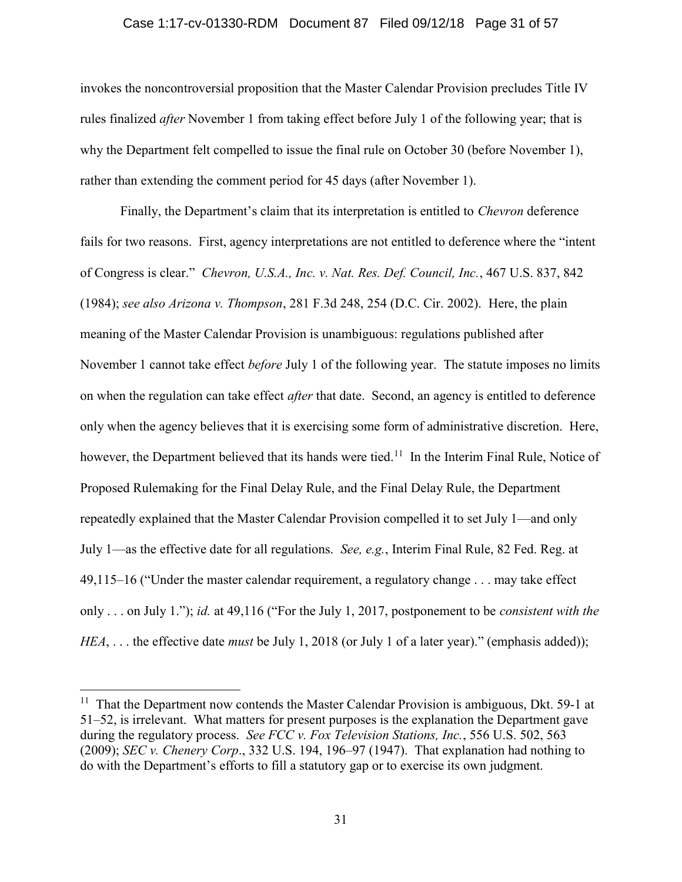invokes the noncontroversial proposition that the Master Calendar Provision precludes Title IV rules finalized *after* November 1 from taking effect before July 1 of the following year; that is why the Department felt compelled to issue the final rule on October 30 (before November 1), rather than extending the comment period for 45 days (after November 1).

Finally, the Department's claim that its interpretation is entitled to *Chevron* deference fails for two reasons. First, agency interpretations are not entitled to deference where the "intent of Congress is clear." *Chevron, U.S.A., Inc. v. Nat. Res. Def. Council, Inc.*, 467 U.S. 837, 842 (1984); *see also Arizona v. Thompson*, 281 F.3d 248, 254 (D.C. Cir. 2002). Here, the plain meaning of the Master Calendar Provision is unambiguous: regulations published after November 1 cannot take effect *before* July 1 of the following year. The statute imposes no limits on when the regulation can take effect *after* that date. Second, an agency is entitled to deference only when the agency believes that it is exercising some form of administrative discretion. Here, however, the Department believed that its hands were tied.[11] In the Interim Final Rule, Notice of Proposed Rulemaking for the Final Delay Rule, and the Final Delay Rule, the Department repeatedly explained that the Master Calendar Provision compelled it to set July 1—and only July 1—as the effective date for all regulations. *See, e.g.*, Interim Final Rule, 82 Fed. Reg. at 49,115–16 ("Under the master calendar requirement, a regulatory change . . . may take effect only . . . on July 1."); *id.* at 49,116 ("For the July 1, 2017, postponement to be *consistent with the HEA*, . . . the effective date *must* be July 1, 2018 (or July 1 of a later year)." (emphasis added));

---

[11] That the Department now contends the Master Calendar Provision is ambiguous, Dkt. 59-1 at 51–52, is irrelevant. What matters for present purposes is the explanation the Department gave during the regulatory process. *See FCC v. Fox Television Stations, Inc.*, 556 U.S. 502, 563 (2009); *SEC v. Chenery Corp*., 332 U.S. 194, 196–97 (1947). That explanation had nothing to do with the Department's efforts to fill a statutory gap or to exercise its own judgment.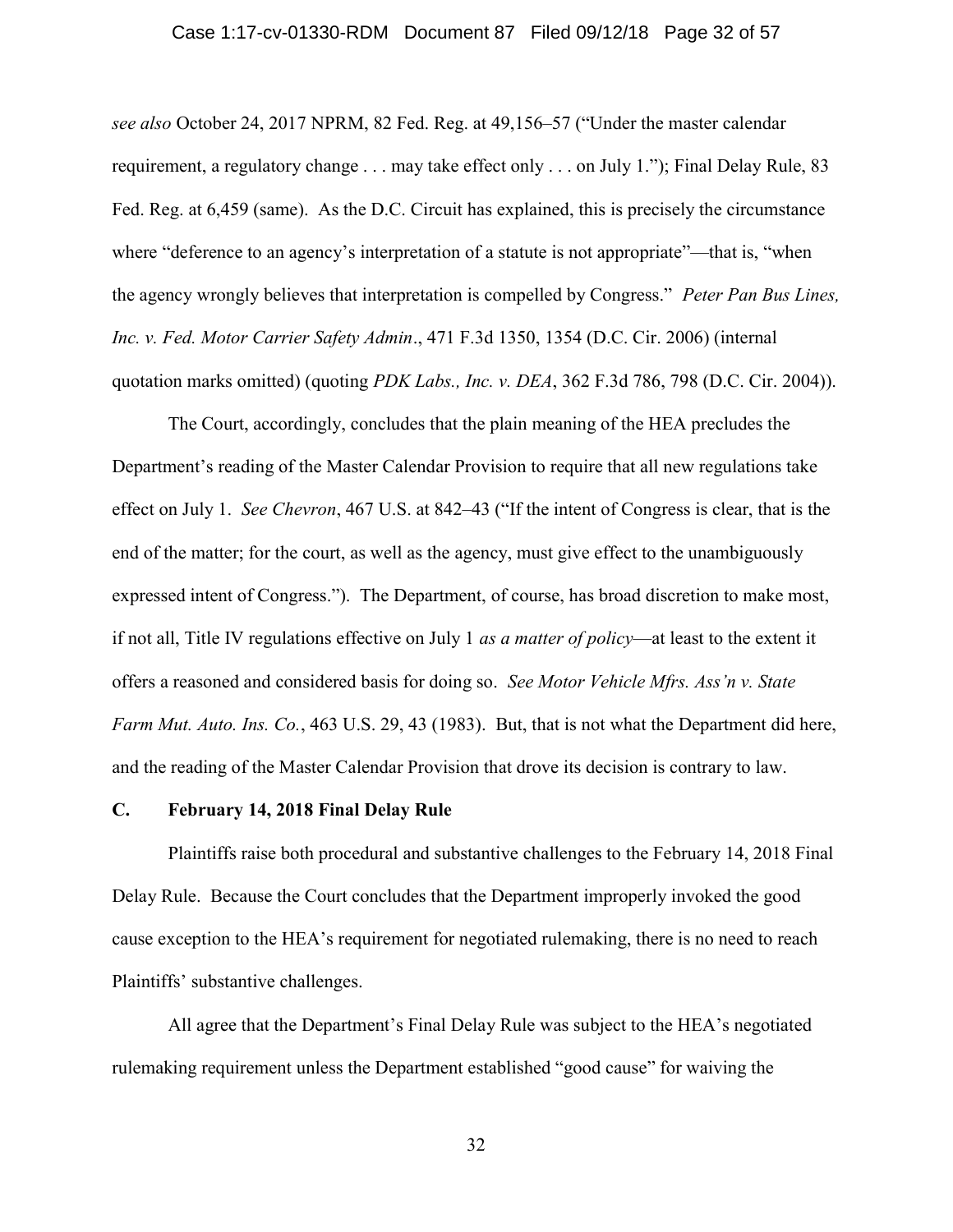*see also* October 24, 2017 NPRM, 82 Fed. Reg. at 49,156–57 ("Under the master calendar requirement, a regulatory change . . . may take effect only . . . on July 1."); Final Delay Rule, 83 Fed. Reg. at 6,459 (same). As the D.C. Circuit has explained, this is precisely the circumstance where "deference to an agency's interpretation of a statute is not appropriate"—that is, "when the agency wrongly believes that interpretation is compelled by Congress." *Peter Pan Bus Lines, Inc. v. Fed. Motor Carrier Safety Admin*., 471 F.3d 1350, 1354 (D.C. Cir. 2006) (internal quotation marks omitted) (quoting *PDK Labs., Inc. v. DEA*, 362 F.3d 786, 798 (D.C. Cir. 2004)).

The Court, accordingly, concludes that the plain meaning of the HEA precludes the Department's reading of the Master Calendar Provision to require that all new regulations take effect on July 1. *See Chevron*, 467 U.S. at 842–43 ("If the intent of Congress is clear, that is the end of the matter; for the court, as well as the agency, must give effect to the unambiguously expressed intent of Congress."). The Department, of course, has broad discretion to make most, if not all, Title IV regulations effective on July 1 *as a matter of policy*—at least to the extent it offers a reasoned and considered basis for doing so. *See Motor Vehicle Mfrs. Ass'n v. State Farm Mut. Auto. Ins. Co.*, 463 U.S. 29, 43 (1983). But, that is not what the Department did here, and the reading of the Master Calendar Provision that drove its decision is contrary to law.

### C. February 14, 2018 Final Delay Rule

Plaintiffs raise both procedural and substantive challenges to the February 14, 2018 Final Delay Rule. Because the Court concludes that the Department improperly invoked the good cause exception to the HEA's requirement for negotiated rulemaking, there is no need to reach Plaintiffs' substantive challenges.

All agree that the Department's Final Delay Rule was subject to the HEA's negotiated rulemaking requirement unless the Department established "good cause" for waiving the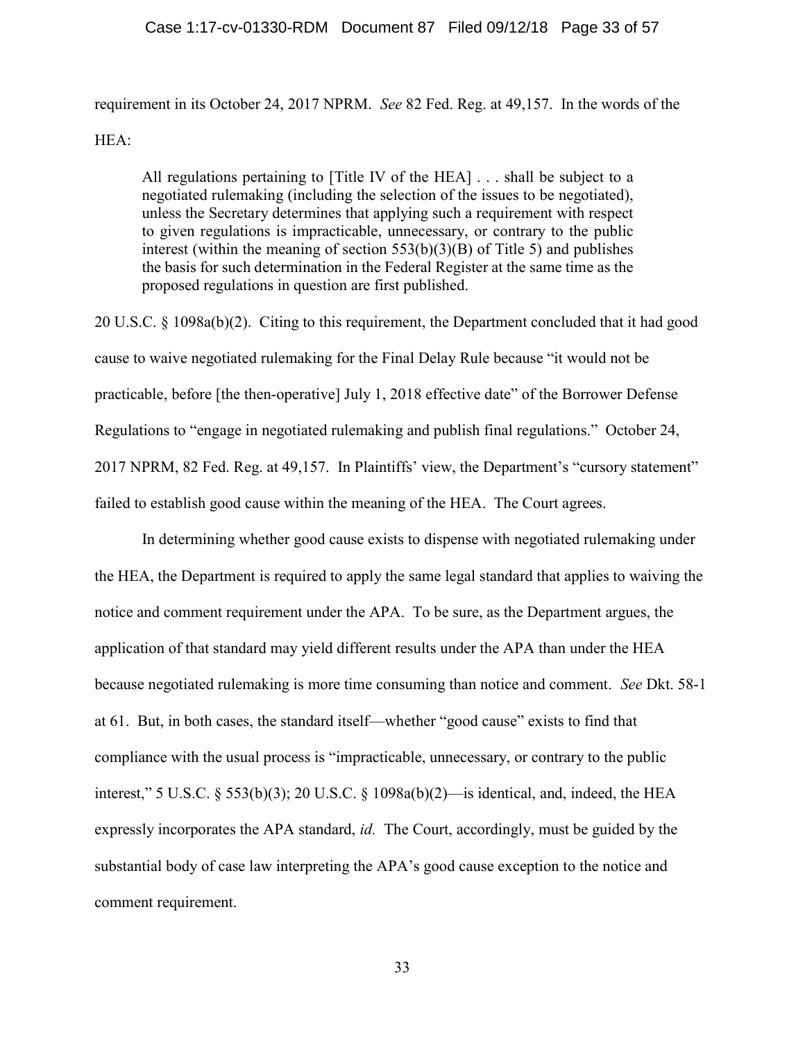requirement in its October 24, 2017 NPRM. *See* 82 Fed. Reg. at 49,157. In the words of the HEA:

> All regulations pertaining to [Title IV of the HEA] . . . shall be subject to a negotiated rulemaking (including the selection of the issues to be negotiated), unless the Secretary determines that applying such a requirement with respect to given regulations is impracticable, unnecessary, or contrary to the public interest (within the meaning of section 553(b)(3)(B) of Title 5) and publishes the basis for such determination in the Federal Register at the same time as the proposed regulations in question are first published.

20 U.S.C. § 1098a(b)(2). Citing to this requirement, the Department concluded that it had good cause to waive negotiated rulemaking for the Final Delay Rule because "it would not be practicable, before [the then-operative] July 1, 2018 effective date" of the Borrower Defense Regulations to "engage in negotiated rulemaking and publish final regulations." October 24, 2017 NPRM, 82 Fed. Reg. at 49,157. In Plaintiffs' view, the Department's "cursory statement" failed to establish good cause within the meaning of the HEA. The Court agrees.

In determining whether good cause exists to dispense with negotiated rulemaking under the HEA, the Department is required to apply the same legal standard that applies to waiving the notice and comment requirement under the APA. To be sure, as the Department argues, the application of that standard may yield different results under the APA than under the HEA because negotiated rulemaking is more time consuming than notice and comment. *See* Dkt. 58-1 at 61. But, in both cases, the standard itself—whether "good cause" exists to find that compliance with the usual process is "impracticable, unnecessary, or contrary to the public interest," 5 U.S.C. § 553(b)(3); 20 U.S.C. § 1098a(b)(2)—is identical, and, indeed, the HEA expressly incorporates the APA standard, *id.* The Court, accordingly, must be guided by the substantial body of case law interpreting the APA's good cause exception to the notice and comment requirement.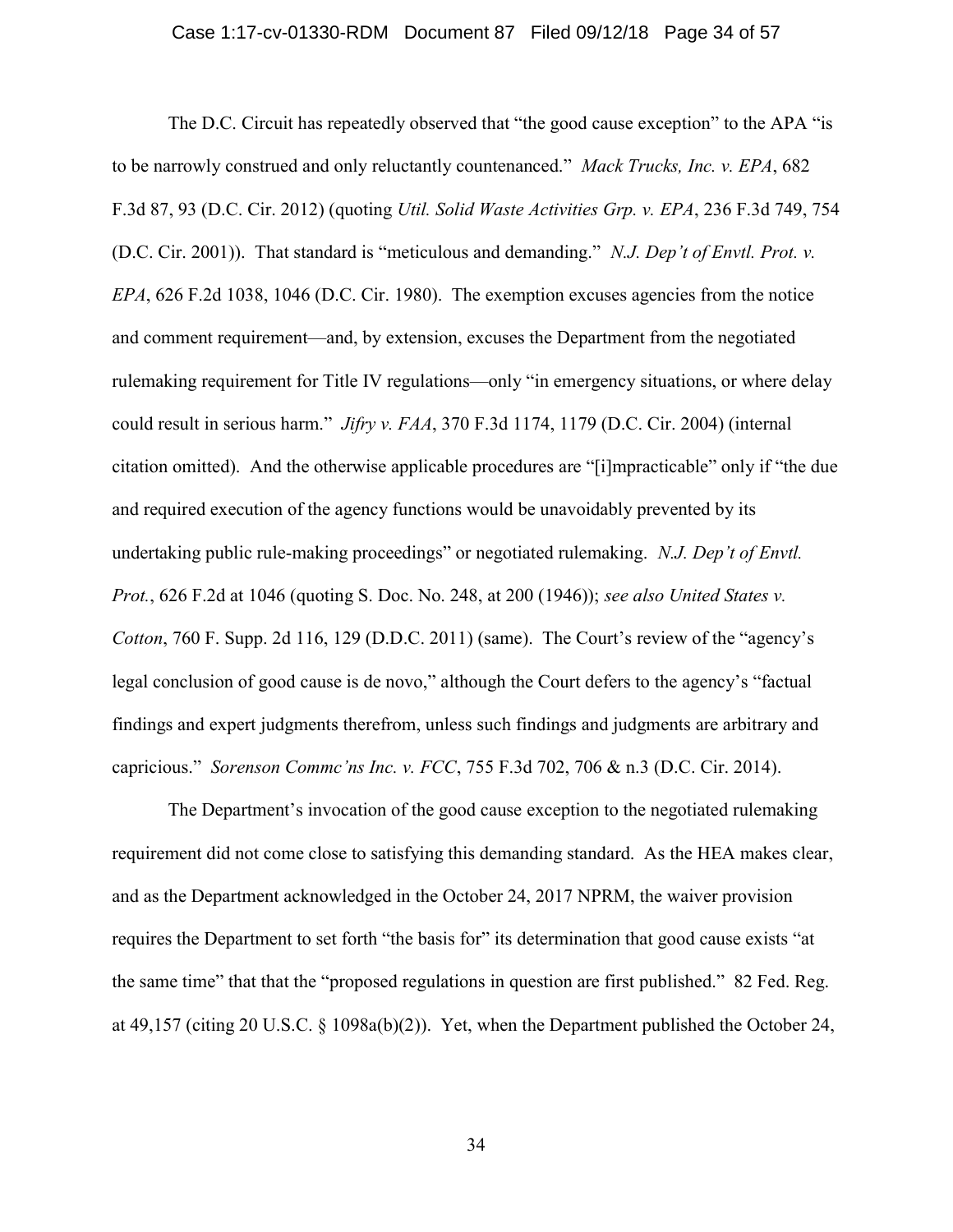The D.C. Circuit has repeatedly observed that "the good cause exception" to the APA "is to be narrowly construed and only reluctantly countenanced." *Mack Trucks, Inc. v. EPA*, 682 F.3d 87, 93 (D.C. Cir. 2012) (quoting *Util. Solid Waste Activities Grp. v. EPA*, 236 F.3d 749, 754 (D.C. Cir. 2001)). That standard is "meticulous and demanding." *N.J. Dep't of Envtl. Prot. v. EPA*, 626 F.2d 1038, 1046 (D.C. Cir. 1980). The exemption excuses agencies from the notice and comment requirement—and, by extension, excuses the Department from the negotiated rulemaking requirement for Title IV regulations—only "in emergency situations, or where delay could result in serious harm." *Jifry v. FAA*, 370 F.3d 1174, 1179 (D.C. Cir. 2004) (internal citation omitted). And the otherwise applicable procedures are "[i]mpracticable" only if "the due and required execution of the agency functions would be unavoidably prevented by its undertaking public rule-making proceedings" or negotiated rulemaking. *N.J. Dep't of Envtl. Prot.*, 626 F.2d at 1046 (quoting S. Doc. No. 248, at 200 (1946)); *see also United States v. Cotton*, 760 F. Supp. 2d 116, 129 (D.D.C. 2011) (same). The Court's review of the "agency's legal conclusion of good cause is de novo," although the Court defers to the agency's "factual findings and expert judgments therefrom, unless such findings and judgments are arbitrary and capricious." *Sorenson Commc'ns Inc. v. FCC*, 755 F.3d 702, 706 & n.3 (D.C. Cir. 2014).

The Department's invocation of the good cause exception to the negotiated rulemaking requirement did not come close to satisfying this demanding standard. As the HEA makes clear, and as the Department acknowledged in the October 24, 2017 NPRM, the waiver provision requires the Department to set forth "the basis for" its determination that good cause exists "at the same time" that that the "proposed regulations in question are first published." 82 Fed. Reg. at 49,157 (citing 20 U.S.C. § 1098a(b)(2)). Yet, when the Department published the October 24,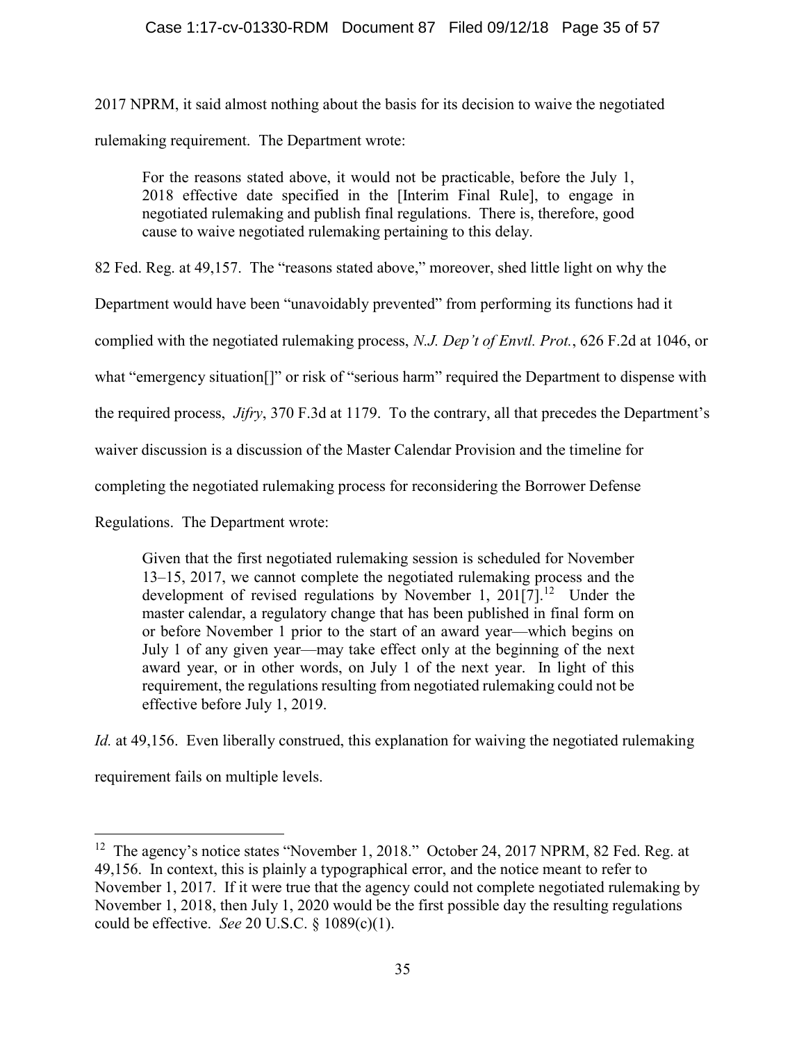2017 NPRM, it said almost nothing about the basis for its decision to waive the negotiated rulemaking requirement. The Department wrote:

> For the reasons stated above, it would not be practicable, before the July 1, 2018 effective date specified in the [Interim Final Rule], to engage in negotiated rulemaking and publish final regulations. There is, therefore, good cause to waive negotiated rulemaking pertaining to this delay.

82 Fed. Reg. at 49,157. The "reasons stated above," moreover, shed little light on why the Department would have been "unavoidably prevented" from performing its functions had it complied with the negotiated rulemaking process, *N.J. Dep't of Envtl. Prot.*, 626 F.2d at 1046, or what "emergency situation[]" or risk of "serious harm" required the Department to dispense with the required process, *Jifry*, 370 F.3d at 1179. To the contrary, all that precedes the Department's waiver discussion is a discussion of the Master Calendar Provision and the timeline for completing the negotiated rulemaking process for reconsidering the Borrower Defense Regulations. The Department wrote:

> Given that the first negotiated rulemaking session is scheduled for November 13–15, 2017, we cannot complete the negotiated rulemaking process and the development of revised regulations by November 1, 201[7].[12] Under the master calendar, a regulatory change that has been published in final form on or before November 1 prior to the start of an award year—which begins on July 1 of any given year—may take effect only at the beginning of the next award year, or in other words, on July 1 of the next year. In light of this requirement, the regulations resulting from negotiated rulemaking could not be effective before July 1, 2019.

*Id.* at 49,156. Even liberally construed, this explanation for waiving the negotiated rulemaking requirement fails on multiple levels.

---

[12] The agency's notice states "November 1, 2018." October 24, 2017 NPRM, 82 Fed. Reg. at 49,156. In context, this is plainly a typographical error, and the notice meant to refer to November 1, 2017. If it were true that the agency could not complete negotiated rulemaking by November 1, 2018, then July 1, 2020 would be the first possible day the resulting regulations could be effective. *See* 20 U.S.C. § 1089(c)(1).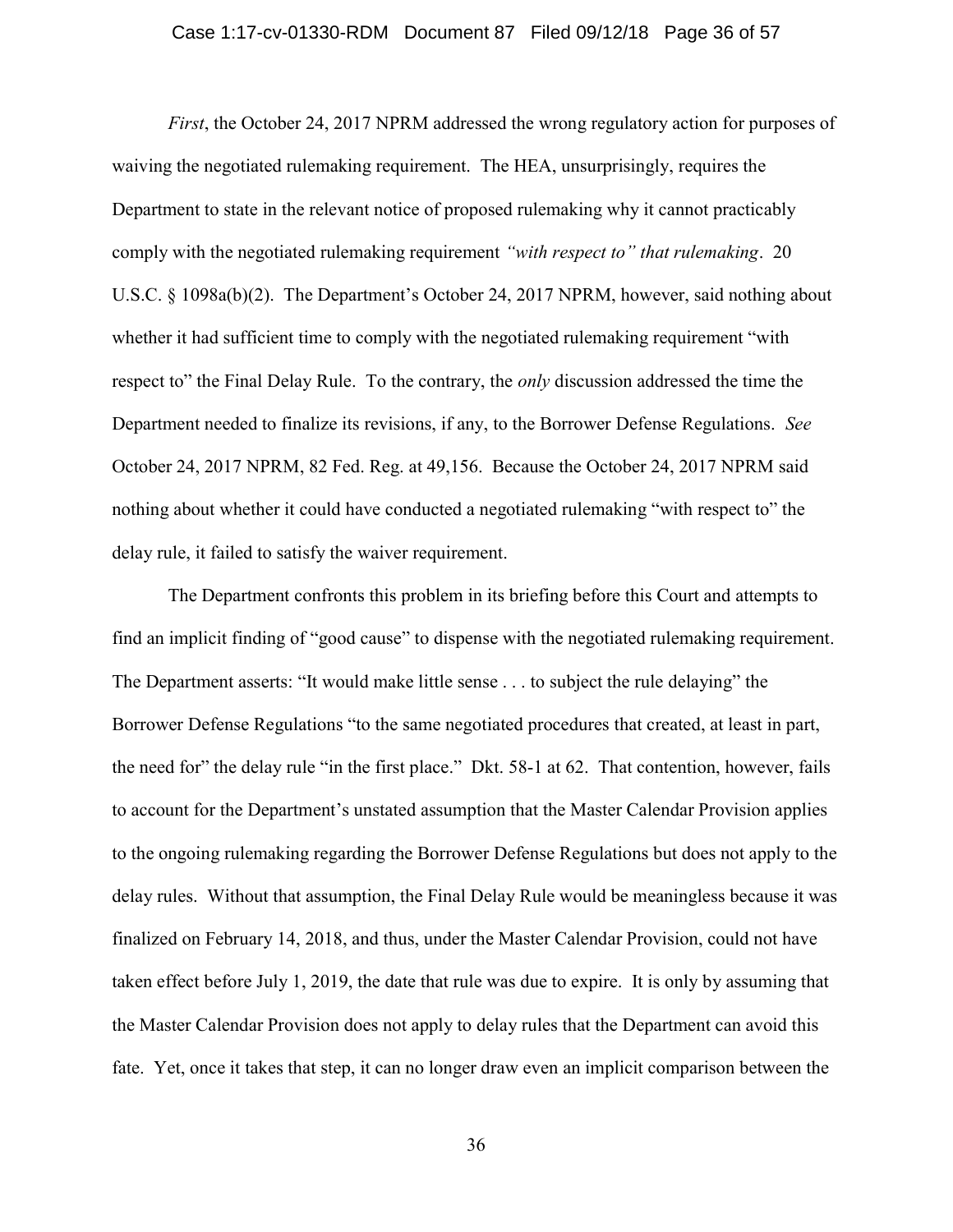*First*, the October 24, 2017 NPRM addressed the wrong regulatory action for purposes of waiving the negotiated rulemaking requirement. The HEA, unsurprisingly, requires the Department to state in the relevant notice of proposed rulemaking why it cannot practicably comply with the negotiated rulemaking requirement *"with respect to" that rulemaking*. 20 U.S.C. § 1098a(b)(2). The Department's October 24, 2017 NPRM, however, said nothing about whether it had sufficient time to comply with the negotiated rulemaking requirement "with respect to" the Final Delay Rule. To the contrary, the *only* discussion addressed the time the Department needed to finalize its revisions, if any, to the Borrower Defense Regulations. *See* October 24, 2017 NPRM, 82 Fed. Reg. at 49,156. Because the October 24, 2017 NPRM said nothing about whether it could have conducted a negotiated rulemaking "with respect to" the delay rule, it failed to satisfy the waiver requirement.

The Department confronts this problem in its briefing before this Court and attempts to find an implicit finding of "good cause" to dispense with the negotiated rulemaking requirement. The Department asserts: "It would make little sense . . . to subject the rule delaying" the Borrower Defense Regulations "to the same negotiated procedures that created, at least in part, the need for" the delay rule "in the first place." Dkt. 58-1 at 62. That contention, however, fails to account for the Department's unstated assumption that the Master Calendar Provision applies to the ongoing rulemaking regarding the Borrower Defense Regulations but does not apply to the delay rules. Without that assumption, the Final Delay Rule would be meaningless because it was finalized on February 14, 2018, and thus, under the Master Calendar Provision, could not have taken effect before July 1, 2019, the date that rule was due to expire. It is only by assuming that the Master Calendar Provision does not apply to delay rules that the Department can avoid this fate. Yet, once it takes that step, it can no longer draw even an implicit comparison between the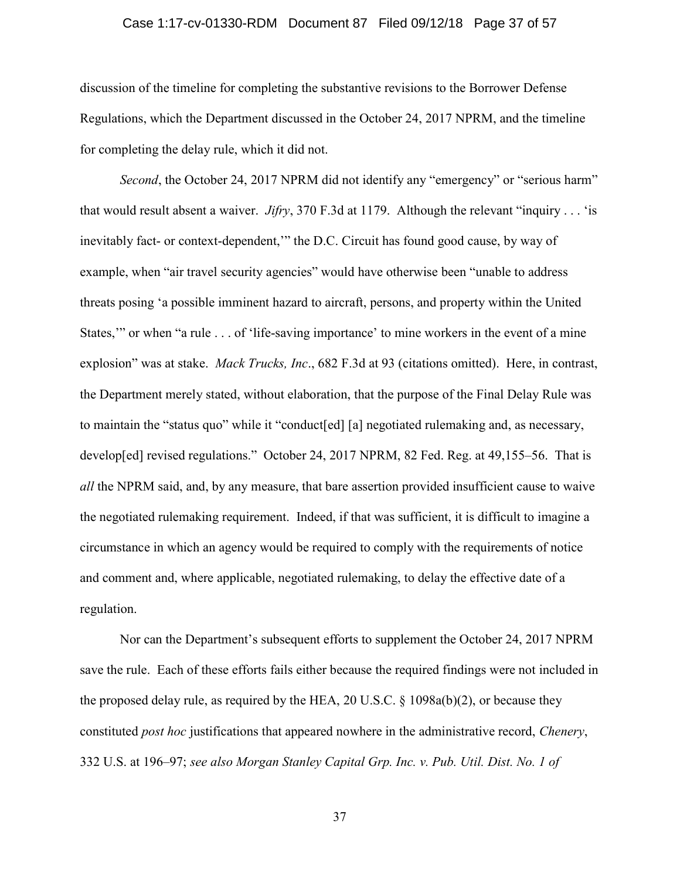discussion of the timeline for completing the substantive revisions to the Borrower Defense Regulations, which the Department discussed in the October 24, 2017 NPRM, and the timeline for completing the delay rule, which it did not.

*Second*, the October 24, 2017 NPRM did not identify any "emergency" or "serious harm" that would result absent a waiver. *Jifry*, 370 F.3d at 1179. Although the relevant "inquiry . . . 'is inevitably fact- or context-dependent,'" the D.C. Circuit has found good cause, by way of example, when "air travel security agencies" would have otherwise been "unable to address threats posing 'a possible imminent hazard to aircraft, persons, and property within the United States,'" or when "a rule . . . of 'life-saving importance' to mine workers in the event of a mine explosion" was at stake. *Mack Trucks, Inc*., 682 F.3d at 93 (citations omitted). Here, in contrast, the Department merely stated, without elaboration, that the purpose of the Final Delay Rule was to maintain the "status quo" while it "conduct[ed] [a] negotiated rulemaking and, as necessary, develop[ed] revised regulations." October 24, 2017 NPRM, 82 Fed. Reg. at 49,155–56. That is *all* the NPRM said, and, by any measure, that bare assertion provided insufficient cause to waive the negotiated rulemaking requirement. Indeed, if that was sufficient, it is difficult to imagine a circumstance in which an agency would be required to comply with the requirements of notice and comment and, where applicable, negotiated rulemaking, to delay the effective date of a regulation.

Nor can the Department's subsequent efforts to supplement the October 24, 2017 NPRM save the rule. Each of these efforts fails either because the required findings were not included in the proposed delay rule, as required by the HEA, 20 U.S.C. § 1098a(b)(2), or because they constituted *post hoc* justifications that appeared nowhere in the administrative record, *Chenery*, 332 U.S. at 196–97; *see also Morgan Stanley Capital Grp. Inc. v. Pub. Util. Dist. No. 1 of*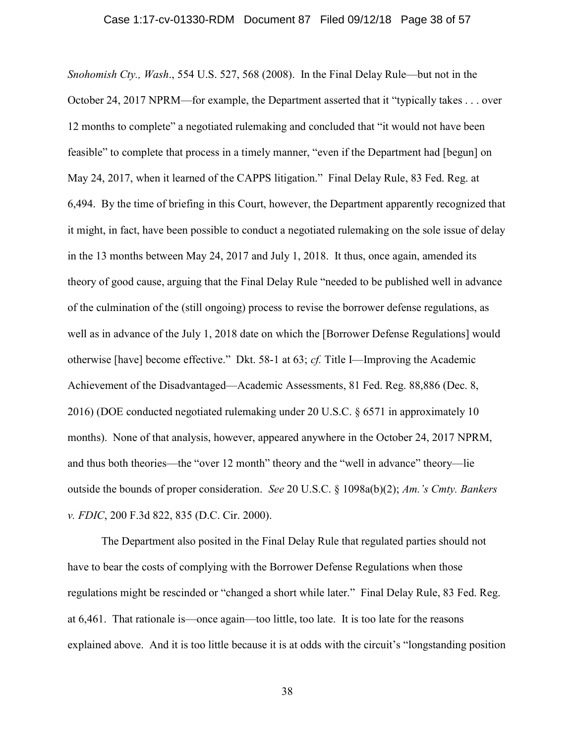*Snohomish Cty., Wash*., 554 U.S. 527, 568 (2008). In the Final Delay Rule—but not in the October 24, 2017 NPRM—for example, the Department asserted that it "typically takes . . . over 12 months to complete" a negotiated rulemaking and concluded that "it would not have been feasible" to complete that process in a timely manner, "even if the Department had [begun] on May 24, 2017, when it learned of the CAPPS litigation." Final Delay Rule, 83 Fed. Reg. at 6,494. By the time of briefing in this Court, however, the Department apparently recognized that it might, in fact, have been possible to conduct a negotiated rulemaking on the sole issue of delay in the 13 months between May 24, 2017 and July 1, 2018. It thus, once again, amended its theory of good cause, arguing that the Final Delay Rule "needed to be published well in advance of the culmination of the (still ongoing) process to revise the borrower defense regulations, as well as in advance of the July 1, 2018 date on which the [Borrower Defense Regulations] would otherwise [have] become effective." Dkt. 58-1 at 63; *cf.* Title I—Improving the Academic Achievement of the Disadvantaged—Academic Assessments, 81 Fed. Reg. 88,886 (Dec. 8, 2016) (DOE conducted negotiated rulemaking under 20 U.S.C. § 6571 in approximately 10 months). None of that analysis, however, appeared anywhere in the October 24, 2017 NPRM, and thus both theories—the "over 12 month" theory and the "well in advance" theory—lie outside the bounds of proper consideration. *See* 20 U.S.C. § 1098a(b)(2); *Am.'s Cmty. Bankers v. FDIC*, 200 F.3d 822, 835 (D.C. Cir. 2000).

The Department also posited in the Final Delay Rule that regulated parties should not have to bear the costs of complying with the Borrower Defense Regulations when those regulations might be rescinded or "changed a short while later." Final Delay Rule, 83 Fed. Reg. at 6,461. That rationale is—once again—too little, too late. It is too late for the reasons explained above. And it is too little because it is at odds with the circuit's "longstanding position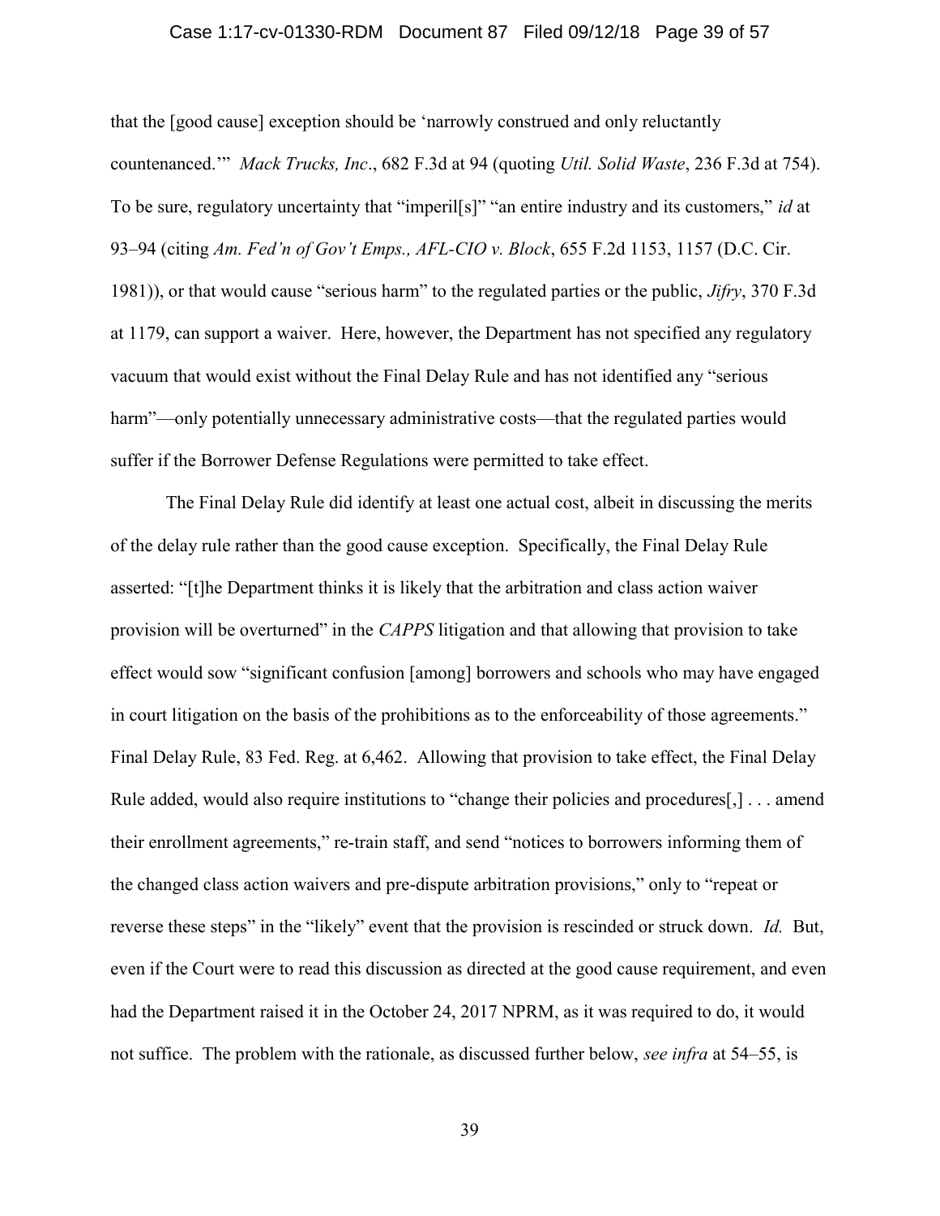that the [good cause] exception should be 'narrowly construed and only reluctantly countenanced.'" *Mack Trucks, Inc*., 682 F.3d at 94 (quoting *Util. Solid Waste*, 236 F.3d at 754). To be sure, regulatory uncertainty that "imperil[s]" "an entire industry and its customers," *id* at 93–94 (citing *Am. Fed'n of Gov't Emps., AFL-CIO v. Block*, 655 F.2d 1153, 1157 (D.C. Cir. 1981)), or that would cause "serious harm" to the regulated parties or the public, *Jifry*, 370 F.3d at 1179, can support a waiver. Here, however, the Department has not specified any regulatory vacuum that would exist without the Final Delay Rule and has not identified any "serious harm"—only potentially unnecessary administrative costs—that the regulated parties would suffer if the Borrower Defense Regulations were permitted to take effect.

The Final Delay Rule did identify at least one actual cost, albeit in discussing the merits of the delay rule rather than the good cause exception. Specifically, the Final Delay Rule asserted: "[t]he Department thinks it is likely that the arbitration and class action waiver provision will be overturned" in the *CAPPS* litigation and that allowing that provision to take effect would sow "significant confusion [among] borrowers and schools who may have engaged in court litigation on the basis of the prohibitions as to the enforceability of those agreements." Final Delay Rule, 83 Fed. Reg. at 6,462. Allowing that provision to take effect, the Final Delay Rule added, would also require institutions to "change their policies and procedures[,] . . . amend their enrollment agreements," re-train staff, and send "notices to borrowers informing them of the changed class action waivers and pre-dispute arbitration provisions," only to "repeat or reverse these steps" in the "likely" event that the provision is rescinded or struck down. *Id.* But, even if the Court were to read this discussion as directed at the good cause requirement, and even had the Department raised it in the October 24, 2017 NPRM, as it was required to do, it would not suffice. The problem with the rationale, as discussed further below, *see infra* at 54–55, is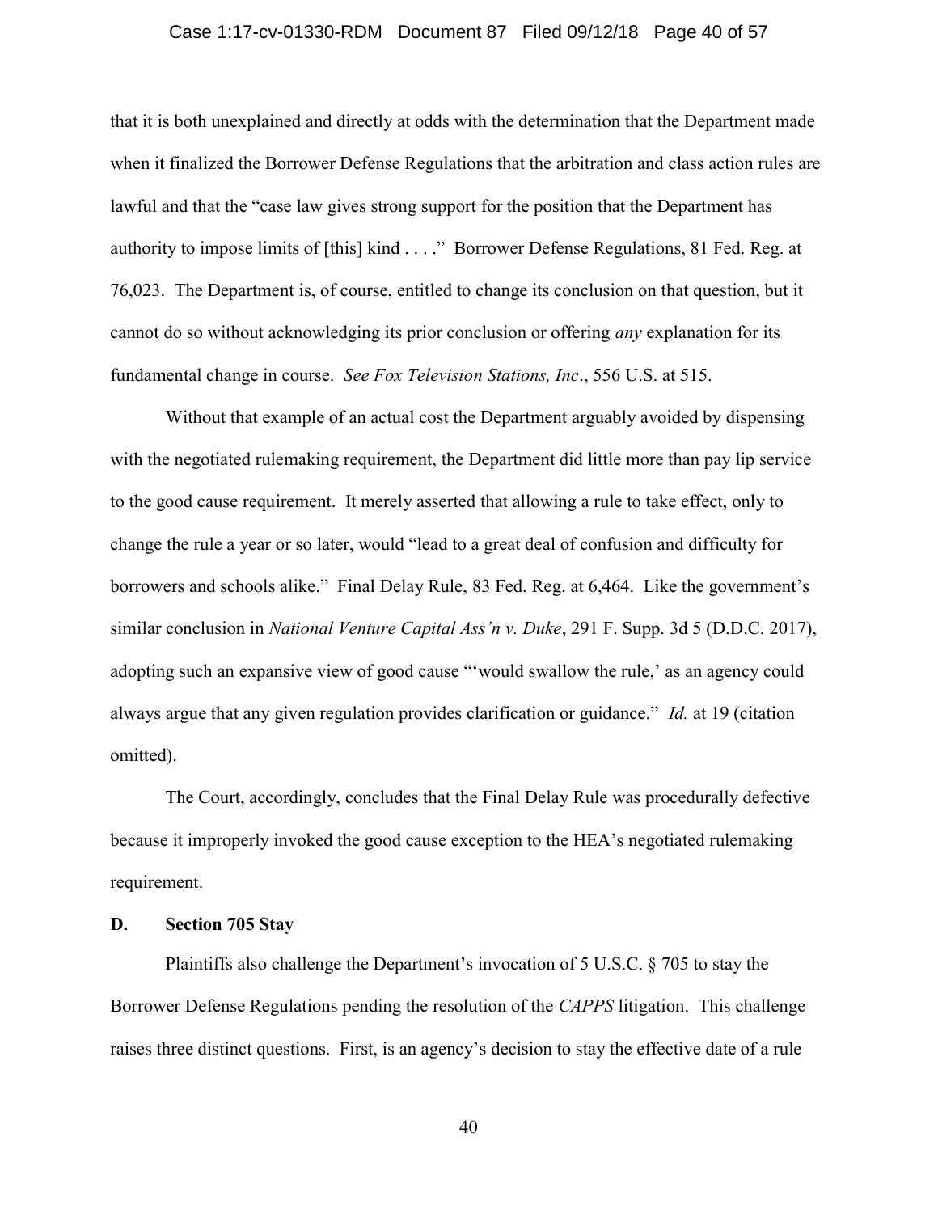that it is both unexplained and directly at odds with the determination that the Department made when it finalized the Borrower Defense Regulations that the arbitration and class action rules are lawful and that the "case law gives strong support for the position that the Department has authority to impose limits of [this] kind . . . ." Borrower Defense Regulations, 81 Fed. Reg. at 76,023. The Department is, of course, entitled to change its conclusion on that question, but it cannot do so without acknowledging its prior conclusion or offering *any* explanation for its fundamental change in course. *See Fox Television Stations, Inc*., 556 U.S. at 515.

Without that example of an actual cost the Department arguably avoided by dispensing with the negotiated rulemaking requirement, the Department did little more than pay lip service to the good cause requirement. It merely asserted that allowing a rule to take effect, only to change the rule a year or so later, would "lead to a great deal of confusion and difficulty for borrowers and schools alike." Final Delay Rule, 83 Fed. Reg. at 6,464. Like the government's similar conclusion in *National Venture Capital Ass'n v. Duke*, 291 F. Supp. 3d 5 (D.D.C. 2017), adopting such an expansive view of good cause "'would swallow the rule,' as an agency could always argue that any given regulation provides clarification or guidance." *Id.* at 19 (citation omitted).

The Court, accordingly, concludes that the Final Delay Rule was procedurally defective because it improperly invoked the good cause exception to the HEA's negotiated rulemaking requirement.

### D. Section 705 Stay

Plaintiffs also challenge the Department's invocation of 5 U.S.C. § 705 to stay the Borrower Defense Regulations pending the resolution of the *CAPPS* litigation. This challenge raises three distinct questions. First, is an agency's decision to stay the effective date of a rule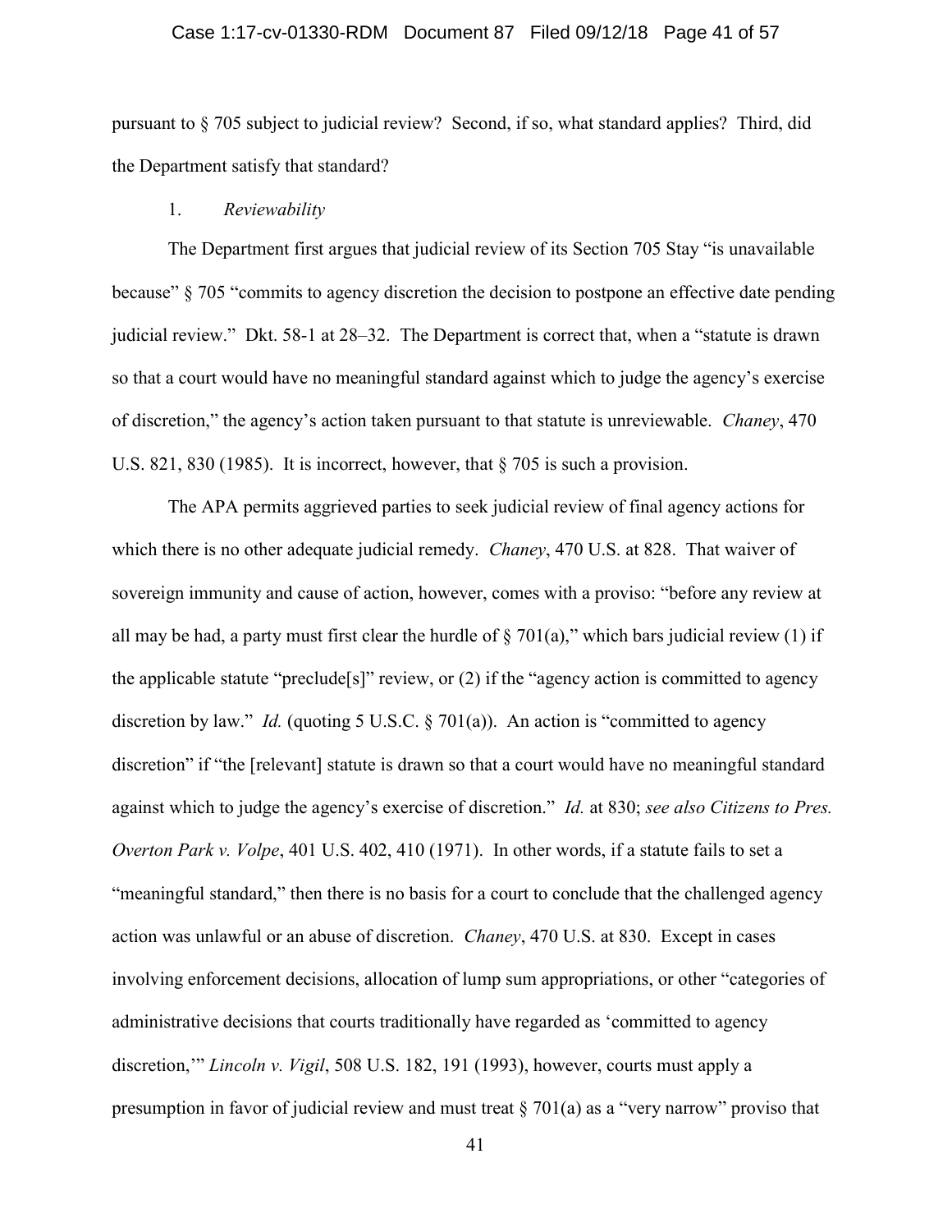pursuant to § 705 subject to judicial review? Second, if so, what standard applies? Third, did the Department satisfy that standard?

1. *Reviewability*

The Department first argues that judicial review of its Section 705 Stay "is unavailable because" § 705 "commits to agency discretion the decision to postpone an effective date pending judicial review." Dkt. 58-1 at 28–32. The Department is correct that, when a "statute is drawn so that a court would have no meaningful standard against which to judge the agency's exercise of discretion," the agency's action taken pursuant to that statute is unreviewable. *Chaney*, 470 U.S. 821, 830 (1985). It is incorrect, however, that § 705 is such a provision.

The APA permits aggrieved parties to seek judicial review of final agency actions for which there is no other adequate judicial remedy. *Chaney*, 470 U.S. at 828. That waiver of sovereign immunity and cause of action, however, comes with a proviso: "before any review at all may be had, a party must first clear the hurdle of § 701(a)," which bars judicial review (1) if the applicable statute "preclude[s]" review, or (2) if the "agency action is committed to agency discretion by law." *Id.* (quoting 5 U.S.C. § 701(a)). An action is "committed to agency discretion" if "the [relevant] statute is drawn so that a court would have no meaningful standard against which to judge the agency's exercise of discretion." *Id.* at 830; *see also Citizens to Pres. Overton Park v. Volpe*, 401 U.S. 402, 410 (1971). In other words, if a statute fails to set a "meaningful standard," then there is no basis for a court to conclude that the challenged agency action was unlawful or an abuse of discretion. *Chaney*, 470 U.S. at 830. Except in cases involving enforcement decisions, allocation of lump sum appropriations, or other "categories of administrative decisions that courts traditionally have regarded as 'committed to agency discretion,'" *Lincoln v. Vigil*, 508 U.S. 182, 191 (1993), however, courts must apply a presumption in favor of judicial review and must treat § 701(a) as a "very narrow" proviso that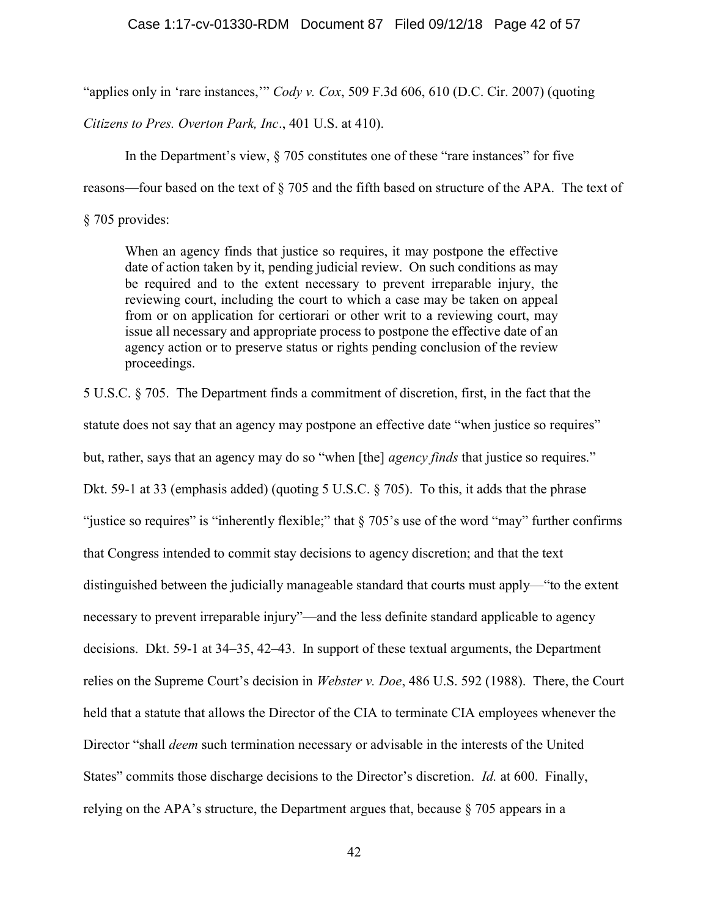"applies only in 'rare instances,'" *Cody v. Cox*, 509 F.3d 606, 610 (D.C. Cir. 2007) (quoting *Citizens to Pres. Overton Park, Inc*., 401 U.S. at 410).

In the Department's view, § 705 constitutes one of these "rare instances" for five reasons—four based on the text of § 705 and the fifth based on structure of the APA. The text of § 705 provides:

> When an agency finds that justice so requires, it may postpone the effective date of action taken by it, pending judicial review. On such conditions as may be required and to the extent necessary to prevent irreparable injury, the reviewing court, including the court to which a case may be taken on appeal from or on application for certiorari or other writ to a reviewing court, may issue all necessary and appropriate process to postpone the effective date of an agency action or to preserve status or rights pending conclusion of the review proceedings.

5 U.S.C. § 705. The Department finds a commitment of discretion, first, in the fact that the statute does not say that an agency may postpone an effective date "when justice so requires" but, rather, says that an agency may do so "when [the] *agency finds* that justice so requires." Dkt. 59-1 at 33 (emphasis added) (quoting 5 U.S.C. § 705). To this, it adds that the phrase "justice so requires" is "inherently flexible;" that § 705's use of the word "may" further confirms that Congress intended to commit stay decisions to agency discretion; and that the text distinguished between the judicially manageable standard that courts must apply—"to the extent necessary to prevent irreparable injury"—and the less definite standard applicable to agency decisions. Dkt. 59-1 at 34–35, 42–43. In support of these textual arguments, the Department relies on the Supreme Court's decision in *Webster v. Doe*, 486 U.S. 592 (1988). There, the Court held that a statute that allows the Director of the CIA to terminate CIA employees whenever the Director "shall *deem* such termination necessary or advisable in the interests of the United States" commits those discharge decisions to the Director's discretion. *Id.* at 600. Finally, relying on the APA's structure, the Department argues that, because § 705 appears in a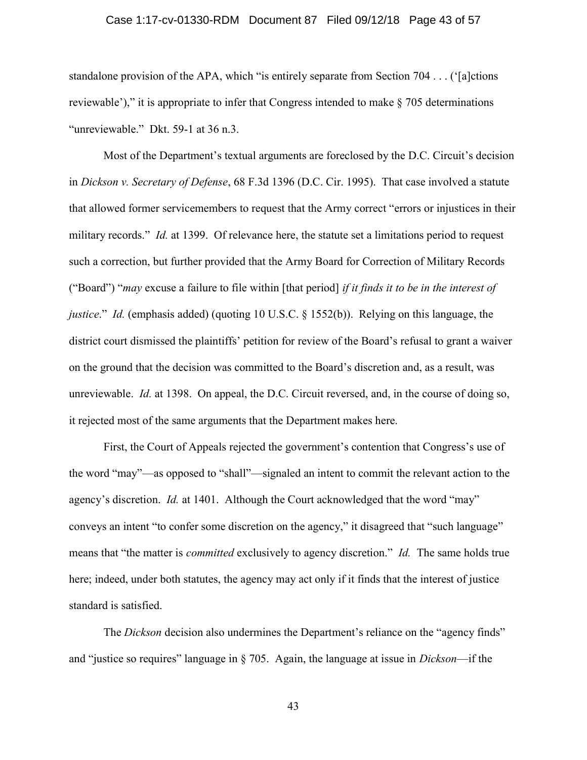standalone provision of the APA, which "is entirely separate from Section 704 . . . ('[a]ctions reviewable')," it is appropriate to infer that Congress intended to make § 705 determinations "unreviewable." Dkt. 59-1 at 36 n.3.

Most of the Department's textual arguments are foreclosed by the D.C. Circuit's decision in *Dickson v. Secretary of Defense*, 68 F.3d 1396 (D.C. Cir. 1995). That case involved a statute that allowed former servicemembers to request that the Army correct "errors or injustices in their military records." *Id.* at 1399. Of relevance here, the statute set a limitations period to request such a correction, but further provided that the Army Board for Correction of Military Records ("Board") "*may* excuse a failure to file within [that period] *if it finds it to be in the interest of justice*." *Id.* (emphasis added) (quoting 10 U.S.C. § 1552(b)). Relying on this language, the district court dismissed the plaintiffs' petition for review of the Board's refusal to grant a waiver on the ground that the decision was committed to the Board's discretion and, as a result, was unreviewable. *Id.* at 1398. On appeal, the D.C. Circuit reversed, and, in the course of doing so, it rejected most of the same arguments that the Department makes here.

First, the Court of Appeals rejected the government's contention that Congress's use of the word "may"—as opposed to "shall"—signaled an intent to commit the relevant action to the agency's discretion. *Id.* at 1401. Although the Court acknowledged that the word "may" conveys an intent "to confer some discretion on the agency," it disagreed that "such language" means that "the matter is *committed* exclusively to agency discretion." *Id.* The same holds true here; indeed, under both statutes, the agency may act only if it finds that the interest of justice standard is satisfied.

The *Dickson* decision also undermines the Department's reliance on the "agency finds" and "justice so requires" language in § 705. Again, the language at issue in *Dickson*—if the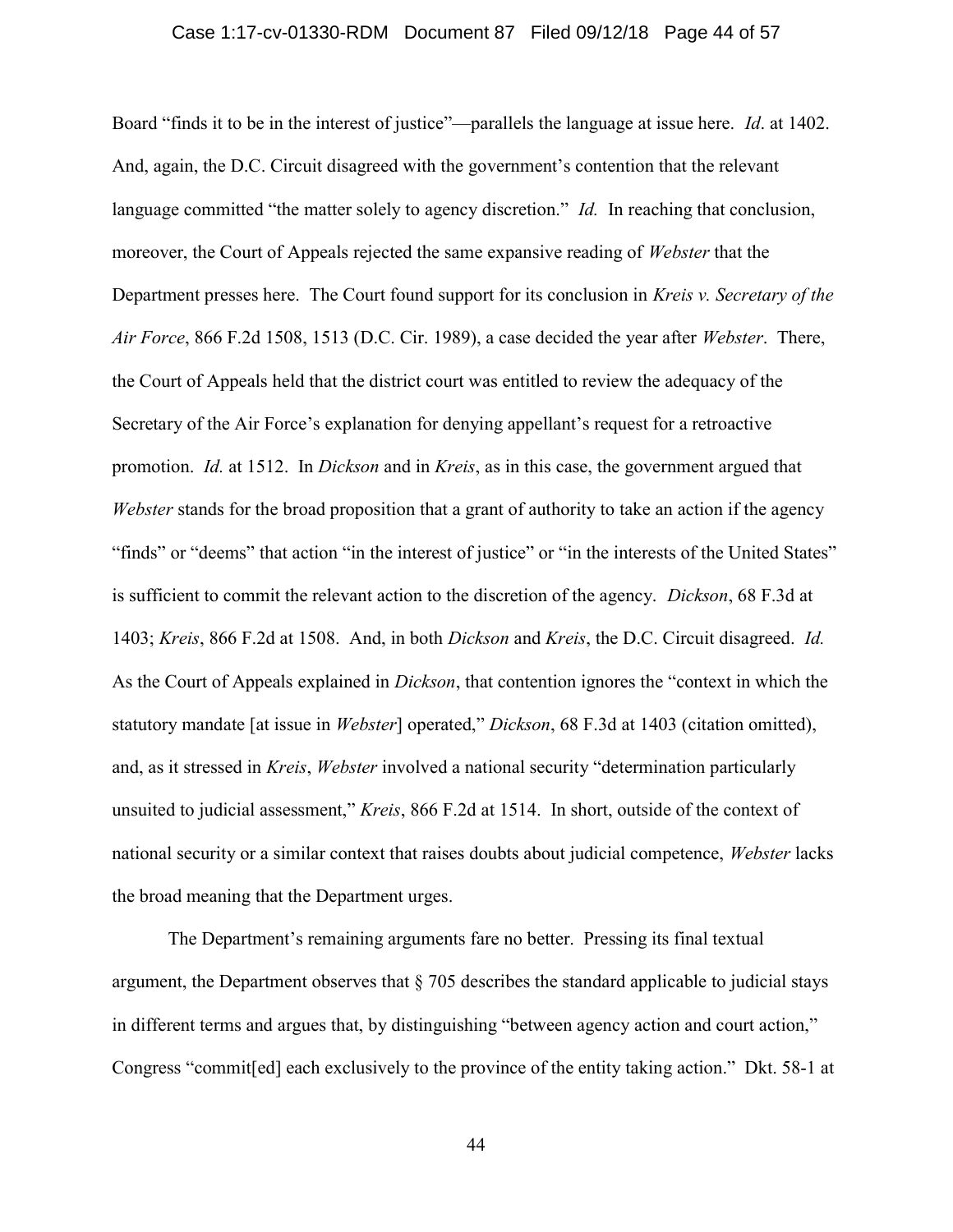Board "finds it to be in the interest of justice"—parallels the language at issue here. *Id*. at 1402. And, again, the D.C. Circuit disagreed with the government's contention that the relevant language committed "the matter solely to agency discretion." *Id.* In reaching that conclusion, moreover, the Court of Appeals rejected the same expansive reading of *Webster* that the Department presses here. The Court found support for its conclusion in *Kreis v. Secretary of the Air Force*, 866 F.2d 1508, 1513 (D.C. Cir. 1989), a case decided the year after *Webster*. There, the Court of Appeals held that the district court was entitled to review the adequacy of the Secretary of the Air Force's explanation for denying appellant's request for a retroactive promotion. *Id.* at 1512. In *Dickson* and in *Kreis*, as in this case, the government argued that *Webster* stands for the broad proposition that a grant of authority to take an action if the agency "finds" or "deems" that action "in the interest of justice" or "in the interests of the United States" is sufficient to commit the relevant action to the discretion of the agency. *Dickson*, 68 F.3d at 1403; *Kreis*, 866 F.2d at 1508. And, in both *Dickson* and *Kreis*, the D.C. Circuit disagreed. *Id.* As the Court of Appeals explained in *Dickson*, that contention ignores the "context in which the statutory mandate [at issue in *Webster*] operated," *Dickson*, 68 F.3d at 1403 (citation omitted), and, as it stressed in *Kreis*, *Webster* involved a national security "determination particularly unsuited to judicial assessment," *Kreis*, 866 F.2d at 1514. In short, outside of the context of national security or a similar context that raises doubts about judicial competence, *Webster* lacks the broad meaning that the Department urges.

The Department's remaining arguments fare no better. Pressing its final textual argument, the Department observes that § 705 describes the standard applicable to judicial stays in different terms and argues that, by distinguishing "between agency action and court action," Congress "commit[ed] each exclusively to the province of the entity taking action." Dkt. 58-1 at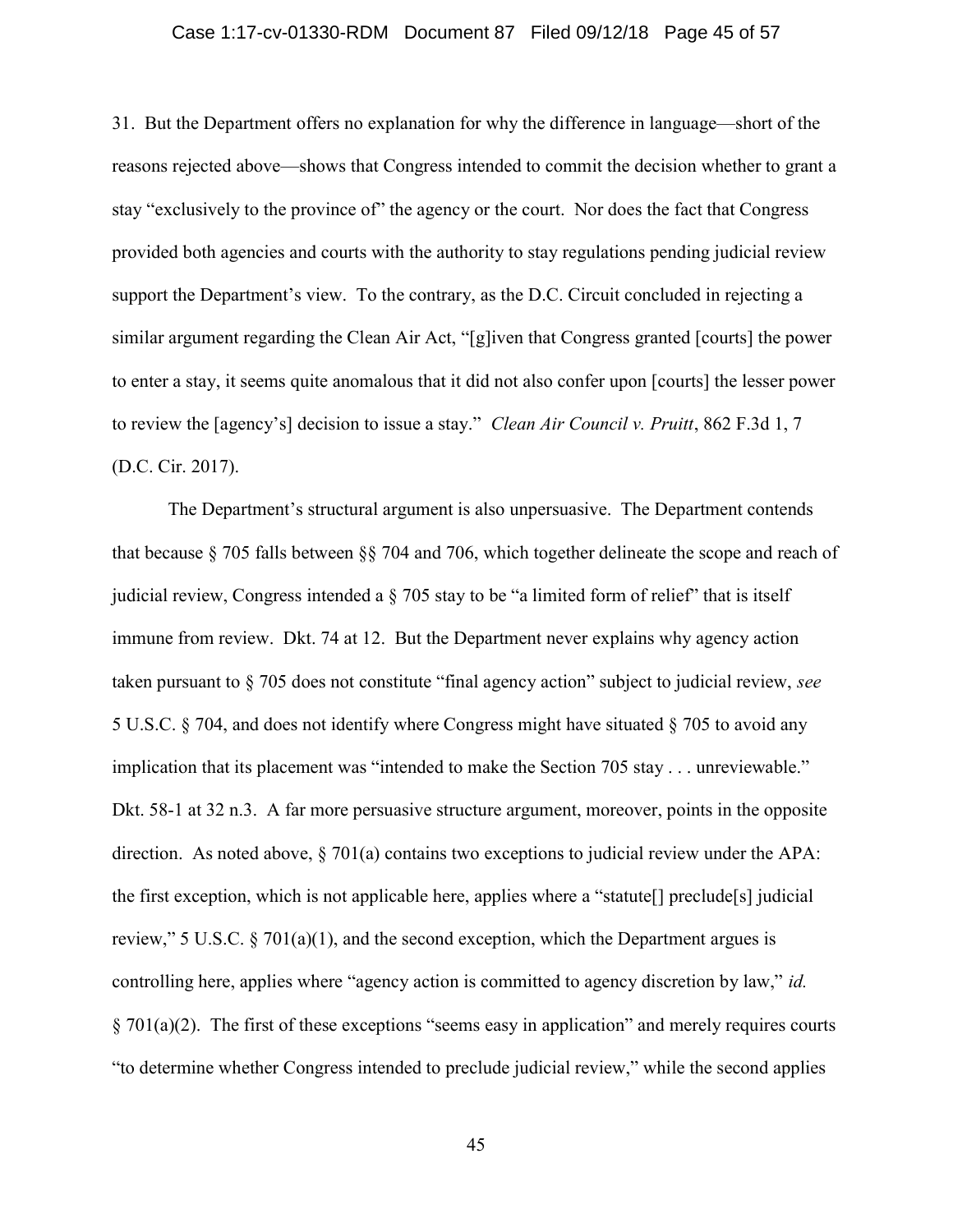31. But the Department offers no explanation for why the difference in language—short of the reasons rejected above—shows that Congress intended to commit the decision whether to grant a stay "exclusively to the province of" the agency or the court. Nor does the fact that Congress provided both agencies and courts with the authority to stay regulations pending judicial review support the Department's view. To the contrary, as the D.C. Circuit concluded in rejecting a similar argument regarding the Clean Air Act, "[g]iven that Congress granted [courts] the power to enter a stay, it seems quite anomalous that it did not also confer upon [courts] the lesser power to review the [agency's] decision to issue a stay." *Clean Air Council v. Pruitt*, 862 F.3d 1, 7 (D.C. Cir. 2017).

The Department's structural argument is also unpersuasive. The Department contends that because § 705 falls between §§ 704 and 706, which together delineate the scope and reach of judicial review, Congress intended a § 705 stay to be "a limited form of relief" that is itself immune from review. Dkt. 74 at 12. But the Department never explains why agency action taken pursuant to § 705 does not constitute "final agency action" subject to judicial review, *see* 5 U.S.C. § 704, and does not identify where Congress might have situated § 705 to avoid any implication that its placement was "intended to make the Section 705 stay . . . unreviewable." Dkt. 58-1 at 32 n.3. A far more persuasive structure argument, moreover, points in the opposite direction. As noted above, § 701(a) contains two exceptions to judicial review under the APA: the first exception, which is not applicable here, applies where a "statute[] preclude[s] judicial review," 5 U.S.C. § 701(a)(1), and the second exception, which the Department argues is controlling here, applies where "agency action is committed to agency discretion by law," *id.* § 701(a)(2). The first of these exceptions "seems easy in application" and merely requires courts "to determine whether Congress intended to preclude judicial review," while the second applies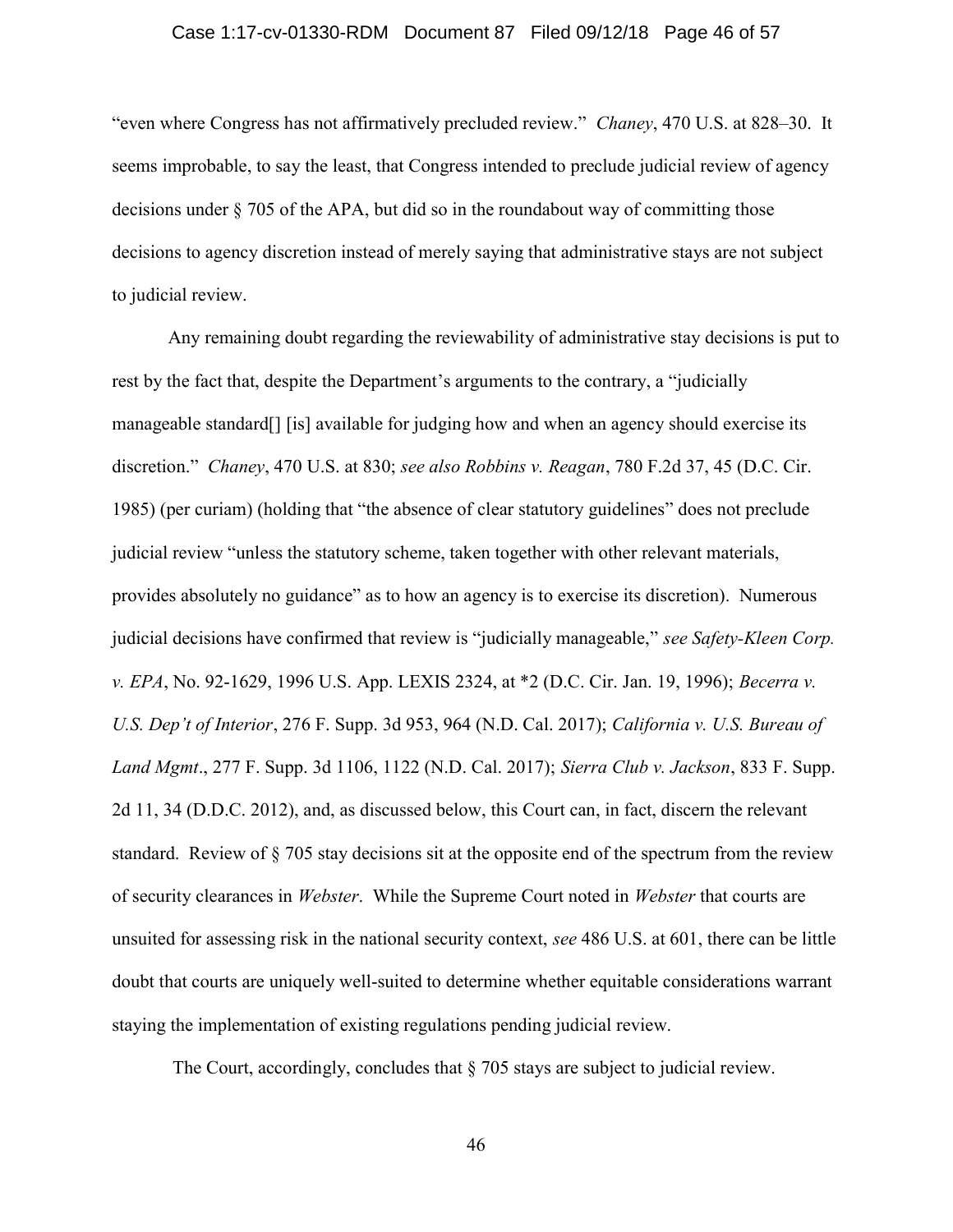"even where Congress has not affirmatively precluded review." *Chaney*, 470 U.S. at 828–30. It seems improbable, to say the least, that Congress intended to preclude judicial review of agency decisions under § 705 of the APA, but did so in the roundabout way of committing those decisions to agency discretion instead of merely saying that administrative stays are not subject to judicial review.

Any remaining doubt regarding the reviewability of administrative stay decisions is put to rest by the fact that, despite the Department's arguments to the contrary, a "judicially manageable standard[] [is] available for judging how and when an agency should exercise its discretion." *Chaney*, 470 U.S. at 830; *see also Robbins v. Reagan*, 780 F.2d 37, 45 (D.C. Cir. 1985) (per curiam) (holding that "the absence of clear statutory guidelines" does not preclude judicial review "unless the statutory scheme, taken together with other relevant materials, provides absolutely no guidance" as to how an agency is to exercise its discretion). Numerous judicial decisions have confirmed that review is "judicially manageable," *see Safety-Kleen Corp. v. EPA*, No. 92-1629, 1996 U.S. App. LEXIS 2324, at *2 (D.C. Cir. Jan. 19, 1996); *Becerra v. U.S. Dep't of Interior*, 276 F. Supp. 3d 953, 964 (N.D. Cal. 2017); *California v. U.S. Bureau of Land Mgmt*., 277 F. Supp. 3d 1106, 1122 (N.D. Cal. 2017); *Sierra Club v. Jackson*, 833 F. Supp. 2d 11, 34 (D.D.C. 2012), and, as discussed below, this Court can, in fact, discern the relevant standard. Review of § 705 stay decisions sit at the opposite end of the spectrum from the review of security clearances in *Webster*. While the Supreme Court noted in *Webster* that courts are unsuited for assessing risk in the national security context, *see* 486 U.S. at 601, there can be little doubt that courts are uniquely well-suited to determine whether equitable considerations warrant staying the implementation of existing regulations pending judicial review.

The Court, accordingly, concludes that § 705 stays are subject to judicial review.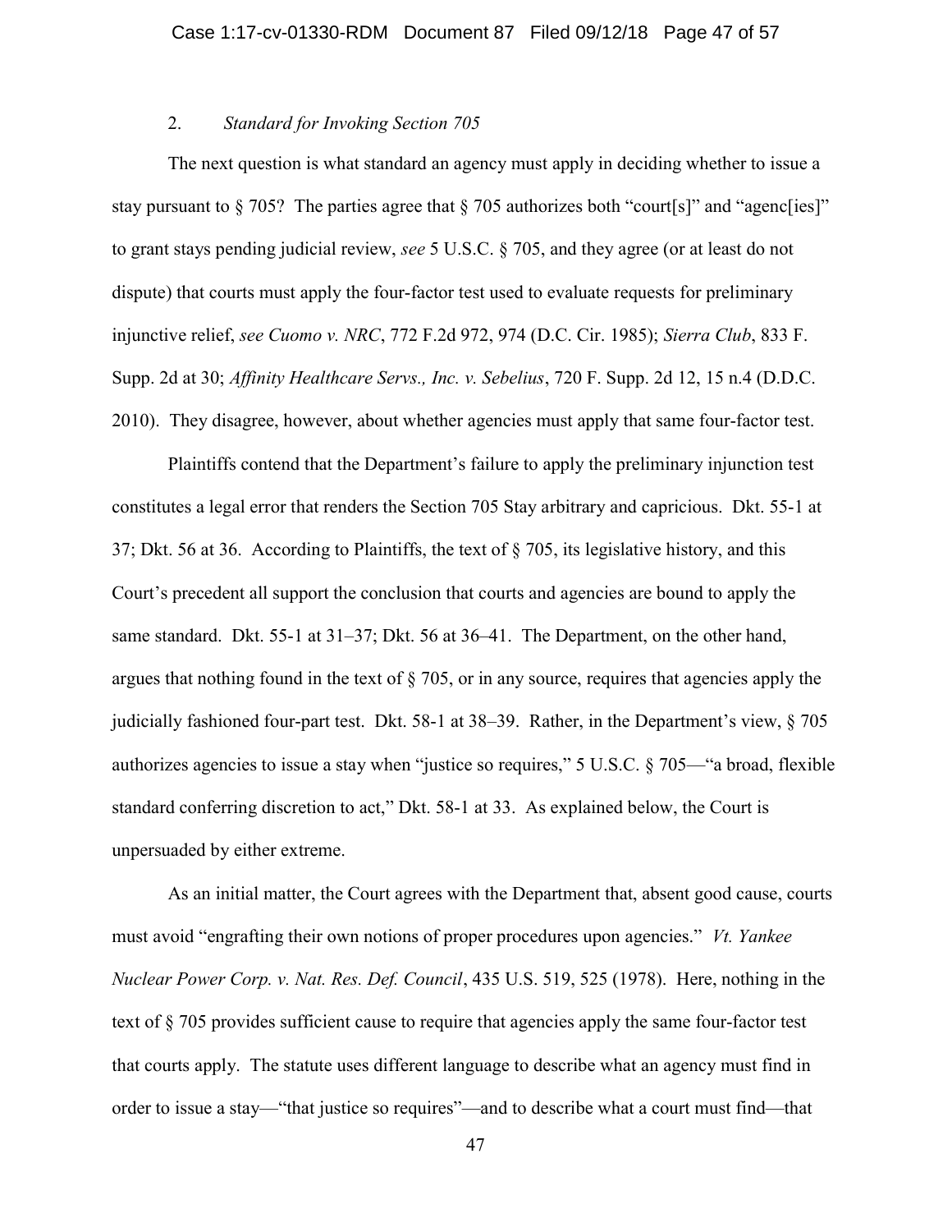### 2. *Standard for Invoking Section 705*

The next question is what standard an agency must apply in deciding whether to issue a stay pursuant to § 705? The parties agree that § 705 authorizes both "court[s]" and "agenc[ies]" to grant stays pending judicial review, *see* 5 U.S.C. § 705, and they agree (or at least do not dispute) that courts must apply the four-factor test used to evaluate requests for preliminary injunctive relief, *see Cuomo v. NRC*, 772 F.2d 972, 974 (D.C. Cir. 1985); *Sierra Club*, 833 F. Supp. 2d at 30; *Affinity Healthcare Servs., Inc. v. Sebelius*, 720 F. Supp. 2d 12, 15 n.4 (D.D.C. 2010). They disagree, however, about whether agencies must apply that same four-factor test.

Plaintiffs contend that the Department's failure to apply the preliminary injunction test constitutes a legal error that renders the Section 705 Stay arbitrary and capricious. Dkt. 55-1 at 37; Dkt. 56 at 36. According to Plaintiffs, the text of § 705, its legislative history, and this Court's precedent all support the conclusion that courts and agencies are bound to apply the same standard. Dkt. 55-1 at 31–37; Dkt. 56 at 36–41. The Department, on the other hand, argues that nothing found in the text of § 705, or in any source, requires that agencies apply the judicially fashioned four-part test. Dkt. 58-1 at 38–39. Rather, in the Department's view, § 705 authorizes agencies to issue a stay when "justice so requires," 5 U.S.C. § 705—"a broad, flexible standard conferring discretion to act," Dkt. 58-1 at 33. As explained below, the Court is unpersuaded by either extreme.

As an initial matter, the Court agrees with the Department that, absent good cause, courts must avoid "engrafting their own notions of proper procedures upon agencies." *Vt. Yankee Nuclear Power Corp. v. Nat. Res. Def. Council*, 435 U.S. 519, 525 (1978). Here, nothing in the text of § 705 provides sufficient cause to require that agencies apply the same four-factor test that courts apply. The statute uses different language to describe what an agency must find in order to issue a stay—"that justice so requires"—and to describe what a court must find—that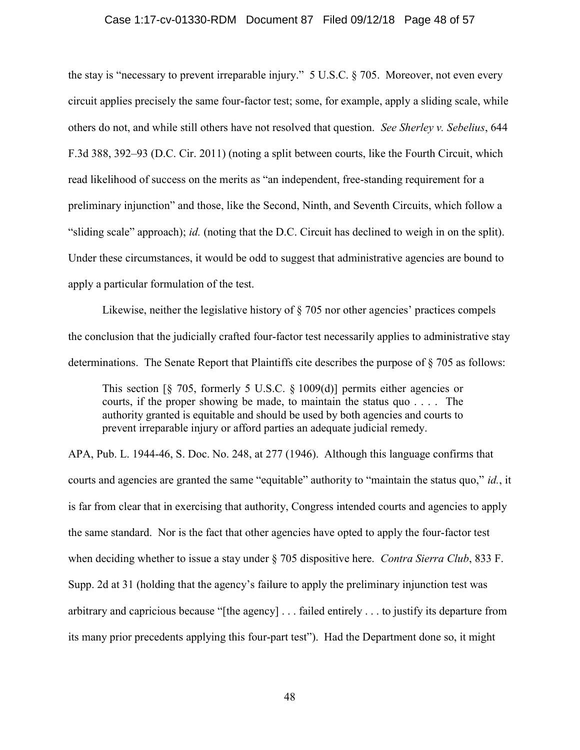the stay is "necessary to prevent irreparable injury." 5 U.S.C. § 705. Moreover, not even every circuit applies precisely the same four-factor test; some, for example, apply a sliding scale, while others do not, and while still others have not resolved that question. *See Sherley v. Sebelius*, 644 F.3d 388, 392–93 (D.C. Cir. 2011) (noting a split between courts, like the Fourth Circuit, which read likelihood of success on the merits as "an independent, free-standing requirement for a preliminary injunction" and those, like the Second, Ninth, and Seventh Circuits, which follow a "sliding scale" approach); *id.* (noting that the D.C. Circuit has declined to weigh in on the split). Under these circumstances, it would be odd to suggest that administrative agencies are bound to apply a particular formulation of the test.

Likewise, neither the legislative history of § 705 nor other agencies' practices compels the conclusion that the judicially crafted four-factor test necessarily applies to administrative stay determinations. The Senate Report that Plaintiffs cite describes the purpose of § 705 as follows:

> This section [§ 705, formerly 5 U.S.C. § 1009(d)] permits either agencies or courts, if the proper showing be made, to maintain the status quo . . . . The authority granted is equitable and should be used by both agencies and courts to prevent irreparable injury or afford parties an adequate judicial remedy.

APA, Pub. L. 1944-46, S. Doc. No. 248, at 277 (1946). Although this language confirms that courts and agencies are granted the same "equitable" authority to "maintain the status quo," *id.*, it is far from clear that in exercising that authority, Congress intended courts and agencies to apply the same standard. Nor is the fact that other agencies have opted to apply the four-factor test when deciding whether to issue a stay under § 705 dispositive here. *Contra Sierra Club*, 833 F. Supp. 2d at 31 (holding that the agency's failure to apply the preliminary injunction test was arbitrary and capricious because "[the agency] . . . failed entirely . . . to justify its departure from its many prior precedents applying this four-part test"). Had the Department done so, it might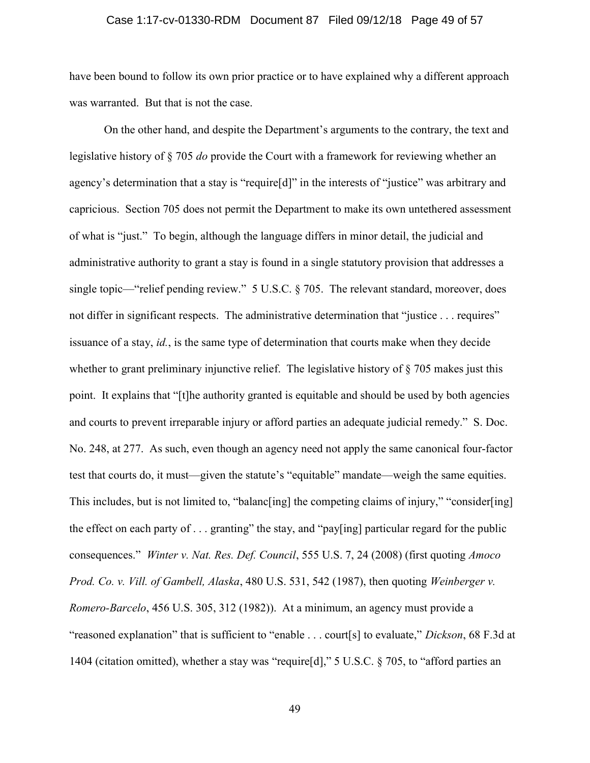have been bound to follow its own prior practice or to have explained why a different approach was warranted. But that is not the case.

On the other hand, and despite the Department's arguments to the contrary, the text and legislative history of § 705 *do* provide the Court with a framework for reviewing whether an agency's determination that a stay is "require[d]" in the interests of "justice" was arbitrary and capricious. Section 705 does not permit the Department to make its own untethered assessment of what is "just." To begin, although the language differs in minor detail, the judicial and administrative authority to grant a stay is found in a single statutory provision that addresses a single topic—"relief pending review." 5 U.S.C. § 705. The relevant standard, moreover, does not differ in significant respects. The administrative determination that "justice . . . requires" issuance of a stay, *id.*, is the same type of determination that courts make when they decide whether to grant preliminary injunctive relief. The legislative history of § 705 makes just this point. It explains that "[t]he authority granted is equitable and should be used by both agencies and courts to prevent irreparable injury or afford parties an adequate judicial remedy." S. Doc. No. 248, at 277. As such, even though an agency need not apply the same canonical four-factor test that courts do, it must—given the statute's "equitable" mandate—weigh the same equities. This includes, but is not limited to, "balanc[ing] the competing claims of injury," "consider[ing] the effect on each party of . . . granting" the stay, and "pay[ing] particular regard for the public consequences." *Winter v. Nat. Res. Def. Council*, 555 U.S. 7, 24 (2008) (first quoting *Amoco Prod. Co. v. Vill. of Gambell, Alaska*, 480 U.S. 531, 542 (1987), then quoting *Weinberger v. Romero-Barcelo*, 456 U.S. 305, 312 (1982)). At a minimum, an agency must provide a "reasoned explanation" that is sufficient to "enable . . . court[s] to evaluate," *Dickson*, 68 F.3d at 1404 (citation omitted), whether a stay was "require[d]," 5 U.S.C. § 705, to "afford parties an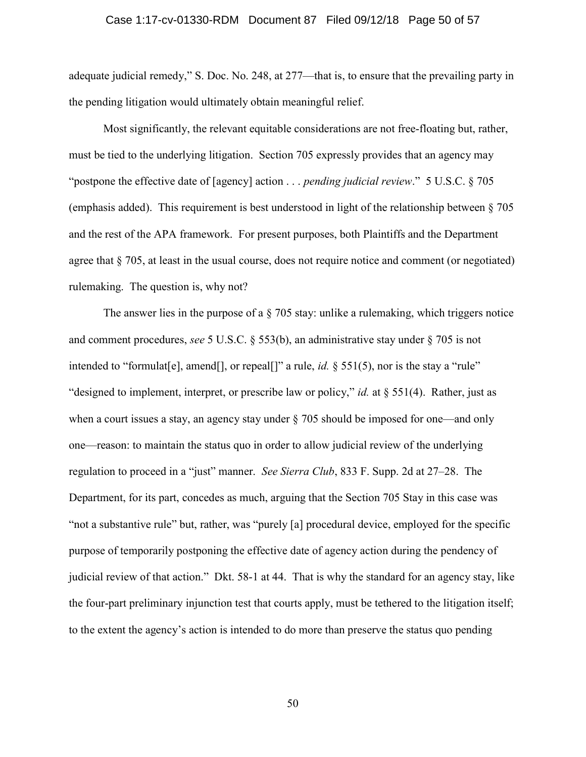adequate judicial remedy," S. Doc. No. 248, at 277—that is, to ensure that the prevailing party in the pending litigation would ultimately obtain meaningful relief.

Most significantly, the relevant equitable considerations are not free-floating but, rather, must be tied to the underlying litigation. Section 705 expressly provides that an agency may "postpone the effective date of [agency] action . . . *pending judicial review*." 5 U.S.C. § 705 (emphasis added). This requirement is best understood in light of the relationship between § 705 and the rest of the APA framework. For present purposes, both Plaintiffs and the Department agree that § 705, at least in the usual course, does not require notice and comment (or negotiated) rulemaking. The question is, why not?

The answer lies in the purpose of a § 705 stay: unlike a rulemaking, which triggers notice and comment procedures, *see* 5 U.S.C. § 553(b), an administrative stay under § 705 is not intended to "formulat[e], amend[], or repeal[]" a rule, *id.* § 551(5), nor is the stay a "rule" "designed to implement, interpret, or prescribe law or policy," *id.* at § 551(4). Rather, just as when a court issues a stay, an agency stay under § 705 should be imposed for one—and only one—reason: to maintain the status quo in order to allow judicial review of the underlying regulation to proceed in a "just" manner. *See Sierra Club*, 833 F. Supp. 2d at 27–28. The Department, for its part, concedes as much, arguing that the Section 705 Stay in this case was "not a substantive rule" but, rather, was "purely [a] procedural device, employed for the specific purpose of temporarily postponing the effective date of agency action during the pendency of judicial review of that action." Dkt. 58-1 at 44. That is why the standard for an agency stay, like the four-part preliminary injunction test that courts apply, must be tethered to the litigation itself; to the extent the agency's action is intended to do more than preserve the status quo pending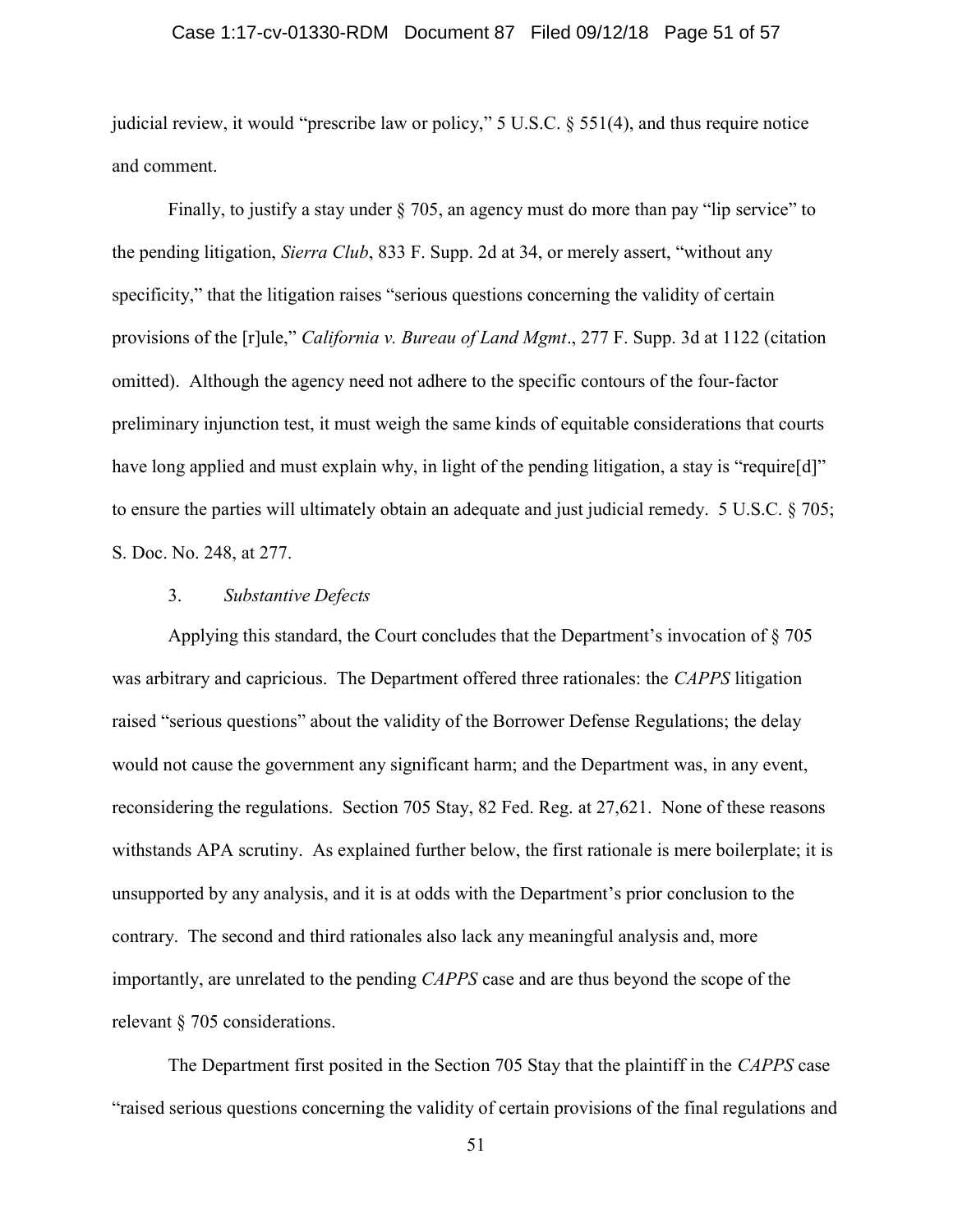judicial review, it would "prescribe law or policy," 5 U.S.C. § 551(4), and thus require notice and comment.

Finally, to justify a stay under § 705, an agency must do more than pay "lip service" to the pending litigation, *Sierra Club*, 833 F. Supp. 2d at 34, or merely assert, "without any specificity," that the litigation raises "serious questions concerning the validity of certain provisions of the [r]ule," *California v. Bureau of Land Mgmt*., 277 F. Supp. 3d at 1122 (citation omitted). Although the agency need not adhere to the specific contours of the four-factor preliminary injunction test, it must weigh the same kinds of equitable considerations that courts have long applied and must explain why, in light of the pending litigation, a stay is "require[d]" to ensure the parties will ultimately obtain an adequate and just judicial remedy. 5 U.S.C. § 705; S. Doc. No. 248, at 277.

### 3. *Substantive Defects*

Applying this standard, the Court concludes that the Department's invocation of § 705 was arbitrary and capricious. The Department offered three rationales: the *CAPPS* litigation raised "serious questions" about the validity of the Borrower Defense Regulations; the delay would not cause the government any significant harm; and the Department was, in any event, reconsidering the regulations. Section 705 Stay, 82 Fed. Reg. at 27,621. None of these reasons withstands APA scrutiny. As explained further below, the first rationale is mere boilerplate; it is unsupported by any analysis, and it is at odds with the Department's prior conclusion to the contrary. The second and third rationales also lack any meaningful analysis and, more importantly, are unrelated to the pending *CAPPS* case and are thus beyond the scope of the relevant § 705 considerations.

The Department first posited in the Section 705 Stay that the plaintiff in the *CAPPS* case "raised serious questions concerning the validity of certain provisions of the final regulations and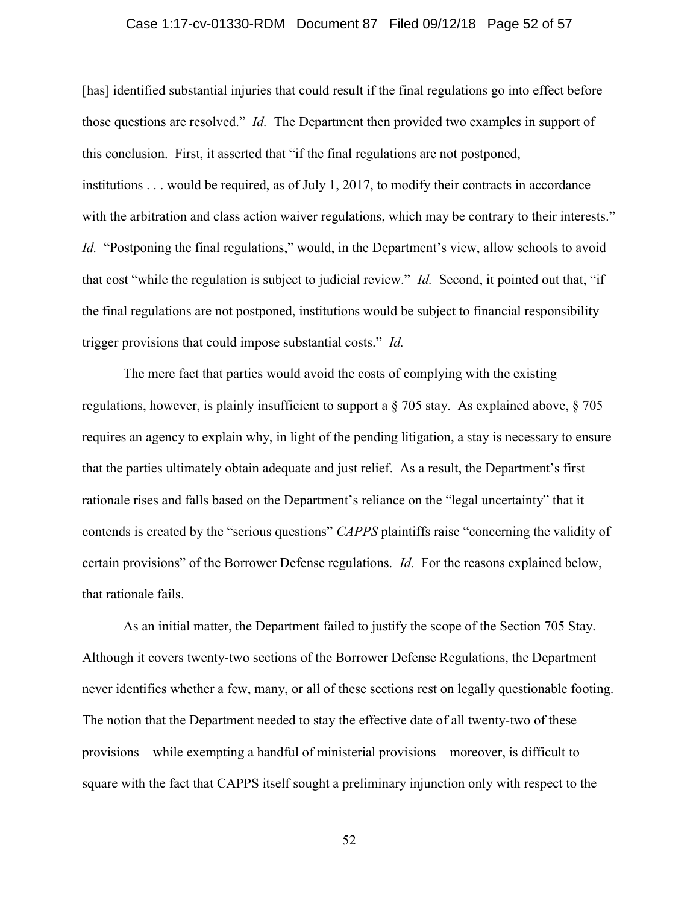[has] identified substantial injuries that could result if the final regulations go into effect before those questions are resolved." *Id.* The Department then provided two examples in support of this conclusion. First, it asserted that "if the final regulations are not postponed, institutions . . . would be required, as of July 1, 2017, to modify their contracts in accordance with the arbitration and class action waiver regulations, which may be contrary to their interests." *Id.* "Postponing the final regulations," would, in the Department's view, allow schools to avoid that cost "while the regulation is subject to judicial review." *Id.* Second, it pointed out that, "if the final regulations are not postponed, institutions would be subject to financial responsibility trigger provisions that could impose substantial costs." *Id.*

The mere fact that parties would avoid the costs of complying with the existing regulations, however, is plainly insufficient to support a § 705 stay. As explained above, § 705 requires an agency to explain why, in light of the pending litigation, a stay is necessary to ensure that the parties ultimately obtain adequate and just relief. As a result, the Department's first rationale rises and falls based on the Department's reliance on the "legal uncertainty" that it contends is created by the "serious questions" *CAPPS* plaintiffs raise "concerning the validity of certain provisions" of the Borrower Defense regulations. *Id.* For the reasons explained below, that rationale fails.

As an initial matter, the Department failed to justify the scope of the Section 705 Stay. Although it covers twenty-two sections of the Borrower Defense Regulations, the Department never identifies whether a few, many, or all of these sections rest on legally questionable footing. The notion that the Department needed to stay the effective date of all twenty-two of these provisions—while exempting a handful of ministerial provisions—moreover, is difficult to square with the fact that CAPPS itself sought a preliminary injunction only with respect to the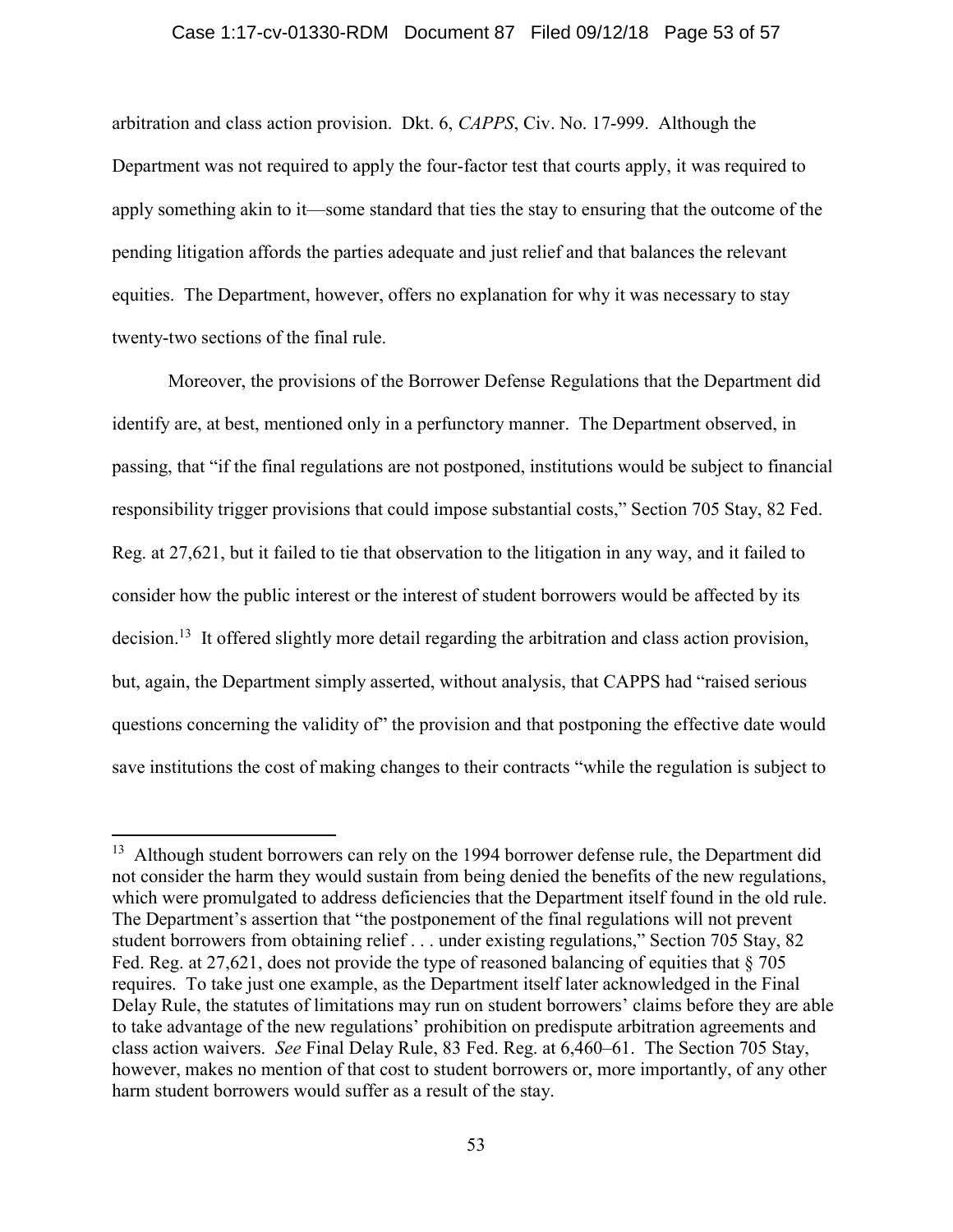arbitration and class action provision. Dkt. 6, *CAPPS*, Civ. No. 17-999. Although the Department was not required to apply the four-factor test that courts apply, it was required to apply something akin to it—some standard that ties the stay to ensuring that the outcome of the pending litigation affords the parties adequate and just relief and that balances the relevant equities. The Department, however, offers no explanation for why it was necessary to stay twenty-two sections of the final rule.

Moreover, the provisions of the Borrower Defense Regulations that the Department did identify are, at best, mentioned only in a perfunctory manner. The Department observed, in passing, that "if the final regulations are not postponed, institutions would be subject to financial responsibility trigger provisions that could impose substantial costs," Section 705 Stay, 82 Fed. Reg. at 27,621, but it failed to tie that observation to the litigation in any way, and it failed to consider how the public interest or the interest of student borrowers would be affected by its decision.[13] It offered slightly more detail regarding the arbitration and class action provision, but, again, the Department simply asserted, without analysis, that CAPPS had "raised serious questions concerning the validity of" the provision and that postponing the effective date would save institutions the cost of making changes to their contracts "while the regulation is subject to

---

[13] Although student borrowers can rely on the 1994 borrower defense rule, the Department did not consider the harm they would sustain from being denied the benefits of the new regulations, which were promulgated to address deficiencies that the Department itself found in the old rule. The Department's assertion that "the postponement of the final regulations will not prevent student borrowers from obtaining relief . . . under existing regulations," Section 705 Stay, 82 Fed. Reg. at 27,621, does not provide the type of reasoned balancing of equities that § 705 requires. To take just one example, as the Department itself later acknowledged in the Final Delay Rule, the statutes of limitations may run on student borrowers' claims before they are able to take advantage of the new regulations' prohibition on predispute arbitration agreements and class action waivers. *See* Final Delay Rule, 83 Fed. Reg. at 6,460–61. The Section 705 Stay, however, makes no mention of that cost to student borrowers or, more importantly, of any other harm student borrowers would suffer as a result of the stay.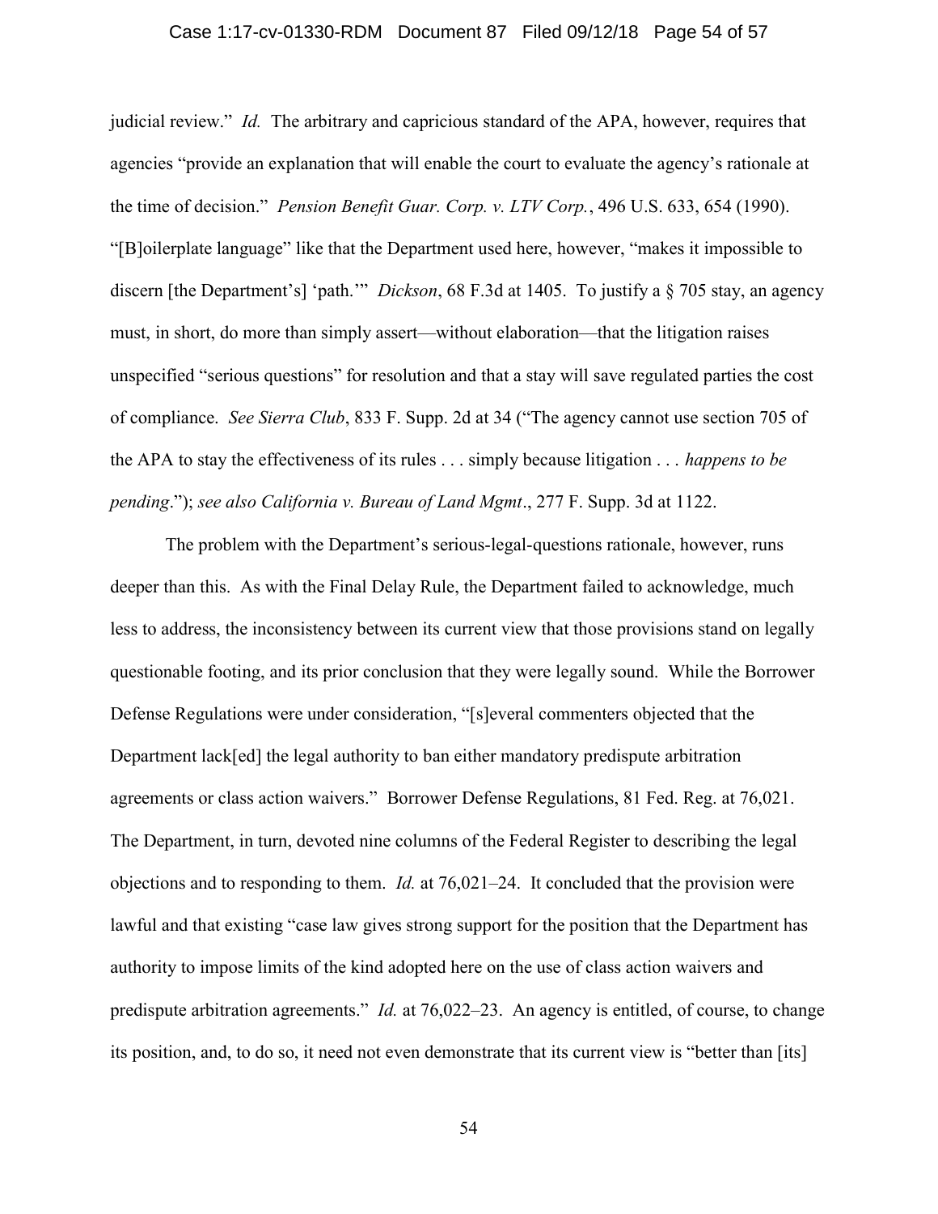judicial review." *Id.* The arbitrary and capricious standard of the APA, however, requires that agencies "provide an explanation that will enable the court to evaluate the agency's rationale at the time of decision." *Pension Benefit Guar. Corp. v. LTV Corp.*, 496 U.S. 633, 654 (1990). "[B]oilerplate language" like that the Department used here, however, "makes it impossible to discern [the Department's] 'path.'" *Dickson*, 68 F.3d at 1405. To justify a § 705 stay, an agency must, in short, do more than simply assert—without elaboration—that the litigation raises unspecified "serious questions" for resolution and that a stay will save regulated parties the cost of compliance. *See Sierra Club*, 833 F. Supp. 2d at 34 ("The agency cannot use section 705 of the APA to stay the effectiveness of its rules . . . simply because litigation . . . *happens to be pending*."); *see also California v. Bureau of Land Mgmt*., 277 F. Supp. 3d at 1122.

The problem with the Department's serious-legal-questions rationale, however, runs deeper than this. As with the Final Delay Rule, the Department failed to acknowledge, much less to address, the inconsistency between its current view that those provisions stand on legally questionable footing, and its prior conclusion that they were legally sound. While the Borrower Defense Regulations were under consideration, "[s]everal commenters objected that the Department lack[ed] the legal authority to ban either mandatory predispute arbitration agreements or class action waivers." Borrower Defense Regulations, 81 Fed. Reg. at 76,021. The Department, in turn, devoted nine columns of the Federal Register to describing the legal objections and to responding to them. *Id.* at 76,021–24. It concluded that the provision were lawful and that existing "case law gives strong support for the position that the Department has authority to impose limits of the kind adopted here on the use of class action waivers and predispute arbitration agreements." *Id.* at 76,022–23. An agency is entitled, of course, to change its position, and, to do so, it need not even demonstrate that its current view is "better than [its]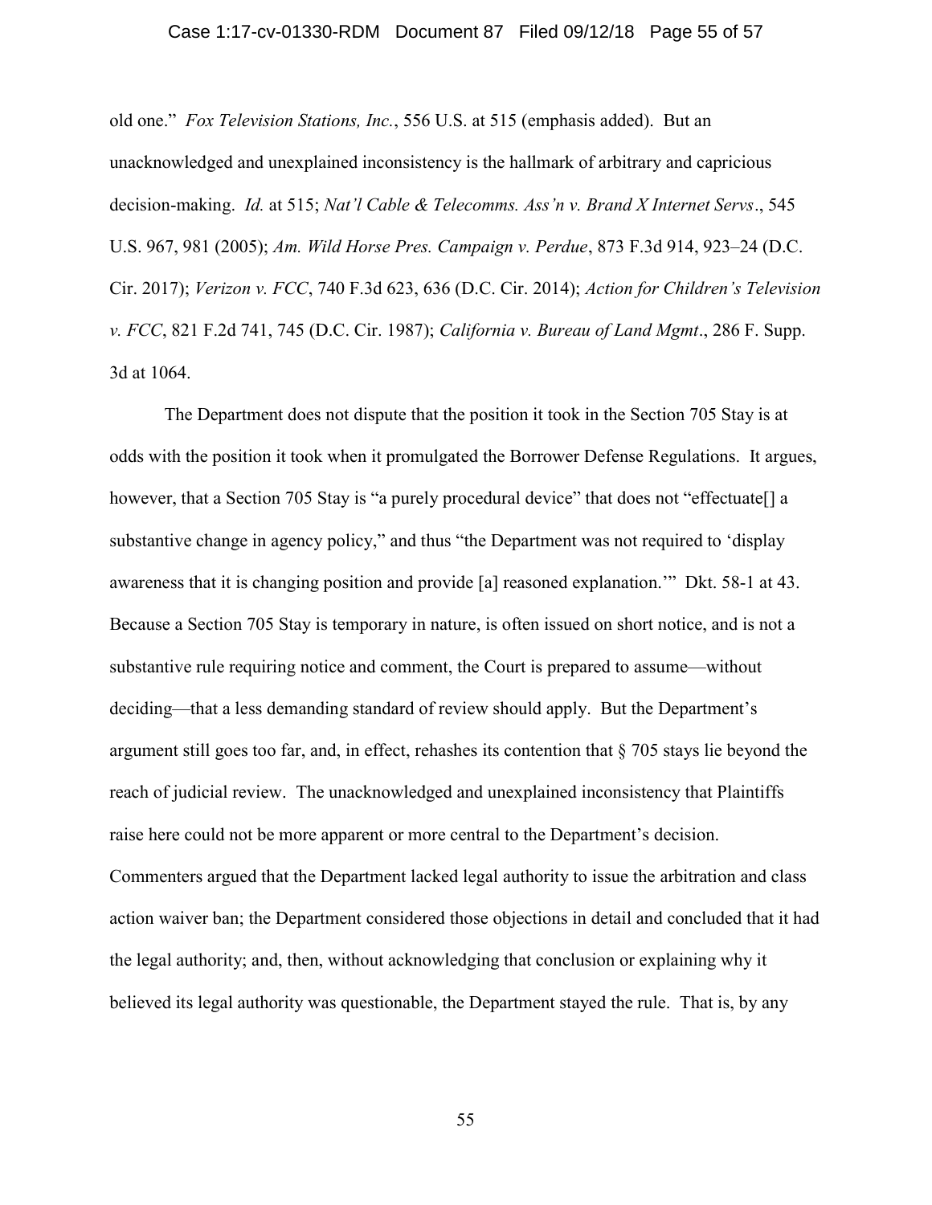old one." *Fox Television Stations, Inc.*, 556 U.S. at 515 (emphasis added). But an unacknowledged and unexplained inconsistency is the hallmark of arbitrary and capricious decision-making. *Id.* at 515; *Nat'l Cable & Telecomms. Ass'n v. Brand X Internet Servs*., 545 U.S. 967, 981 (2005); *Am. Wild Horse Pres. Campaign v. Perdue*, 873 F.3d 914, 923–24 (D.C. Cir. 2017); *Verizon v. FCC*, 740 F.3d 623, 636 (D.C. Cir. 2014); *Action for Children's Television v. FCC*, 821 F.2d 741, 745 (D.C. Cir. 1987); *California v. Bureau of Land Mgmt*., 286 F. Supp. 3d at 1064.

The Department does not dispute that the position it took in the Section 705 Stay is at odds with the position it took when it promulgated the Borrower Defense Regulations. It argues, however, that a Section 705 Stay is "a purely procedural device" that does not "effectuate[] a substantive change in agency policy," and thus "the Department was not required to 'display awareness that it is changing position and provide [a] reasoned explanation.'" Dkt. 58-1 at 43. Because a Section 705 Stay is temporary in nature, is often issued on short notice, and is not a substantive rule requiring notice and comment, the Court is prepared to assume—without deciding—that a less demanding standard of review should apply. But the Department's argument still goes too far, and, in effect, rehashes its contention that § 705 stays lie beyond the reach of judicial review. The unacknowledged and unexplained inconsistency that Plaintiffs raise here could not be more apparent or more central to the Department's decision. Commenters argued that the Department lacked legal authority to issue the arbitration and class action waiver ban; the Department considered those objections in detail and concluded that it had the legal authority; and, then, without acknowledging that conclusion or explaining why it believed its legal authority was questionable, the Department stayed the rule. That is, by any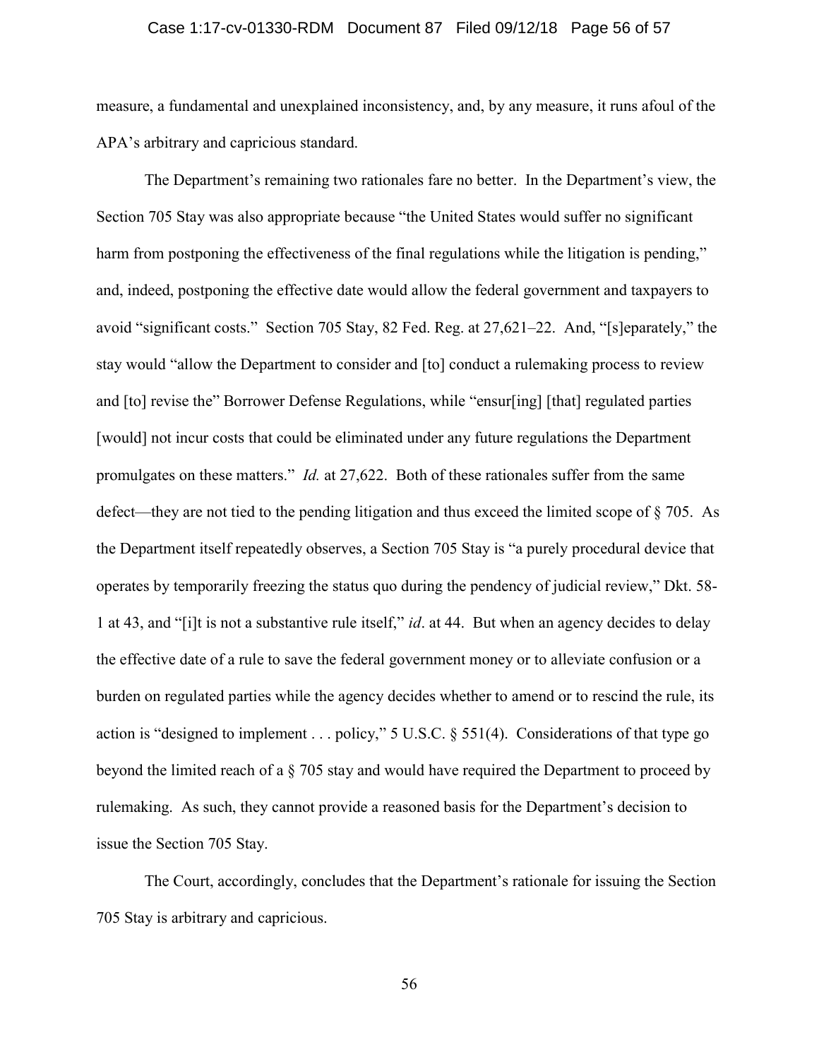measure, a fundamental and unexplained inconsistency, and, by any measure, it runs afoul of the APA's arbitrary and capricious standard.

The Department's remaining two rationales fare no better. In the Department's view, the Section 705 Stay was also appropriate because "the United States would suffer no significant harm from postponing the effectiveness of the final regulations while the litigation is pending," and, indeed, postponing the effective date would allow the federal government and taxpayers to avoid "significant costs." Section 705 Stay, 82 Fed. Reg. at 27,621–22. And, "[s]eparately," the stay would "allow the Department to consider and [to] conduct a rulemaking process to review and [to] revise the" Borrower Defense Regulations, while "ensur[ing] [that] regulated parties [would] not incur costs that could be eliminated under any future regulations the Department promulgates on these matters." *Id.* at 27,622. Both of these rationales suffer from the same defect—they are not tied to the pending litigation and thus exceed the limited scope of § 705. As the Department itself repeatedly observes, a Section 705 Stay is "a purely procedural device that operates by temporarily freezing the status quo during the pendency of judicial review," Dkt. 58-1 at 43, and "[i]t is not a substantive rule itself," *id*. at 44. But when an agency decides to delay the effective date of a rule to save the federal government money or to alleviate confusion or a burden on regulated parties while the agency decides whether to amend or to rescind the rule, its action is "designed to implement . . . policy," 5 U.S.C. § 551(4). Considerations of that type go beyond the limited reach of a § 705 stay and would have required the Department to proceed by rulemaking. As such, they cannot provide a reasoned basis for the Department's decision to issue the Section 705 Stay.

The Court, accordingly, concludes that the Department's rationale for issuing the Section 705 Stay is arbitrary and capricious.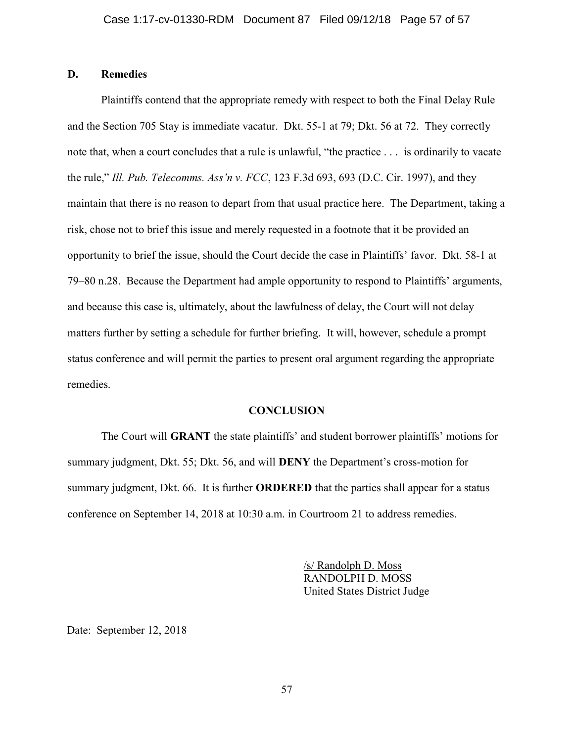### D. Remedies

Plaintiffs contend that the appropriate remedy with respect to both the Final Delay Rule and the Section 705 Stay is immediate vacatur. Dkt. 55-1 at 79; Dkt. 56 at 72. They correctly note that, when a court concludes that a rule is unlawful, "the practice . . . is ordinarily to vacate the rule," *Ill. Pub. Telecomms. Ass'n v. FCC*, 123 F.3d 693, 693 (D.C. Cir. 1997), and they maintain that there is no reason to depart from that usual practice here. The Department, taking a risk, chose not to brief this issue and merely requested in a footnote that it be provided an opportunity to brief the issue, should the Court decide the case in Plaintiffs' favor. Dkt. 58-1 at 79–80 n.28. Because the Department had ample opportunity to respond to Plaintiffs' arguments, and because this case is, ultimately, about the lawfulness of delay, the Court will not delay matters further by setting a schedule for further briefing. It will, however, schedule a prompt status conference and will permit the parties to present oral argument regarding the appropriate remedies.

## CONCLUSION

The Court will **GRANT** the state plaintiffs' and student borrower plaintiffs' motions for summary judgment, Dkt. 55; Dkt. 56, and will **DENY** the Department's cross-motion for summary judgment, Dkt. 66. It is further **ORDERED** that the parties shall appear for a status conference on September 14, 2018 at 10:30 a.m. in Courtroom 21 to address remedies.

/s/ Randolph D. Moss
RANDOLPH D. MOSS
United States District Judge

Date: September 12, 2018